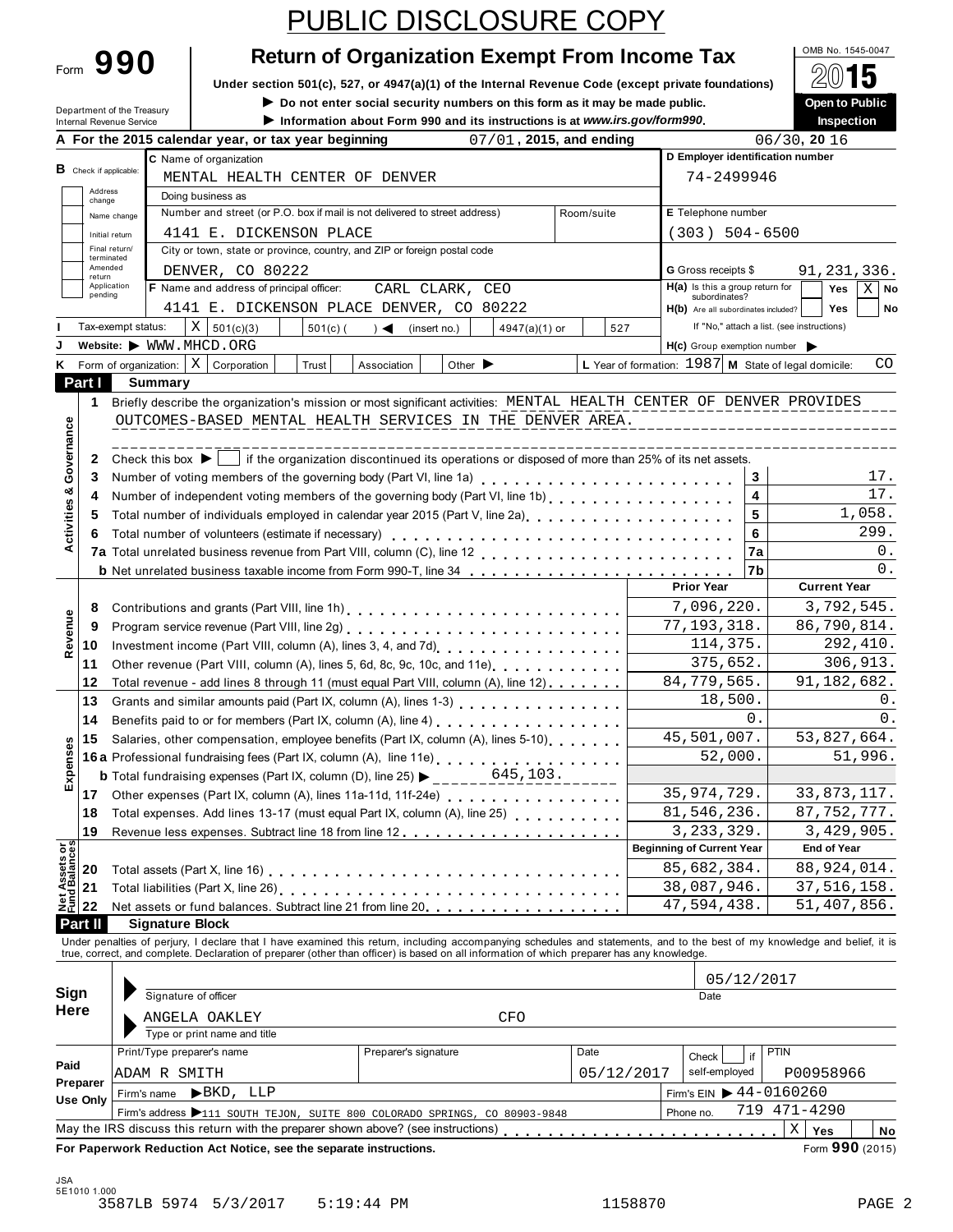# PUBLIC DISCLOSURE COPY

Form **990**

## Return of Organization Exempt From Income Tax

**Under section 501(c), 527, or 4947(a)(1) of the Internal Revenue Code (except private foundations)**

▶ Do not enter social security numbers on this form as it may be made public.

▶ Information about Form 990 and its instructions is at *www.irs.gov/form990*.

Department of the Treasury
Internal Revenue Service

OMB No. 1545-0047

**2015**

**Open to Public Inspection**

**A** For the 2015 calendar year, or tax year beginning 07/01, 2015, and ending 06/30, 2016

**B** Check if applicable: Address change / Name change / Initial return / Final return/terminated / Amended return / Application pending

**C** Name of organization: MENTAL HEALTH CENTER OF DENVER

Doing business as

Number and street (or P.O. box if mail is not delivered to street address): 4141 E. DICKENSON PLACE — Room/suite

City or town, state or province, country, and ZIP or foreign postal code: DENVER, CO 80222

**D** Employer identification number: 74-2499946

**E** Telephone number: (303) 504-6500

**G** Gross receipts $ 91,231,336.

**F** Name and address of principal officer: CARL CLARK, CEO, 4141 E. DICKENSON PLACE DENVER, CO 80222

**H(a)** Is this a group return for subordinates? Yes [ ] No [X]

**H(b)** Are all subordinates included? Yes [ ] No [ ]
If "No," attach a list. (see instructions)

**I** Tax-exempt status: [X] 501(c)(3) [ ] 501(c) ( ) ◀ (insert no.) [ ] 4947(a)(1) or [ ] 527

**J** Website: ▶ WWW.MHCD.ORG

**H(c)** Group exemption number ▶

**K** Form of organization: [X] Corporation [ ] Trust [ ] Association [ ] Other ▶

**L** Year of formation: 1987 **M** State of legal domicile: CO

## Part I Summary

**Activities & Governance**

1. Briefly describe the organization's mission or most significant activities: MENTAL HEALTH CENTER OF DENVER PROVIDES OUTCOMES-BASED MENTAL HEALTH SERVICES IN THE DENVER AREA.

2. Check this box ▶ [ ] if the organization discontinued its operations or disposed of more than 25% of its net assets.

| Line | Description | No. | Value |
|---|---|---|---|
| 3 | Number of voting members of the governing body (Part VI, line 1a) | 3 | 17. |
| 4 | Number of independent voting members of the governing body (Part VI, line 1b) | 4 | 17. |
| 5 | Total number of individuals employed in calendar year 2015 (Part V, line 2a) | 5 | 1,058. |
| 6 | Total number of volunteers (estimate if necessary) | 6 | 299. |
| 7a | Total unrelated business revenue from Part VIII, column (C), line 12 | 7a | 0. |
| b | Net unrelated business taxable income from Form 990-T, line 34 | 7b | 0. |

| | Line | Description | Prior Year | Current Year |
|---|---|---|---|---|
| Revenue | 8 | Contributions and grants (Part VIII, line 1h) | 7,096,220. | 3,792,545. |
| | 9 | Program service revenue (Part VIII, line 2g) | 77,193,318. | 86,790,814. |
| | 10 | Investment income (Part VIII, column (A), lines 3, 4, and 7d) | 114,375. | 292,410. |
| | 11 | Other revenue (Part VIII, column (A), lines 5, 6d, 8c, 9c, 10c, and 11e) | 375,652. | 306,913. |
| | 12 | Total revenue - add lines 8 through 11 (must equal Part VIII, column (A), line 12) | 84,779,565. | 91,182,682. |
| Expenses | 13 | Grants and similar amounts paid (Part IX, column (A), lines 1-3) | 18,500. | 0. |
| | 14 | Benefits paid to or for members (Part IX, column (A), line 4) | 0. | 0. |
| | 15 | Salaries, other compensation, employee benefits (Part IX, column (A), lines 5-10) | 45,501,007. | 53,827,664. |
| | 16a | Professional fundraising fees (Part IX, column (A), line 11e) | 52,000. | 51,996. |
| | b | Total fundraising expenses (Part IX, column (D), line 25) ▶ 645,103. | | |
| | 17 | Other expenses (Part IX, column (A), lines 11a-11d, 11f-24e) | 35,974,729. | 33,873,117. |
| | 18 | Total expenses. Add lines 13-17 (must equal Part IX, column (A), line 25) | 81,546,236. | 87,752,777. |
| | 19 | Revenue less expenses. Subtract line 18 from line 12 | 3,233,329. | 3,429,905. |

| | Line | Description | Beginning of Current Year | End of Year |
|---|---|---|---|---|
| Net Assets or Fund Balances | 20 | Total assets (Part X, line 16) | 85,682,384. | 88,924,014. |
| | 21 | Total liabilities (Part X, line 26) | 38,087,946. | 37,516,158. |
| | 22 | Net assets or fund balances. Subtract line 21 from line 20 | 47,594,438. | 51,407,856. |

## Part II Signature Block

Under penalties of perjury, I declare that I have examined this return, including accompanying schedules and statements, and to the best of my knowledge and belief, it is true, correct, and complete. Declaration of preparer (other than officer) is based on all information of which preparer has any knowledge.

**Sign Here**

Signature of officer — Date: 05/12/2017

ANGELA OAKLEY — CFO
Type or print name and title

**Paid Preparer Use Only**

| Print/Type preparer's name | Preparer's signature | Date | Check if self-employed | PTIN |
|---|---|---|---|---|
| ADAM R SMITH | | 05/12/2017 | [ ] | P00958966 |

Firm's name ▶ BKD, LLP — Firm's EIN ▶ 44-0160260

Firm's address ▶ 111 SOUTH TEJON, SUITE 800 COLORADO SPRINGS, CO 80903-9848 — Phone no. 719 471-4290

May the IRS discuss this return with the preparer shown above? (see instructions) [X] Yes [ ] No

**For Paperwork Reduction Act Notice, see the separate instructions.** Form **990** (2015)

JSA
5E1010 1.000
3587LB 5974 5/3/2017 5:19:44 PM 1158870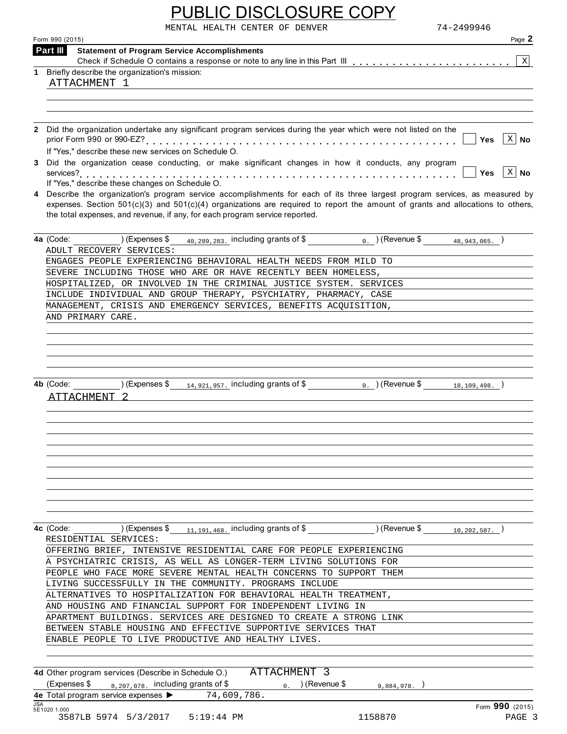# PUBLIC DISCLOSURE COPY

MENTAL HEALTH CENTER OF DENVER 74-2499946

Form 990 (2015) Page **2**

**Part III** **Statement of Program Service Accomplishments**

Check if Schedule O contains a response or note to any line in this Part III . . . . . . . . . . . . . . . . . . . . . . . [X]

**1** Briefly describe the organization's mission:

ATTACHMENT 1

**2** Did the organization undertake any significant program services during the year which were not listed on the prior Form 990 or 990-EZ? . . . . . . . . . . . . . . . . . . . . . . . . . . . . . . . . . . . . . . . . . . . . [ ] Yes [X] No

If "Yes," describe these new services on Schedule O.

**3** Did the organization cease conducting, or make significant changes in how it conducts, any program services? . . . . . . . . . . . . . . . . . . . . . . . . . . . . . . . . . . . . . . . . . . . . . . . . . . . . . [ ] Yes [X] No

If "Yes," describe these changes on Schedule O.

**4** Describe the organization's program service accomplishments for each of its three largest program services, as measured by expenses. Section 501(c)(3) and 501(c)(4) organizations are required to report the amount of grants and allocations to others, the total expenses, and revenue, if any, for each program service reported.

**4a** (Code: ) (Expenses $ 40,289,283. including grants of $ 0. ) (Revenue $ 48,943,065. )

ADULT RECOVERY SERVICES:
ENGAGES PEOPLE EXPERIENCING BEHAVIORAL HEALTH NEEDS FROM MILD TO SEVERE INCLUDING THOSE WHO ARE OR HAVE RECENTLY BEEN HOMELESS, HOSPITALIZED, OR INVOLVED IN THE CRIMINAL JUSTICE SYSTEM. SERVICES INCLUDE INDIVIDUAL AND GROUP THERAPY, PSYCHIATRY, PHARMACY, CASE MANAGEMENT, CRISIS AND EMERGENCY SERVICES, BENEFITS ACQUISITION, AND PRIMARY CARE.

**4b** (Code: ) (Expenses $ 14,921,957. including grants of $ 0. ) (Revenue $ 18,109,498. )

ATTACHMENT 2

**4c** (Code: ) (Expenses $ 11,191,468. including grants of $ ) (Revenue $ 10,202,587. )

RESIDENTIAL SERVICES:
OFFERING BRIEF, INTENSIVE RESIDENTIAL CARE FOR PEOPLE EXPERIENCING A PSYCHIATRIC CRISIS, AS WELL AS LONGER-TERM LIVING SOLUTIONS FOR PEOPLE WHO FACE MORE SEVERE MENTAL HEALTH CONCERNS TO SUPPORT THEM LIVING SUCCESSFULLY IN THE COMMUNITY. PROGRAMS INCLUDE ALTERNATIVES TO HOSPITALIZATION FOR BEHAVIORAL HEALTH TREATMENT, AND HOUSING AND FINANCIAL SUPPORT FOR INDEPENDENT LIVING IN APARTMENT BUILDINGS. SERVICES ARE DESIGNED TO CREATE A STRONG LINK BETWEEN STABLE HOUSING AND EFFECTIVE SUPPORTIVE SERVICES THAT ENABLE PEOPLE TO LIVE PRODUCTIVE AND HEALTHY LIVES.

**4d** Other program services (Describe in Schedule O.) ATTACHMENT 3

(Expenses $ 8,207,078. including grants of $ 0. ) (Revenue $ 9,884,978. )

**4e** Total program service expenses ► 74,609,786.

JSA 5E1020 1.000 Form **990** (2015)

3587LB 5974 5/3/2017 5:19:44 PM 1158870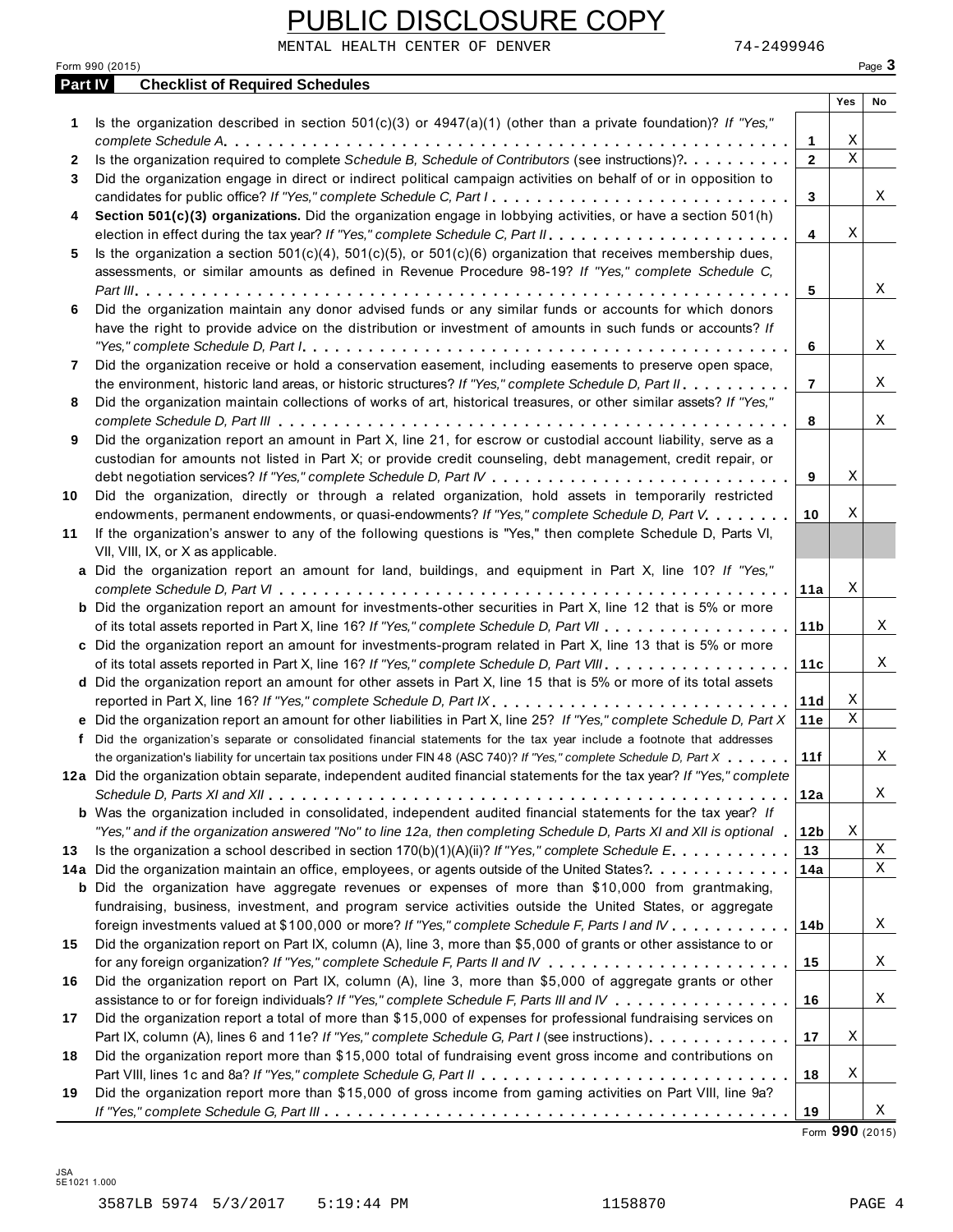# PUBLIC DISCLOSURE COPY

MENTAL HEALTH CENTER OF DENVER 74-2499946

Form 990 (2015) Page **3**

## Part IV Checklist of Required Schedules

| | | | Yes | No |
|---|---|---|---|---|
| **1** | Is the organization described in section 501(c)(3) or 4947(a)(1) (other than a private foundation)? *If "Yes," complete Schedule A* | **1** | X | |
| **2** | Is the organization required to complete *Schedule B, Schedule of Contributors* (see instructions)? | **2** | X | |
| **3** | Did the organization engage in direct or indirect political campaign activities on behalf of or in opposition to candidates for public office? *If "Yes," complete Schedule C, Part I* | **3** | | X |
| **4** | **Section 501(c)(3) organizations.** Did the organization engage in lobbying activities, or have a section 501(h) election in effect during the tax year? *If "Yes," complete Schedule C, Part II* | **4** | X | |
| **5** | Is the organization a section 501(c)(4), 501(c)(5), or 501(c)(6) organization that receives membership dues, assessments, or similar amounts as defined in Revenue Procedure 98-19? *If "Yes," complete Schedule C, Part III* | **5** | | X |
| **6** | Did the organization maintain any donor advised funds or any similar funds or accounts for which donors have the right to provide advice on the distribution or investment of amounts in such funds or accounts? *If "Yes," complete Schedule D, Part I* | **6** | | X |
| **7** | Did the organization receive or hold a conservation easement, including easements to preserve open space, the environment, historic land areas, or historic structures? *If "Yes," complete Schedule D, Part II* | **7** | | X |
| **8** | Did the organization maintain collections of works of art, historical treasures, or other similar assets? *If "Yes," complete Schedule D, Part III* | **8** | | X |
| **9** | Did the organization report an amount in Part X, line 21, for escrow or custodial account liability, serve as a custodian for amounts not listed in Part X; or provide credit counseling, debt management, credit repair, or debt negotiation services? *If "Yes," complete Schedule D, Part IV* | **9** | X | |
| **10** | Did the organization, directly or through a related organization, hold assets in temporarily restricted endowments, permanent endowments, or quasi-endowments? *If "Yes," complete Schedule D, Part V* | **10** | X | |
| **11** | If the organization's answer to any of the following questions is "Yes," then complete Schedule D, Parts VI, VII, VIII, IX, or X as applicable. | | | |
| **a** | Did the organization report an amount for land, buildings, and equipment in Part X, line 10? *If "Yes," complete Schedule D, Part VI* | **11a** | X | |
| **b** | Did the organization report an amount for investments-other securities in Part X, line 12 that is 5% or more of its total assets reported in Part X, line 16? *If "Yes," complete Schedule D, Part VII* | **11b** | | X |
| **c** | Did the organization report an amount for investments-program related in Part X, line 13 that is 5% or more of its total assets reported in Part X, line 16? *If "Yes," complete Schedule D, Part VIII* | **11c** | | X |
| **d** | Did the organization report an amount for other assets in Part X, line 15 that is 5% or more of its total assets reported in Part X, line 16? *If "Yes," complete Schedule D, Part IX* | **11d** | X | |
| **e** | Did the organization report an amount for other liabilities in Part X, line 25? *If "Yes," complete Schedule D, Part X* | **11e** | X | |
| **f** | Did the organization's separate or consolidated financial statements for the tax year include a footnote that addresses the organization's liability for uncertain tax positions under FIN 48 (ASC 740)? *If "Yes," complete Schedule D, Part X* | **11f** | | X |
| **12a** | Did the organization obtain separate, independent audited financial statements for the tax year? *If "Yes," complete Schedule D, Parts XI and XII* | **12a** | | X |
| **b** | Was the organization included in consolidated, independent audited financial statements for the tax year? *If "Yes," and if the organization answered "No" to line 12a, then completing Schedule D, Parts XI and XII is optional* | **12b** | X | |
| **13** | Is the organization a school described in section 170(b)(1)(A)(ii)? *If "Yes," complete Schedule E* | **13** | | X |
| **14a** | Did the organization maintain an office, employees, or agents outside of the United States? | **14a** | | X |
| **b** | Did the organization have aggregate revenues or expenses of more than $10,000 from grantmaking, fundraising, business, investment, and program service activities outside the United States, or aggregate foreign investments valued at $100,000 or more? *If "Yes," complete Schedule F, Parts I and IV* | **14b** | | X |
| **15** | Did the organization report on Part IX, column (A), line 3, more than $5,000 of grants or other assistance to or for any foreign organization? *If "Yes," complete Schedule F, Parts II and IV* | **15** | | X |
| **16** | Did the organization report on Part IX, column (A), line 3, more than $5,000 of aggregate grants or other assistance to or for foreign individuals? *If "Yes," complete Schedule F, Parts III and IV* | **16** | | X |
| **17** | Did the organization report a total of more than $15,000 of expenses for professional fundraising services on Part IX, column (A), lines 6 and 11e? *If "Yes," complete Schedule G, Part I* (see instructions) | **17** | X | |
| **18** | Did the organization report more than $15,000 total of fundraising event gross income and contributions on Part VIII, lines 1c and 8a? *If "Yes," complete Schedule G, Part II* | **18** | X | |
| **19** | Did the organization report more than $15,000 of gross income from gaming activities on Part VIII, line 9a? *If "Yes," complete Schedule G, Part III* | **19** | | X |

Form **990** (2015)

JSA
5E1021 1.000

3587LB 5974 5/3/2017 5:19:44 PM 1158870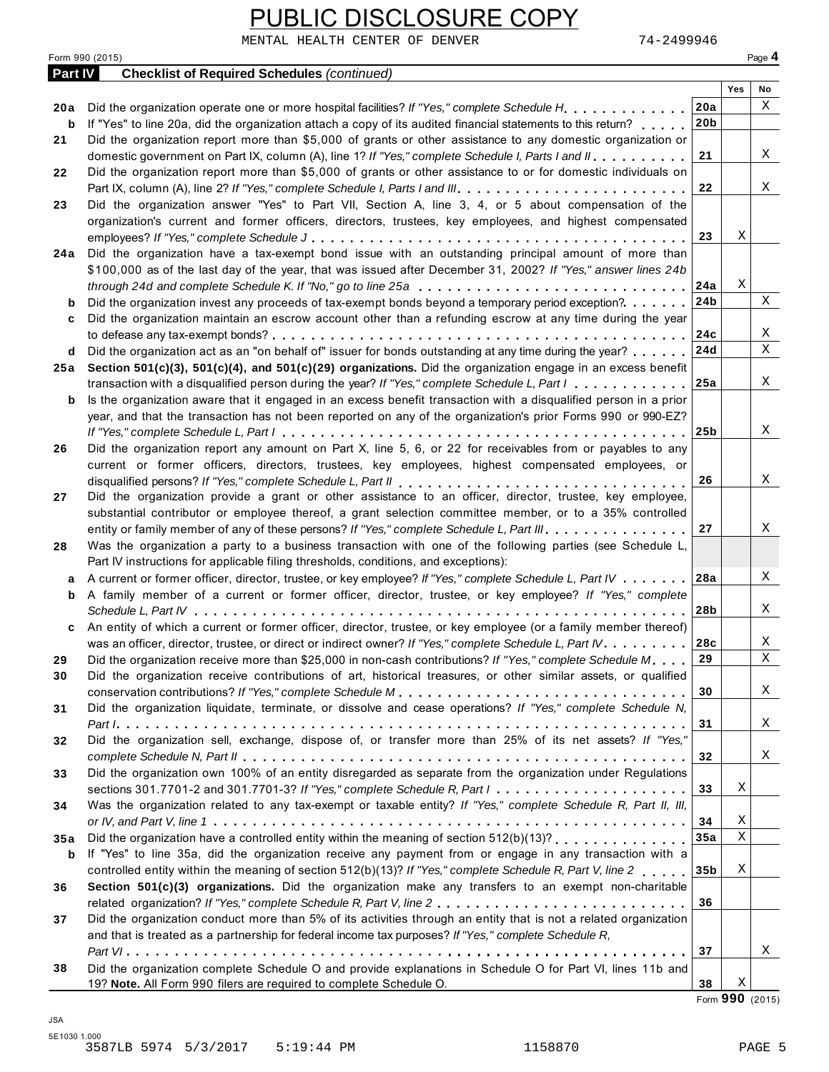# PUBLIC DISCLOSURE COPY

MENTAL HEALTH CENTER OF DENVER 74-2499946

Form 990 (2015)

**Part IV** **Checklist of Required Schedules** *(continued)*

| | | | Yes | No |
|---|---|---|---|---|
| **20a** | Did the organization operate one or more hospital facilities? *If "Yes," complete Schedule H* | **20a** | | X |
| **b** | If "Yes" to line 20a, did the organization attach a copy of its audited financial statements to this return? | **20b** | | |
| **21** | Did the organization report more than $5,000 of grants or other assistance to any domestic organization or domestic government on Part IX, column (A), line 1? *If "Yes," complete Schedule I, Parts I and II* | **21** | | X |
| **22** | Did the organization report more than $5,000 of grants or other assistance to or for domestic individuals on Part IX, column (A), line 2? *If "Yes," complete Schedule I, Parts I and III* | **22** | | X |
| **23** | Did the organization answer "Yes" to Part VII, Section A, line 3, 4, or 5 about compensation of the organization's current and former officers, directors, trustees, key employees, and highest compensated employees? *If "Yes," complete Schedule J* | **23** | X | |
| **24a** | Did the organization have a tax-exempt bond issue with an outstanding principal amount of more than $100,000 as of the last day of the year, that was issued after December 31, 2002? *If "Yes," answer lines 24b through 24d and complete Schedule K. If "No," go to line 25a* | **24a** | X | |
| **b** | Did the organization invest any proceeds of tax-exempt bonds beyond a temporary period exception? | **24b** | | X |
| **c** | Did the organization maintain an escrow account other than a refunding escrow at any time during the year to defease any tax-exempt bonds? | **24c** | | X |
| **d** | Did the organization act as an "on behalf of" issuer for bonds outstanding at any time during the year? | **24d** | | X |
| **25a** | **Section 501(c)(3), 501(c)(4), and 501(c)(29) organizations.** Did the organization engage in an excess benefit transaction with a disqualified person during the year? *If "Yes," complete Schedule L, Part I* | **25a** | | X |
| **b** | Is the organization aware that it engaged in an excess benefit transaction with a disqualified person in a prior year, and that the transaction has not been reported on any of the organization's prior Forms 990 or 990-EZ? *If "Yes," complete Schedule L, Part I* | **25b** | | X |
| **26** | Did the organization report any amount on Part X, line 5, 6, or 22 for receivables from or payables to any current or former officers, directors, trustees, key employees, highest compensated employees, or disqualified persons? *If "Yes," complete Schedule L, Part II* | **26** | | X |
| **27** | Did the organization provide a grant or other assistance to an officer, director, trustee, key employee, substantial contributor or employee thereof, a grant selection committee member, or to a 35% controlled entity or family member of any of these persons? *If "Yes," complete Schedule L, Part III* | **27** | | X |
| **28** | Was the organization a party to a business transaction with one of the following parties (see Schedule L, Part IV instructions for applicable filing thresholds, conditions, and exceptions): | | | |
| **a** | A current or former officer, director, trustee, or key employee? *If "Yes," complete Schedule L, Part IV* | **28a** | | X |
| **b** | A family member of a current or former officer, director, trustee, or key employee? *If "Yes," complete Schedule L, Part IV* | **28b** | | X |
| **c** | An entity of which a current or former officer, director, trustee, or key employee (or a family member thereof) was an officer, director, trustee, or direct or indirect owner? *If "Yes," complete Schedule L, Part IV* | **28c** | | X |
| **29** | Did the organization receive more than $25,000 in non-cash contributions? *If "Yes," complete Schedule M* | **29** | | X |
| **30** | Did the organization receive contributions of art, historical treasures, or other similar assets, or qualified conservation contributions? *If "Yes," complete Schedule M* | **30** | | X |
| **31** | Did the organization liquidate, terminate, or dissolve and cease operations? *If "Yes," complete Schedule N, Part I* | **31** | | X |
| **32** | Did the organization sell, exchange, dispose of, or transfer more than 25% of its net assets? *If "Yes," complete Schedule N, Part II* | **32** | | X |
| **33** | Did the organization own 100% of an entity disregarded as separate from the organization under Regulations sections 301.7701-2 and 301.7701-3? *If "Yes," complete Schedule R, Part I* | **33** | X | |
| **34** | Was the organization related to any tax-exempt or taxable entity? *If "Yes," complete Schedule R, Part II, III, or IV, and Part V, line 1* | **34** | X | |
| **35a** | Did the organization have a controlled entity within the meaning of section 512(b)(13)? | **35a** | X | |
| **b** | If "Yes" to line 35a, did the organization receive any payment from or engage in any transaction with a controlled entity within the meaning of section 512(b)(13)? *If "Yes," complete Schedule R, Part V, line 2* | **35b** | X | |
| **36** | **Section 501(c)(3) organizations.** Did the organization make any transfers to an exempt non-charitable related organization? *If "Yes," complete Schedule R, Part V, line 2* | **36** | | |
| **37** | Did the organization conduct more than 5% of its activities through an entity that is not a related organization and that is treated as a partnership for federal income tax purposes? *If "Yes," complete Schedule R, Part VI* | **37** | | X |
| **38** | Did the organization complete Schedule O and provide explanations in Schedule O for Part VI, lines 11b and 19? **Note.** All Form 990 filers are required to complete Schedule O. | **38** | X | |

Form **990** (2015)

JSA
5E1030 1.000
3587LB 5974 5/3/2017 5:19:44 PM 1158870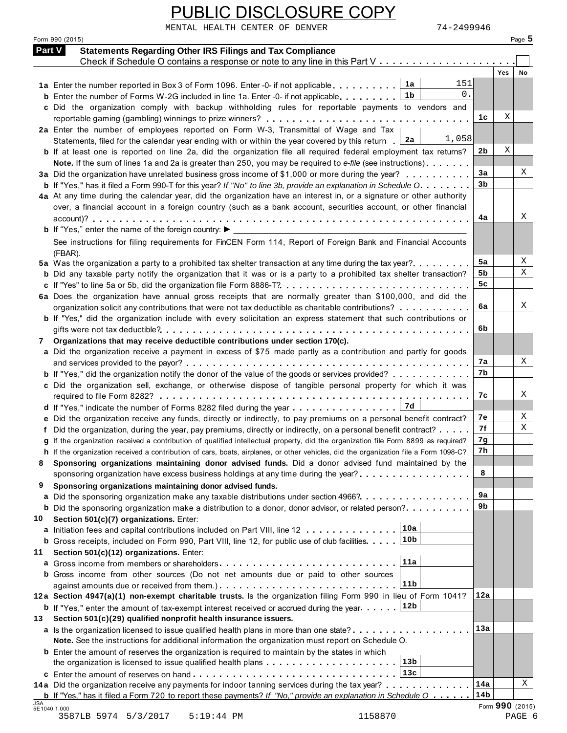# PUBLIC DISCLOSURE COPY

MENTAL HEALTH CENTER OF DENVER 74-2499946

Form 990 (2015) Page 5

**Part V Statements Regarding Other IRS Filings and Tax Compliance**

Check if Schedule O contains a response or note to any line in this Part V . . . . . . . . . . . . . . . . . . . . ☐

| | | | | Yes | No |
|---|---|---|---|---|---|
| **1a** | Enter the number reported in Box 3 of Form 1096. Enter -0- if not applicable | 1a | 151 | | |
| **b** | Enter the number of Forms W-2G included in line 1a. Enter -0- if not applicable | 1b | 0. | | |
| **c** | Did the organization comply with backup withholding rules for reportable payments to vendors and reportable gaming (gambling) winnings to prize winners? | | | 1c X | |
| **2a** | Enter the number of employees reported on Form W-3, Transmittal of Wage and Tax Statements, filed for the calendar year ending with or within the year covered by this return | 2a | 1,058 | | |
| **b** | If at least one is reported on line 2a, did the organization file all required federal employment tax returns? | | | 2b X | |
| | **Note.** If the sum of lines 1a and 2a is greater than 250, you may be required to *e-file* (see instructions) | | | | |
| **3a** | Did the organization have unrelated business gross income of $1,000 or more during the year? | | | 3a | X |
| **b** | If "Yes," has it filed a Form 990-T for this year? *If "No" to line 3b, provide an explanation in Schedule O* | | | 3b | |
| **4a** | At any time during the calendar year, did the organization have an interest in, or a signature or other authority over, a financial account in a foreign country (such as a bank account, securities account, or other financial account)? | | | 4a | X |
| **b** | If "Yes," enter the name of the foreign country: ► | | | | |
| | See instructions for filing requirements for FinCEN Form 114, Report of Foreign Bank and Financial Accounts (FBAR). | | | | |
| **5a** | Was the organization a party to a prohibited tax shelter transaction at any time during the tax year? | | | 5a | X |
| **b** | Did any taxable party notify the organization that it was or is a party to a prohibited tax shelter transaction? | | | 5b | X |
| **c** | If "Yes" to line 5a or 5b, did the organization file Form 8886-T? | | | 5c | |
| **6a** | Does the organization have annual gross receipts that are normally greater than $100,000, and did the organization solicit any contributions that were not tax deductible as charitable contributions? | | | 6a | X |
| **b** | If "Yes," did the organization include with every solicitation an express statement that such contributions or gifts were not tax deductible? | | | 6b | |
| **7** | **Organizations that may receive deductible contributions under section 170(c).** | | | | |
| **a** | Did the organization receive a payment in excess of $75 made partly as a contribution and partly for goods and services provided to the payor? | | | 7a | X |
| **b** | If "Yes," did the organization notify the donor of the value of the goods or services provided? | | | 7b | |
| **c** | Did the organization sell, exchange, or otherwise dispose of tangible personal property for which it was required to file Form 8282? | | | 7c | X |
| **d** | If "Yes," indicate the number of Forms 8282 filed during the year | 7d | | | |
| **e** | Did the organization receive any funds, directly or indirectly, to pay premiums on a personal benefit contract? | | | 7e | X |
| **f** | Did the organization, during the year, pay premiums, directly or indirectly, on a personal benefit contract? | | | 7f | X |
| **g** | If the organization received a contribution of qualified intellectual property, did the organization file Form 8899 as required? | | | 7g | |
| **h** | If the organization received a contribution of cars, boats, airplanes, or other vehicles, did the organization file a Form 1098-C? | | | 7h | |
| **8** | **Sponsoring organizations maintaining donor advised funds.** Did a donor advised fund maintained by the sponsoring organization have excess business holdings at any time during the year? | | | 8 | |
| **9** | **Sponsoring organizations maintaining donor advised funds.** | | | | |
| **a** | Did the sponsoring organization make any taxable distributions under section 4966? | | | 9a | |
| **b** | Did the sponsoring organization make a distribution to a donor, donor advisor, or related person? | | | 9b | |
| **10** | **Section 501(c)(7) organizations.** Enter: | | | | |
| **a** | Initiation fees and capital contributions included on Part VIII, line 12 | 10a | | | |
| **b** | Gross receipts, included on Form 990, Part VIII, line 12, for public use of club facilities | 10b | | | |
| **11** | **Section 501(c)(12) organizations.** Enter: | | | | |
| **a** | Gross income from members or shareholders | 11a | | | |
| **b** | Gross income from other sources (Do not net amounts due or paid to other sources against amounts due or received from them.) | 11b | | | |
| **12a** | **Section 4947(a)(1) non-exempt charitable trusts.** Is the organization filing Form 990 in lieu of Form 1041? | | | 12a | |
| **b** | If "Yes," enter the amount of tax-exempt interest received or accrued during the year | 12b | | | |
| **13** | **Section 501(c)(29) qualified nonprofit health insurance issuers.** | | | | |
| **a** | Is the organization licensed to issue qualified health plans in more than one state? | | | 13a | |
| | **Note.** See the instructions for additional information the organization must report on Schedule O. | | | | |
| **b** | Enter the amount of reserves the organization is required to maintain by the states in which the organization is licensed to issue qualified health plans | 13b | | | |
| **c** | Enter the amount of reserves on hand | 13c | | | |
| **14a** | Did the organization receive any payments for indoor tanning services during the tax year? | | | 14a | X |
| **b** | If "Yes," has it filed a Form 720 to report these payments? *If "No," provide an explanation in Schedule O* | | | 14b | |

JSA 5E1040 1.000

Form **990** (2015)

3587LB 5974 5/3/2017 5:19:44 PM 1158870 PAGE 6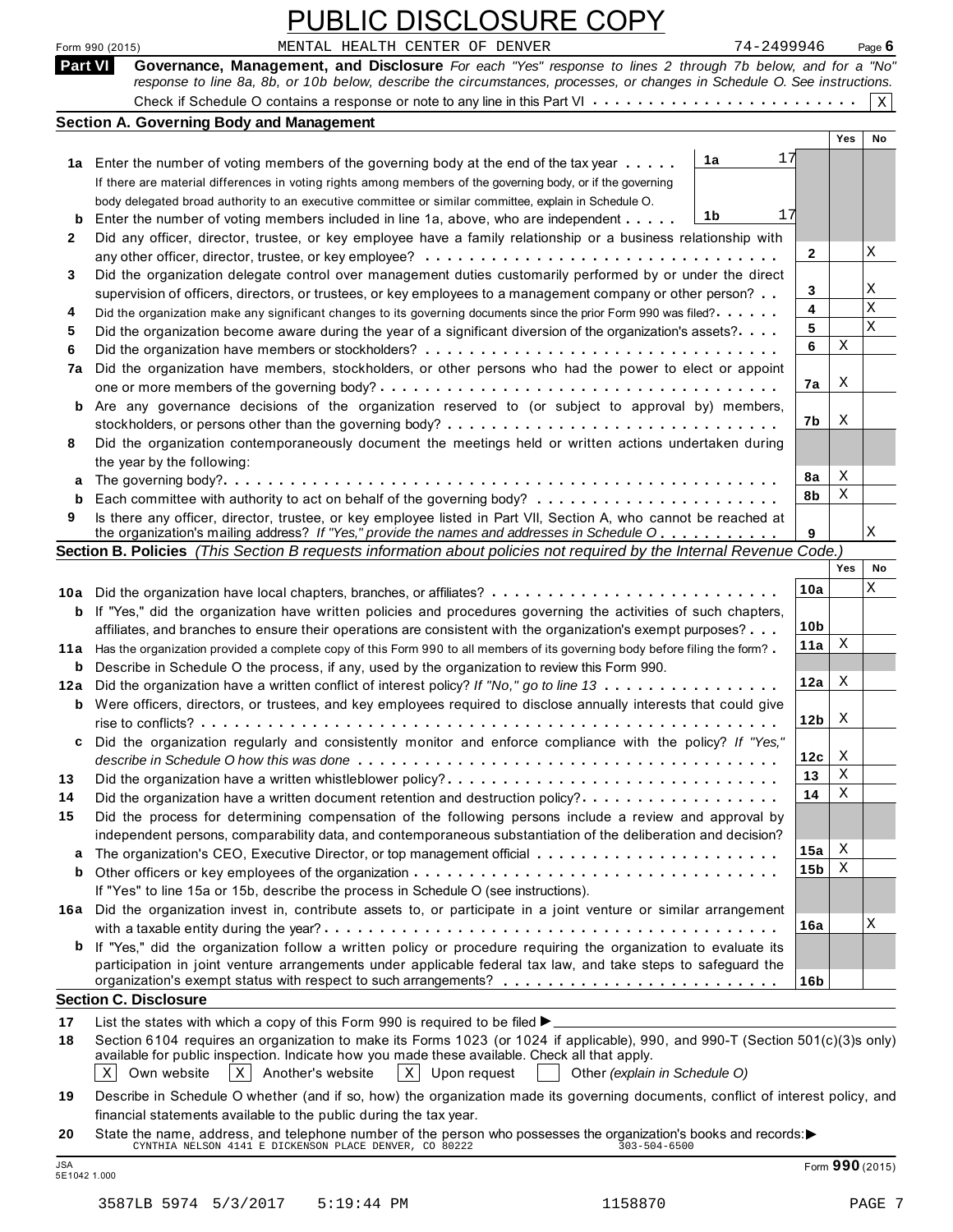# PUBLIC DISCLOSURE COPY

Form 990 (2015) MENTAL HEALTH CENTER OF DENVER 74-2499946 Page **6**

**Part VI** **Governance, Management, and Disclosure** *For each "Yes" response to lines 2 through 7b below, and for a "No" response to line 8a, 8b, or 10b below, describe the circumstances, processes, or changes in Schedule O. See instructions.*

Check if Schedule O contains a response or note to any line in this Part VI . . . . . . . . . . . . . . . . . . . . . . . . [X]

## Section A. Governing Body and Management

| | | | | Yes | No |
|---|---|---|---|---|---|
| **1a** | Enter the number of voting members of the governing body at the end of the tax year . . . . . If there are material differences in voting rights among members of the governing body, or if the governing body delegated broad authority to an executive committee or similar committee, explain in Schedule O. | 1a: 17 | | | |
| **b** | Enter the number of voting members included in line 1a, above, who are independent . . . . . | 1b: 17 | | | |
| **2** | Did any officer, director, trustee, or key employee have a family relationship or a business relationship with any other officer, director, trustee, or key employee? | | 2 | | X |
| **3** | Did the organization delegate control over management duties customarily performed by or under the direct supervision of officers, directors, or trustees, or key employees to a management company or other person? | | 3 | | X |
| **4** | Did the organization make any significant changes to its governing documents since the prior Form 990 was filed? | | 4 | | X |
| **5** | Did the organization become aware during the year of a significant diversion of the organization's assets? | | 5 | | X |
| **6** | Did the organization have members or stockholders? | | 6 | X | |
| **7a** | Did the organization have members, stockholders, or other persons who had the power to elect or appoint one or more members of the governing body? | | 7a | X | |
| **b** | Are any governance decisions of the organization reserved to (or subject to approval by) members, stockholders, or persons other than the governing body? | | 7b | X | |
| **8** | Did the organization contemporaneously document the meetings held or written actions undertaken during the year by the following: | | | | |
| **a** | The governing body? | | 8a | X | |
| **b** | Each committee with authority to act on behalf of the governing body? | | 8b | X | |
| **9** | Is there any officer, director, trustee, or key employee listed in Part VII, Section A, who cannot be reached at the organization's mailing address? *If "Yes," provide the names and addresses in Schedule O* | | 9 | | X |

## Section B. Policies *(This Section B requests information about policies not required by the Internal Revenue Code.)*

| | | | Yes | No |
|---|---|---|---|---|
| **10a** | Did the organization have local chapters, branches, or affiliates? | 10a | | X |
| **b** | If "Yes," did the organization have written policies and procedures governing the activities of such chapters, affiliates, and branches to ensure their operations are consistent with the organization's exempt purposes? | 10b | | |
| **11a** | Has the organization provided a complete copy of this Form 990 to all members of its governing body before filing the form? | 11a | X | |
| **b** | Describe in Schedule O the process, if any, used by the organization to review this Form 990. | | | |
| **12a** | Did the organization have a written conflict of interest policy? *If "No," go to line 13* | 12a | X | |
| **b** | Were officers, directors, or trustees, and key employees required to disclose annually interests that could give rise to conflicts? | 12b | X | |
| **c** | Did the organization regularly and consistently monitor and enforce compliance with the policy? *If "Yes," describe in Schedule O how this was done* | 12c | X | |
| **13** | Did the organization have a written whistleblower policy? | 13 | X | |
| **14** | Did the organization have a written document retention and destruction policy? | 14 | X | |
| **15** | Did the process for determining compensation of the following persons include a review and approval by independent persons, comparability data, and contemporaneous substantiation of the deliberation and decision? | | | |
| **a** | The organization's CEO, Executive Director, or top management official | 15a | X | |
| **b** | Other officers or key employees of the organization. If "Yes" to line 15a or 15b, describe the process in Schedule O (see instructions). | 15b | X | |
| **16a** | Did the organization invest in, contribute assets to, or participate in a joint venture or similar arrangement with a taxable entity during the year? | 16a | | X |
| **b** | If "Yes," did the organization follow a written policy or procedure requiring the organization to evaluate its participation in joint venture arrangements under applicable federal tax law, and take steps to safeguard the organization's exempt status with respect to such arrangements? | 16b | | |

## Section C. Disclosure

**17** List the states with which a copy of this Form 990 is required to be filed ▶

**18** Section 6104 requires an organization to make its Forms 1023 (or 1024 if applicable), 990, and 990-T (Section 501(c)(3)s only) available for public inspection. Indicate how you made these available. Check all that apply.

[X] Own website  [X] Another's website  [X] Upon request  [ ] Other *(explain in Schedule O)*

**19** Describe in Schedule O whether (and if so, how) the organization made its governing documents, conflict of interest policy, and financial statements available to the public during the tax year.

**20** State the name, address, and telephone number of the person who possesses the organization's books and records: ▶
CYNTHIA NELSON 4141 E DICKENSON PLACE DENVER, CO 80222 303-504-6500

JSA
5E1042 1.000

Form **990** (2015)

3587LB 5974 5/3/2017 5:19:44 PM 1158870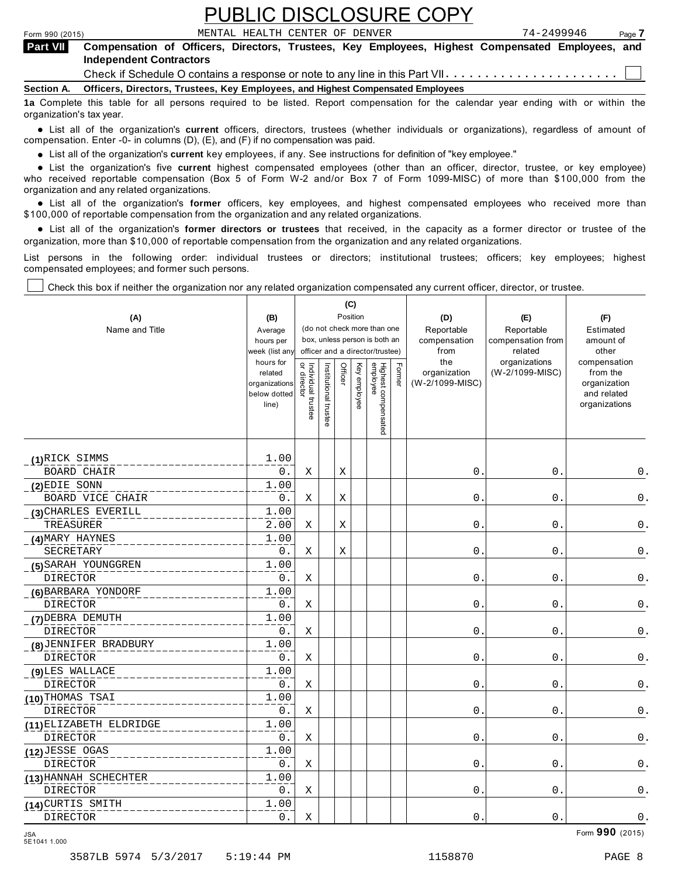# PUBLIC DISCLOSURE COPY

Form 990 (2015) MENTAL HEALTH CENTER OF DENVER 74-2499946 Page **7**

**Part VII Compensation of Officers, Directors, Trustees, Key Employees, Highest Compensated Employees, and Independent Contractors**

Check if Schedule O contains a response or note to any line in this Part VII . . . . . . . . . . . . . . . . . . . . . . ☐

**Section A. Officers, Directors, Trustees, Key Employees, and Highest Compensated Employees**

**1a** Complete this table for all persons required to be listed. Report compensation for the calendar year ending with or within the organization's tax year.

- List all of the organization's **current** officers, directors, trustees (whether individuals or organizations), regardless of amount of compensation. Enter -0- in columns (D), (E), and (F) if no compensation was paid.
- List all of the organization's **current** key employees, if any. See instructions for definition of "key employee."
- List the organization's five **current** highest compensated employees (other than an officer, director, trustee, or key employee) who received reportable compensation (Box 5 of Form W-2 and/or Box 7 of Form 1099-MISC) of more than $100,000 from the organization and any related organizations.
- List all of the organization's **former** officers, key employees, and highest compensated employees who received more than $100,000 of reportable compensation from the organization and any related organizations.
- List all of the organization's **former directors or trustees** that received, in the capacity as a former director or trustee of the organization, more than $10,000 of reportable compensation from the organization and any related organizations.

List persons in the following order: individual trustees or directors; institutional trustees; officers; key employees; highest compensated employees; and former such persons.

☐ Check this box if neither the organization nor any related organization compensated any current officer, director, or trustee.

| (A) Name and Title | (B) Average hours per week (list any hours for related organizations below dotted line) | (C) Position (do not check more than one box, unless person is both an officer and a director/trustee) | | | | | | (D) Reportable compensation from the organization (W-2/1099-MISC) | (E) Reportable compensation from related organizations (W-2/1099-MISC) | (F) Estimated amount of other compensation from the organization and related organizations |
|---|---|---|---|---|---|---|---|---|---|---|
| | | Individual trustee or director | Institutional trustee | Officer | Key employee | Highest compensated employee | Former | | | |
| (1) RICK SIMMS<br>BOARD CHAIR | 1.00<br>0. | X | | X | | | | 0. | 0. | 0. |
| (2) EDIE SONN<br>BOARD VICE CHAIR | 1.00<br>0. | X | | X | | | | 0. | 0. | 0. |
| (3) CHARLES EVERILL<br>TREASURER | 1.00<br>2.00 | X | | X | | | | 0. | 0. | 0. |
| (4) MARY HAYNES<br>SECRETARY | 1.00<br>0. | X | | X | | | | 0. | 0. | 0. |
| (5) SARAH YOUNGGREN<br>DIRECTOR | 1.00<br>0. | X | | | | | | 0. | 0. | 0. |
| (6) BARBARA YONDORF<br>DIRECTOR | 1.00<br>0. | X | | | | | | 0. | 0. | 0. |
| (7) DEBRA DEMUTH<br>DIRECTOR | 1.00<br>0. | X | | | | | | 0. | 0. | 0. |
| (8) JENNIFER BRADBURY<br>DIRECTOR | 1.00<br>0. | X | | | | | | 0. | 0. | 0. |
| (9) LES WALLACE<br>DIRECTOR | 1.00<br>0. | X | | | | | | 0. | 0. | 0. |
| (10) THOMAS TSAI<br>DIRECTOR | 1.00<br>0. | X | | | | | | 0. | 0. | 0. |
| (11) ELIZABETH ELDRIDGE<br>DIRECTOR | 1.00<br>0. | X | | | | | | 0. | 0. | 0. |
| (12) JESSE OGAS<br>DIRECTOR | 1.00<br>0. | X | | | | | | 0. | 0. | 0. |
| (13) HANNAH SCHECHTER<br>DIRECTOR | 1.00<br>0. | X | | | | | | 0. | 0. | 0. |
| (14) CURTIS SMITH<br>DIRECTOR | 1.00<br>0. | X | | | | | | 0. | 0. | 0. |

JSA 5E1041 1.000 Form **990** (2015)

3587LB 5974 5/3/2017 5:19:44 PM 1158870 PAGE 8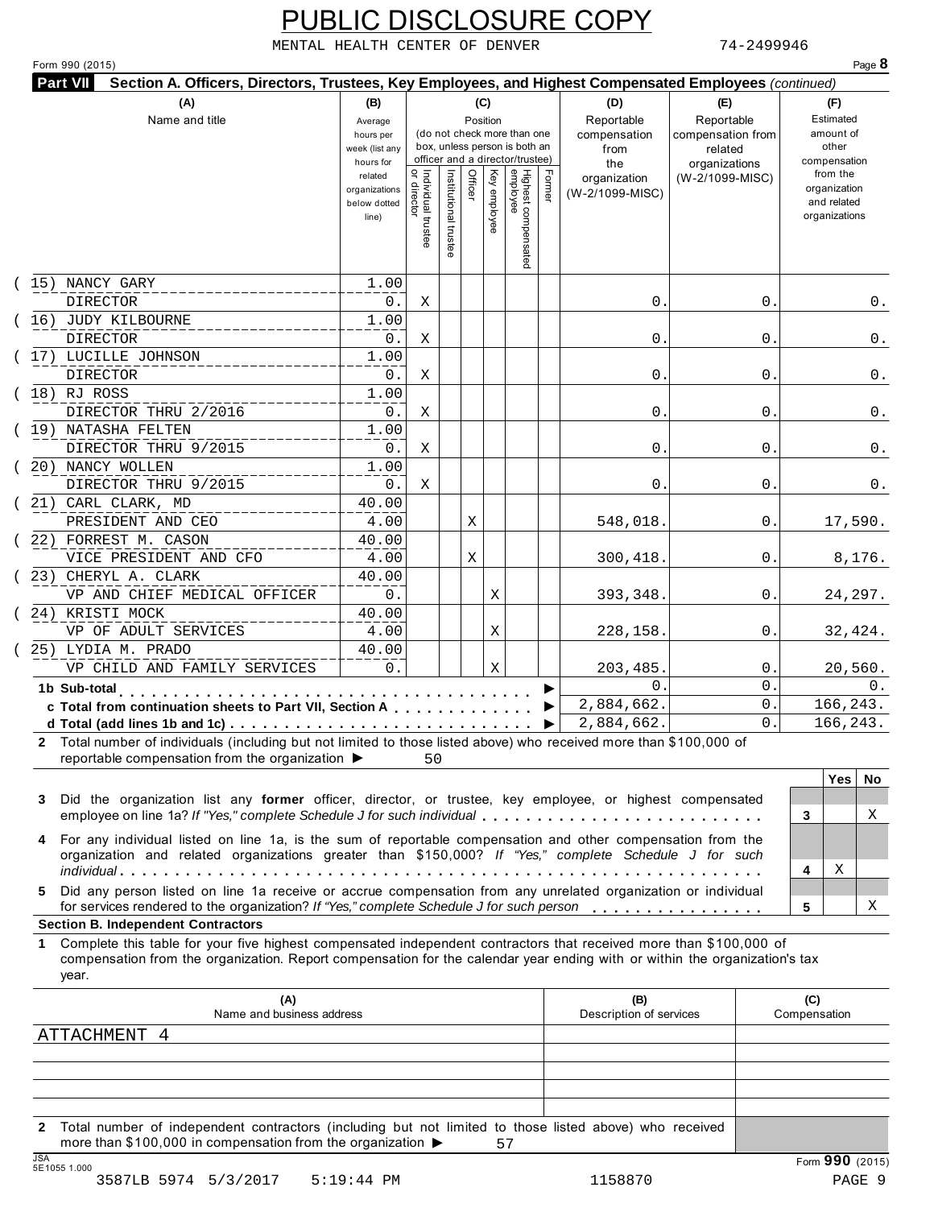# PUBLIC DISCLOSURE COPY

MENTAL HEALTH CENTER OF DENVER 74-2499946

Form 990 (2015)

**Part VII Section A. Officers, Directors, Trustees, Key Employees, and Highest Compensated Employees** *(continued)*

| (A) Name and title | (B) Average hours per week (list any hours for related organizations below dotted line) | (C) Position: Individual trustee or director | Institutional trustee | Officer | Key employee | Highest compensated employee | Former | (D) Reportable compensation from the organization (W-2/1099-MISC) | (E) Reportable compensation from related organizations (W-2/1099-MISC) | (F) Estimated amount of other compensation from the organization and related organizations |
|---|---|---|---|---|---|---|---|---|---|---|
| (15) NANCY GARY<br>DIRECTOR | 1.00<br>0. | X | | | | | | 0. | 0. | 0. |
| (16) JUDY KILBOURNE<br>DIRECTOR | 1.00<br>0. | X | | | | | | 0. | 0. | 0. |
| (17) LUCILLE JOHNSON<br>DIRECTOR | 1.00<br>0. | X | | | | | | 0. | 0. | 0. |
| (18) RJ ROSS<br>DIRECTOR THRU 2/2016 | 1.00<br>0. | X | | | | | | 0. | 0. | 0. |
| (19) NATASHA FELTEN<br>DIRECTOR THRU 9/2015 | 1.00<br>0. | X | | | | | | 0. | 0. | 0. |
| (20) NANCY WOLLEN<br>DIRECTOR THRU 9/2015 | 1.00<br>0. | X | | | | | | 0. | 0. | 0. |
| (21) CARL CLARK, MD<br>PRESIDENT AND CEO | 40.00<br>4.00 | | | X | | | | 548,018. | 0. | 17,590. |
| (22) FORREST M. CASON<br>VICE PRESIDENT AND CFO | 40.00<br>4.00 | | | X | | | | 300,418. | 0. | 8,176. |
| (23) CHERYL A. CLARK<br>VP AND CHIEF MEDICAL OFFICER | 40.00<br>0. | | | | X | | | 393,348. | 0. | 24,297. |
| (24) KRISTI MOCK<br>VP OF ADULT SERVICES | 40.00<br>4.00 | | | | X | | | 228,158. | 0. | 32,424. |
| (25) LYDIA M. PRADO<br>VP CHILD AND FAMILY SERVICES | 40.00<br>0. | | | | X | | | 203,485. | 0. | 20,560. |
| **1b Sub-total** ▶ | | | | | | | | 0. | 0. | 0. |
| **c Total from continuation sheets to Part VII, Section A** ▶ | | | | | | | | 2,884,662. | 0. | 166,243. |
| **d Total (add lines 1b and 1c)** ▶ | | | | | | | | 2,884,662. | 0. | 166,243. |

**2** Total number of individuals (including but not limited to those listed above) who received more than $100,000 of reportable compensation from the organization ▶ 50

| | | Yes | No |
|---|---|---|---|
| **3** Did the organization list any **former** officer, director, or trustee, key employee, or highest compensated employee on line 1a? *If "Yes," complete Schedule J for such individual* | 3 | | X |
| **4** For any individual listed on line 1a, is the sum of reportable compensation and other compensation from the organization and related organizations greater than $150,000? *If "Yes," complete Schedule J for such individual* | 4 | X | |
| **5** Did any person listed on line 1a receive or accrue compensation from any unrelated organization or individual for services rendered to the organization? *If "Yes," complete Schedule J for such person* | 5 | | X |

**Section B. Independent Contractors**

**1** Complete this table for your five highest compensated independent contractors that received more than $100,000 of compensation from the organization. Report compensation for the calendar year ending with or within the organization's tax year.

| (A) Name and business address | (B) Description of services | (C) Compensation |
|---|---|---|
| ATTACHMENT 4 | | |
| | | |
| | | |
| | | |
| | | |

**2** Total number of independent contractors (including but not limited to those listed above) who received more than $100,000 in compensation from the organization ▶ 57

Form **990** (2015)

JSA 5E1055 1.000

3587LB 5974 5/3/2017 5:19:44 PM 1158870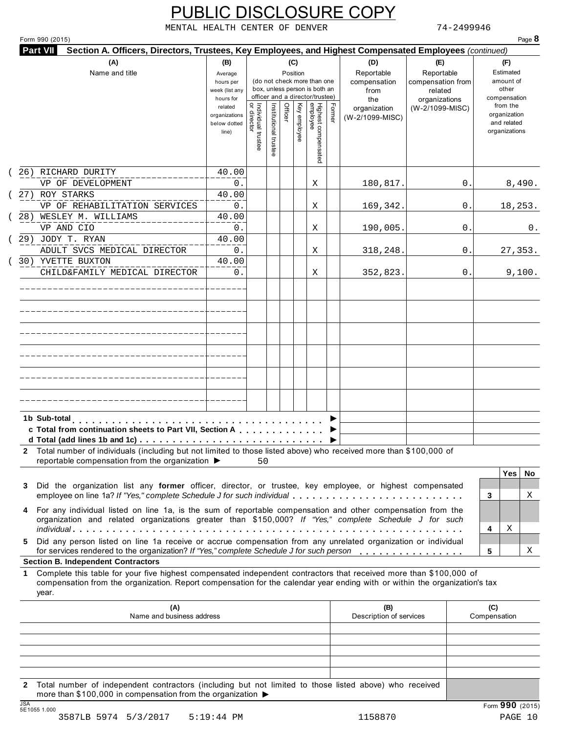# PUBLIC DISCLOSURE COPY

MENTAL HEALTH CENTER OF DENVER 74-2499946

Form 990 (2015) Page **8**

**Part VII Section A. Officers, Directors, Trustees, Key Employees, and Highest Compensated Employees** *(continued)*

| (A) Name and title | (B) Average hours per week (list any hours for related organizations below dotted line) | (C) Position: Individual trustee or director | Institutional trustee | Officer | Key employee | Highest compensated employee | Former | (D) Reportable compensation from the organization (W-2/1099-MISC) | (E) Reportable compensation from related organizations (W-2/1099-MISC) | (F) Estimated amount of other compensation from the organization and related organizations |
|---|---|---|---|---|---|---|---|---|---|---|
| (26) RICHARD DURITY<br>VP OF DEVELOPMENT | 40.00<br>0. | | | | | X | | 180,817. | 0. | 8,490. |
| (27) ROY STARKS<br>VP OF REHABILITATION SERVICES | 40.00<br>0. | | | | | X | | 169,342. | 0. | 18,253. |
| (28) WESLEY M. WILLIAMS<br>VP AND CIO | 40.00<br>0. | | | | | X | | 190,005. | 0. | 0. |
| (29) JODY T. RYAN<br>ADULT SVCS MEDICAL DIRECTOR | 40.00<br>0. | | | | | X | | 318,248. | 0. | 27,353. |
| (30) YVETTE BUXTON<br>CHILD&FAMILY MEDICAL DIRECTOR | 40.00<br>0. | | | | | X | | 352,823. | 0. | 9,100. |
| **1b Sub-total** | | | | | | | | | | |
| **c Total from continuation sheets to Part VII, Section A** | | | | | | | | | | |
| **d Total (add lines 1b and 1c)** | | | | | | | | | | |

**2** Total number of individuals (including but not limited to those listed above) who received more than $100,000 of reportable compensation from the organization ▶ 50

| | | Yes | No |
|---|---|---|---|
| **3** Did the organization list any **former** officer, director, or trustee, key employee, or highest compensated employee on line 1a? *If "Yes," complete Schedule J for such individual* | 3 | | X |
| **4** For any individual listed on line 1a, is the sum of reportable compensation and other compensation from the organization and related organizations greater than $150,000? *If "Yes," complete Schedule J for such individual* | 4 | X | |
| **5** Did any person listed on line 1a receive or accrue compensation from any unrelated organization or individual for services rendered to the organization? *If "Yes," complete Schedule J for such person* | 5 | | X |

**Section B. Independent Contractors**

**1** Complete this table for your five highest compensated independent contractors that received more than $100,000 of compensation from the organization. Report compensation for the calendar year ending with or within the organization's tax year.

| (A) Name and business address | (B) Description of services | (C) Compensation |
|---|---|---|
| | | |
| | | |
| | | |
| | | |
| | | |

**2** Total number of independent contractors (including but not limited to those listed above) who received more than $100,000 in compensation from the organization ▶

JSA 5E1055 1.000 Form **990** (2015)

3587LB 5974 5/3/2017 5:19:44 PM 1158870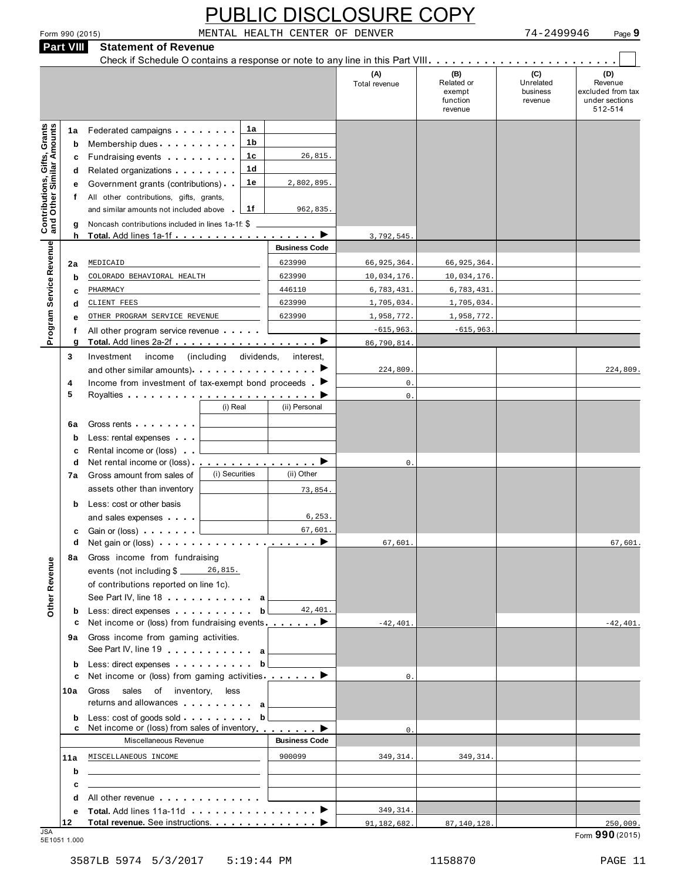PUBLIC DISCLOSURE COPY

Form 990 (2015) MENTAL HEALTH CENTER OF DENVER 74-2499946 Page **9**

**Part VIII** **Statement of Revenue**

Check if Schedule O contains a response or note to any line in this Part VIII. . . . . . . . . . . . . . . . . . . . . . . .

| | | | | (A) Total revenue | (B) Related or exempt function revenue | (C) Unrelated business revenue | (D) Revenue excluded from tax under sections 512-514 |
|---|---|---|---|---|---|---|---|
| **Contributions, Gifts, Grants and Other Similar Amounts** | **1a** Federated campaigns | 1a | | | | | |
| | **b** Membership dues | 1b | | | | | |
| | **c** Fundraising events | 1c | 26,815. | | | | |
| | **d** Related organizations | 1d | | | | | |
| | **e** Government grants (contributions) | 1e | 2,802,895. | | | | |
| | **f** All other contributions, gifts, grants, and similar amounts not included above | 1f | 962,835. | | | | |
| | **g** Noncash contributions included in lines 1a-1f: $ | | | | | | |
| | **h Total.** Add lines 1a-1f | | | 3,792,545. | | | |
| **Program Service Revenue** | | | **Business Code** | | | | |
| | **2a** MEDICAID | | 623990 | 66,925,364. | 66,925,364. | | |
| | **b** COLORADO BEHAVIORAL HEALTH | | 623990 | 10,034,176. | 10,034,176. | | |
| | **c** PHARMACY | | 446110 | 6,783,431. | 6,783,431. | | |
| | **d** CLIENT FEES | | 623990 | 1,705,034. | 1,705,034. | | |
| | **e** OTHER PROGRAM SERVICE REVENUE | | 623990 | 1,958,772. | 1,958,772. | | |
| | **f** All other program service revenue | | | -615,963. | -615,963. | | |
| | **g Total.** Add lines 2a-2f | | | 86,790,814. | | | |
| **Other Revenue** | **3** Investment income (including dividends, interest, and other similar amounts) | | | 224,809. | | | 224,809. |
| | **4** Income from investment of tax-exempt bond proceeds | | | 0. | | | |
| | **5** Royalties | | | 0. | | | |
| | | (i) Real | (ii) Personal | | | | |
| | **6a** Gross rents | | | | | | |
| | **b** Less: rental expenses | | | | | | |
| | **c** Rental income or (loss) | | | | | | |
| | **d** Net rental income or (loss) | | | 0. | | | |
| | **7a** Gross amount from sales of assets other than inventory | (i) Securities | (ii) Other 73,854. | | | | |
| | **b** Less: cost or other basis and sales expenses | | 6,253. | | | | |
| | **c** Gain or (loss) | | 67,601. | | | | |
| | **d** Net gain or (loss) | | | 67,601. | | | 67,601. |
| | **8a** Gross income from fundraising events (not including $ 26,815. of contributions reported on line 1c). See Part IV, line 18 | a | | | | | |
| | **b** Less: direct expenses | b | 42,401. | | | | |
| | **c** Net income or (loss) from fundraising events | | | -42,401. | | | -42,401. |
| | **9a** Gross income from gaming activities. See Part IV, line 19 | a | | | | | |
| | **b** Less: direct expenses | b | | | | | |
| | **c** Net income or (loss) from gaming activities | | | 0. | | | |
| | **10a** Gross sales of inventory, less returns and allowances | a | | | | | |
| | **b** Less: cost of goods sold | b | | | | | |
| | **c** Net income or (loss) from sales of inventory | | | 0. | | | |
| | Miscellaneous Revenue | | **Business Code** | | | | |
| | **11a** MISCELLANEOUS INCOME | | 900099 | 349,314. | 349,314. | | |
| | **b** | | | | | | |
| | **c** | | | | | | |
| | **d** All other revenue | | | | | | |
| | **e Total.** Add lines 11a-11d | | | 349,314. | | | |
| | **12 Total revenue.** See instructions. | | | 91,182,682. | 87,140,128. | | 250,009. |

JSA 5E1051 1.000

Form **990** (2015)

3587LB 5974 5/3/2017 5:19:44 PM 1158870 PAGE 11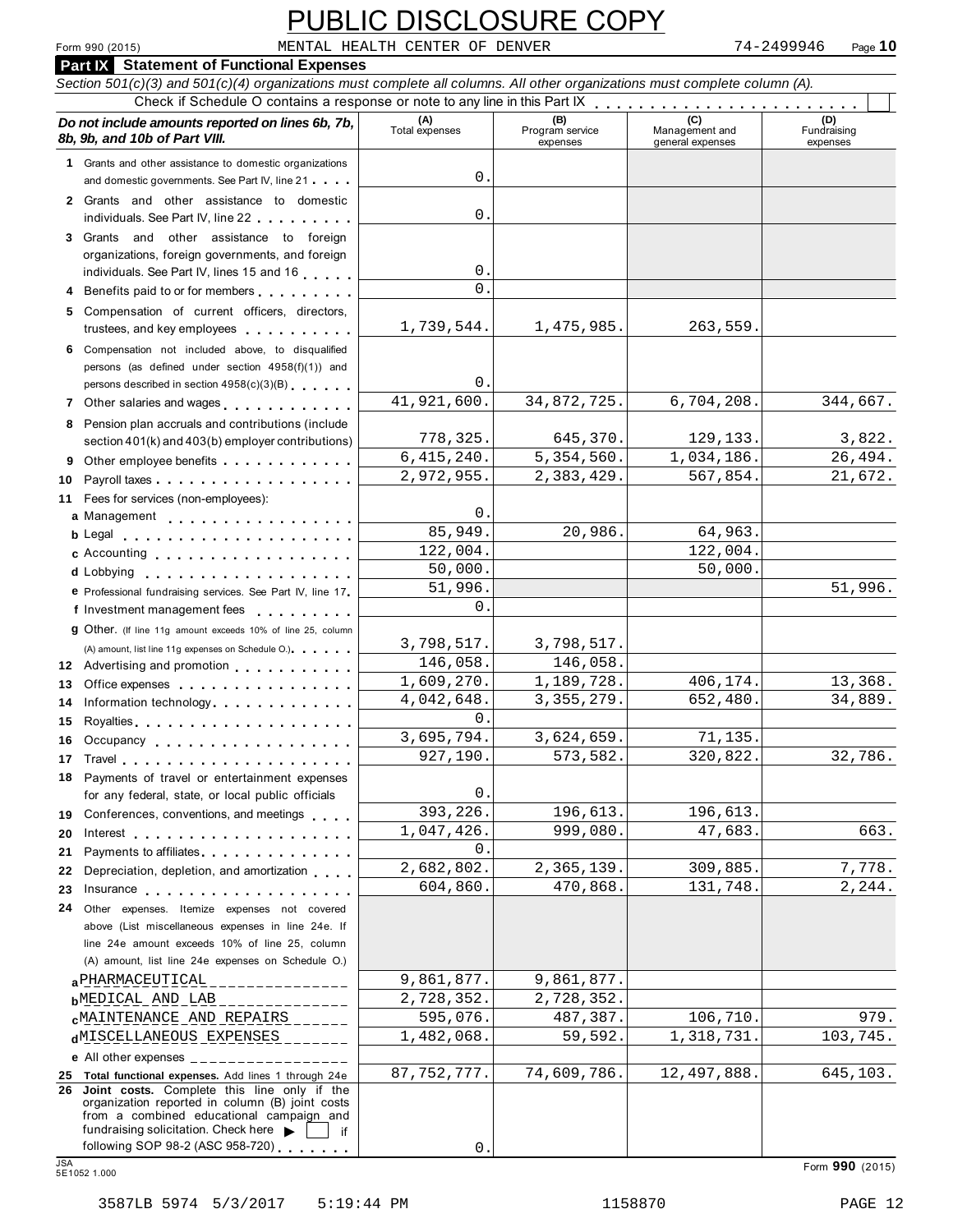# PUBLIC DISCLOSURE COPY

Form 990 (2015) MENTAL HEALTH CENTER OF DENVER 74-2499946 Page **10**

## Part IX Statement of Functional Expenses

*Section 501(c)(3) and 501(c)(4) organizations must complete all columns. All other organizations must complete column (A).*

Check if Schedule O contains a response or note to any line in this Part IX . . . . . . . . . . . . . . . . . . . . . . .

| *Do not include amounts reported on lines 6b, 7b, 8b, 9b, and 10b of Part VIII.* | (A) Total expenses | (B) Program service expenses | (C) Management and general expenses | (D) Fundraising expenses |
|---|---|---|---|---|
| **1** Grants and other assistance to domestic organizations and domestic governments. See Part IV, line 21 | 0. | | | |
| **2** Grants and other assistance to domestic individuals. See Part IV, line 22 | 0. | | | |
| **3** Grants and other assistance to foreign organizations, foreign governments, and foreign individuals. See Part IV, lines 15 and 16 | 0. | | | |
| **4** Benefits paid to or for members | 0. | | | |
| **5** Compensation of current officers, directors, trustees, and key employees | 1,739,544. | 1,475,985. | 263,559. | |
| **6** Compensation not included above, to disqualified persons (as defined under section 4958(f)(1)) and persons described in section 4958(c)(3)(B) | 0. | | | |
| **7** Other salaries and wages | 41,921,600. | 34,872,725. | 6,704,208. | 344,667. |
| **8** Pension plan accruals and contributions (include section 401(k) and 403(b) employer contributions) | 778,325. | 645,370. | 129,133. | 3,822. |
| **9** Other employee benefits | 6,415,240. | 5,354,560. | 1,034,186. | 26,494. |
| **10** Payroll taxes | 2,972,955. | 2,383,429. | 567,854. | 21,672. |
| **11** Fees for services (non-employees): | | | | |
| **a** Management | 0. | | | |
| **b** Legal | 85,949. | 20,986. | 64,963. | |
| **c** Accounting | 122,004. | | 122,004. | |
| **d** Lobbying | 50,000. | | 50,000. | |
| **e** Professional fundraising services. See Part IV, line 17 | 51,996. | | | 51,996. |
| **f** Investment management fees | 0. | | | |
| **g** Other. (If line 11g amount exceeds 10% of line 25, column (A) amount, list line 11g expenses on Schedule O.) | 3,798,517. | 3,798,517. | | |
| **12** Advertising and promotion | 146,058. | 146,058. | | |
| **13** Office expenses | 1,609,270. | 1,189,728. | 406,174. | 13,368. |
| **14** Information technology | 4,042,648. | 3,355,279. | 652,480. | 34,889. |
| **15** Royalties | 0. | | | |
| **16** Occupancy | 3,695,794. | 3,624,659. | 71,135. | |
| **17** Travel | 927,190. | 573,582. | 320,822. | 32,786. |
| **18** Payments of travel or entertainment expenses for any federal, state, or local public officials | 0. | | | |
| **19** Conferences, conventions, and meetings | 393,226. | 196,613. | 196,613. | |
| **20** Interest | 1,047,426. | 999,080. | 47,683. | 663. |
| **21** Payments to affiliates | 0. | | | |
| **22** Depreciation, depletion, and amortization | 2,682,802. | 2,365,139. | 309,885. | 7,778. |
| **23** Insurance | 604,860. | 470,868. | 131,748. | 2,244. |
| **24** Other expenses. Itemize expenses not covered above (List miscellaneous expenses in line 24e. If line 24e amount exceeds 10% of line 25, column (A) amount, list line 24e expenses on Schedule O.) | | | | |
| **a** PHARMACEUTICAL | 9,861,877. | 9,861,877. | | |
| **b** MEDICAL AND LAB | 2,728,352. | 2,728,352. | | |
| **c** MAINTENANCE AND REPAIRS | 595,076. | 487,387. | 106,710. | 979. |
| **d** MISCELLANEOUS EXPENSES | 1,482,068. | 59,592. | 1,318,731. | 103,745. |
| **e** All other expenses | | | | |
| **25 Total functional expenses.** Add lines 1 through 24e | 87,752,777. | 74,609,786. | 12,497,888. | 645,103. |
| **26 Joint costs.** Complete this line only if the organization reported in column (B) joint costs from a combined educational campaign and fundraising solicitation. Check here ▶ ☐ if following SOP 98-2 (ASC 958-720) | 0. | | | |

JSA 5E1052 1.000

Form **990** (2015)

3587LB 5974 5/3/2017 5:19:44 PM 1158870 PAGE 12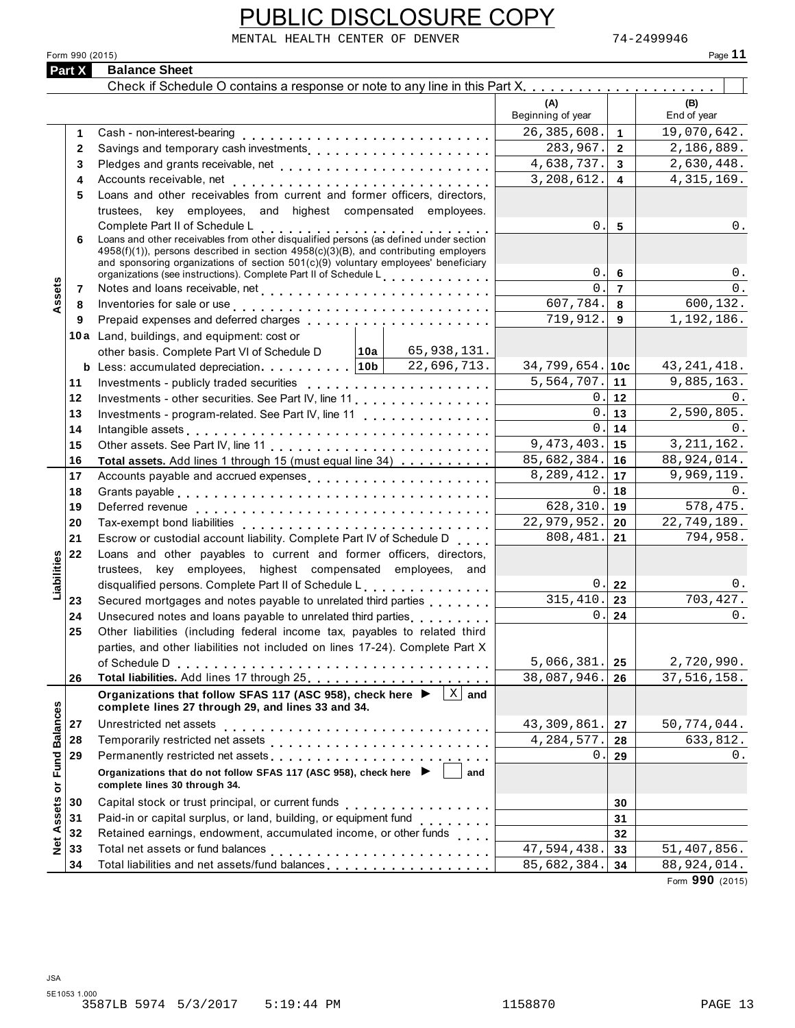# PUBLIC DISCLOSURE COPY

MENTAL HEALTH CENTER OF DENVER 74-2499946

Form 990 (2015)

## Part X Balance Sheet

Check if Schedule O contains a response or note to any line in this Part X . . . . . . . . . . . . . . . . . . . . ☐

| | | | (A) Beginning of year | | (B) End of year |
|---|---|---|---|---|---|
| Assets | 1 | Cash - non-interest-bearing | 26,385,608. | 1 | 19,070,642. |
| | 2 | Savings and temporary cash investments | 283,967. | 2 | 2,186,889. |
| | 3 | Pledges and grants receivable, net | 4,638,737. | 3 | 2,630,448. |
| | 4 | Accounts receivable, net | 3,208,612. | 4 | 4,315,169. |
| | 5 | Loans and other receivables from current and former officers, directors, trustees, key employees, and highest compensated employees. Complete Part II of Schedule L | 0. | 5 | 0. |
| | 6 | Loans and other receivables from other disqualified persons (as defined under section 4958(f)(1)), persons described in section 4958(c)(3)(B), and contributing employers and sponsoring organizations of section 501(c)(9) voluntary employees' beneficiary organizations (see instructions). Complete Part II of Schedule L | 0. | 6 | 0. |
| | 7 | Notes and loans receivable, net | 0. | 7 | 0. |
| | 8 | Inventories for sale or use | 607,784. | 8 | 600,132. |
| | 9 | Prepaid expenses and deferred charges | 719,912. | 9 | 1,192,186. |
| | 10a | Land, buildings, and equipment: cost or other basis. Complete Part VI of Schedule D — 10a: 65,938,131. | | | |
| | b | Less: accumulated depreciation — 10b: 22,696,713. | 34,799,654. | 10c | 43,241,418. |
| | 11 | Investments - publicly traded securities | 5,564,707. | 11 | 9,885,163. |
| | 12 | Investments - other securities. See Part IV, line 11 | 0. | 12 | 0. |
| | 13 | Investments - program-related. See Part IV, line 11 | 0. | 13 | 2,590,805. |
| | 14 | Intangible assets | 0. | 14 | 0. |
| | 15 | Other assets. See Part IV, line 11 | 9,473,403. | 15 | 3,211,162. |
| | 16 | **Total assets.** Add lines 1 through 15 (must equal line 34) | 85,682,384. | 16 | 88,924,014. |
| Liabilities | 17 | Accounts payable and accrued expenses | 8,289,412. | 17 | 9,969,119. |
| | 18 | Grants payable | 0. | 18 | 0. |
| | 19 | Deferred revenue | 628,310. | 19 | 578,475. |
| | 20 | Tax-exempt bond liabilities | 22,979,952. | 20 | 22,749,189. |
| | 21 | Escrow or custodial account liability. Complete Part IV of Schedule D | 808,481. | 21 | 794,958. |
| | 22 | Loans and other payables to current and former officers, directors, trustees, key employees, highest compensated employees, and disqualified persons. Complete Part II of Schedule L | 0. | 22 | 0. |
| | 23 | Secured mortgages and notes payable to unrelated third parties | 315,410. | 23 | 703,427. |
| | 24 | Unsecured notes and loans payable to unrelated third parties | 0. | 24 | 0. |
| | 25 | Other liabilities (including federal income tax, payables to related third parties, and other liabilities not included on lines 17-24). Complete Part X of Schedule D | 5,066,381. | 25 | 2,720,990. |
| | 26 | **Total liabilities.** Add lines 17 through 25 | 38,087,946. | 26 | 37,516,158. |
| Net Assets or Fund Balances | | **Organizations that follow SFAS 117 (ASC 958), check here ▶ ☒ and complete lines 27 through 29, and lines 33 and 34.** | | | |
| | 27 | Unrestricted net assets | 43,309,861. | 27 | 50,774,044. |
| | 28 | Temporarily restricted net assets | 4,284,577. | 28 | 633,812. |
| | 29 | Permanently restricted net assets | 0. | 29 | 0. |
| | | **Organizations that do not follow SFAS 117 (ASC 958), check here ▶ ☐ and complete lines 30 through 34.** | | | |
| | 30 | Capital stock or trust principal, or current funds | | 30 | |
| | 31 | Paid-in or capital surplus, or land, building, or equipment fund | | 31 | |
| | 32 | Retained earnings, endowment, accumulated income, or other funds | | 32 | |
| | 33 | Total net assets or fund balances | 47,594,438. | 33 | 51,407,856. |
| | 34 | Total liabilities and net assets/fund balances | 85,682,384. | 34 | 88,924,014. |

Form **990** (2015)

JSA
5E1053 1.000
3587LB 5974 5/3/2017 5:19:44 PM 1158870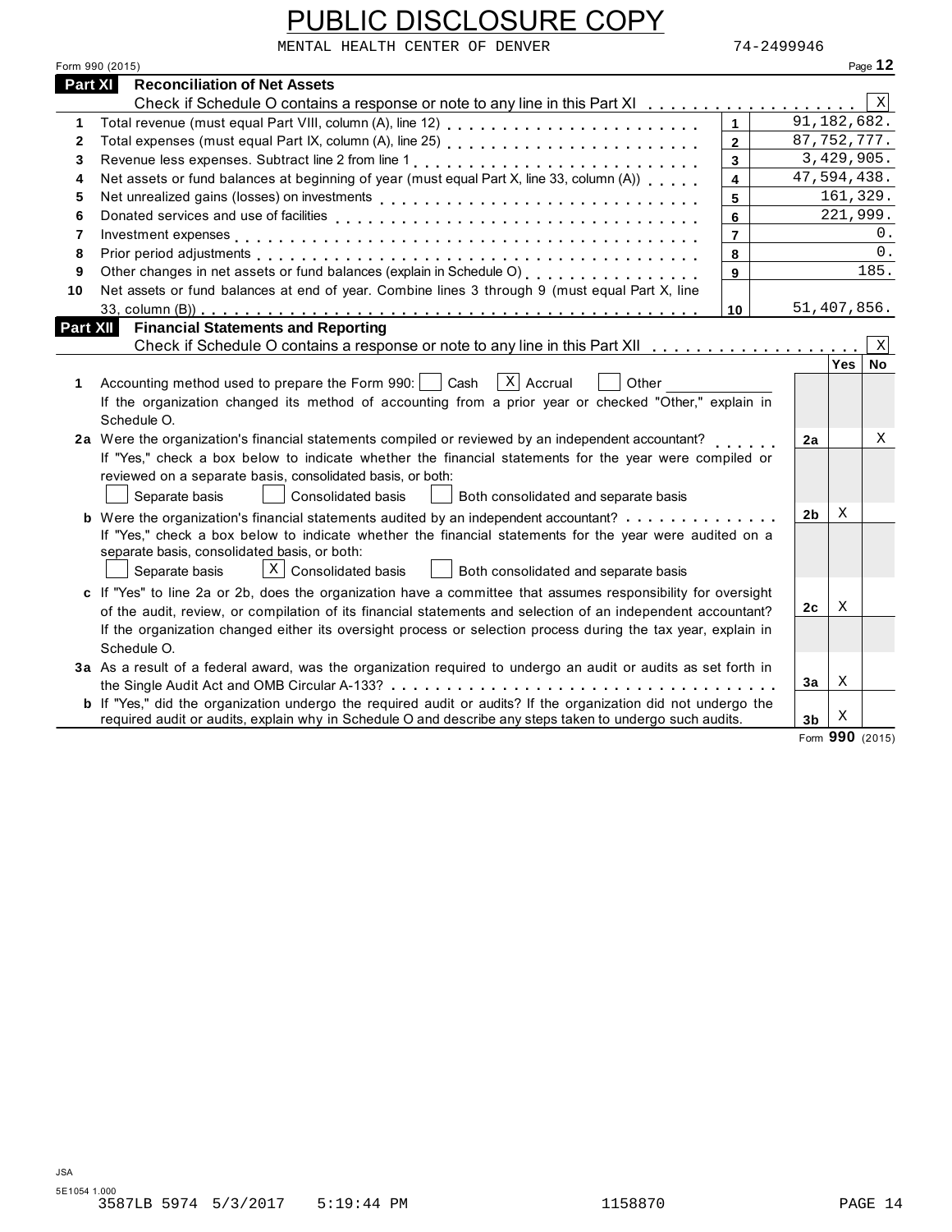# PUBLIC DISCLOSURE COPY

MENTAL HEALTH CENTER OF DENVER 74-2499946

Form 990 (2015) Page **12**

## Part XI Reconciliation of Net Assets

Check if Schedule O contains a response or note to any line in this Part XI . . . . . . . . . . . . . . . . . . [X]

| | | | |
|---|---|---|---|
| 1 | Total revenue (must equal Part VIII, column (A), line 12) | 1 | 91,182,682. |
| 2 | Total expenses (must equal Part IX, column (A), line 25) | 2 | 87,752,777. |
| 3 | Revenue less expenses. Subtract line 2 from line 1 | 3 | 3,429,905. |
| 4 | Net assets or fund balances at beginning of year (must equal Part X, line 33, column (A)) | 4 | 47,594,438. |
| 5 | Net unrealized gains (losses) on investments | 5 | 161,329. |
| 6 | Donated services and use of facilities | 6 | 221,999. |
| 7 | Investment expenses | 7 | 0. |
| 8 | Prior period adjustments | 8 | 0. |
| 9 | Other changes in net assets or fund balances (explain in Schedule O) | 9 | 185. |
| 10 | Net assets or fund balances at end of year. Combine lines 3 through 9 (must equal Part X, line 33, column (B)) | 10 | 51,407,856. |

## Part XII Financial Statements and Reporting

Check if Schedule O contains a response or note to any line in this Part XII . . . . . . . . . . . . . . . . . . [X]

| | | | Yes | No |
|---|---|---|---|---|
| 1 | Accounting method used to prepare the Form 990: [ ] Cash [X] Accrual [ ] Other<br>If the organization changed its method of accounting from a prior year or checked "Other," explain in Schedule O. | | | |
| 2a | Were the organization's financial statements compiled or reviewed by an independent accountant?<br>If "Yes," check a box below to indicate whether the financial statements for the year were compiled or reviewed on a separate basis, consolidated basis, or both:<br>[ ] Separate basis [ ] Consolidated basis [ ] Both consolidated and separate basis | 2a | | X |
| b | Were the organization's financial statements audited by an independent accountant?<br>If "Yes," check a box below to indicate whether the financial statements for the year were audited on a separate basis, consolidated basis, or both:<br>[ ] Separate basis [X] Consolidated basis [ ] Both consolidated and separate basis | 2b | X | |
| c | If "Yes" to line 2a or 2b, does the organization have a committee that assumes responsibility for oversight of the audit, review, or compilation of its financial statements and selection of an independent accountant?<br>If the organization changed either its oversight process or selection process during the tax year, explain in Schedule O. | 2c | X | |
| 3a | As a result of a federal award, was the organization required to undergo an audit or audits as set forth in the Single Audit Act and OMB Circular A-133? | 3a | X | |
| b | If "Yes," did the organization undergo the required audit or audits? If the organization did not undergo the required audit or audits, explain why in Schedule O and describe any steps taken to undergo such audits. | 3b | X | |

Form **990** (2015)

JSA
5E1054 1.000
3587LB 5974 5/3/2017 5:19:44 PM 1158870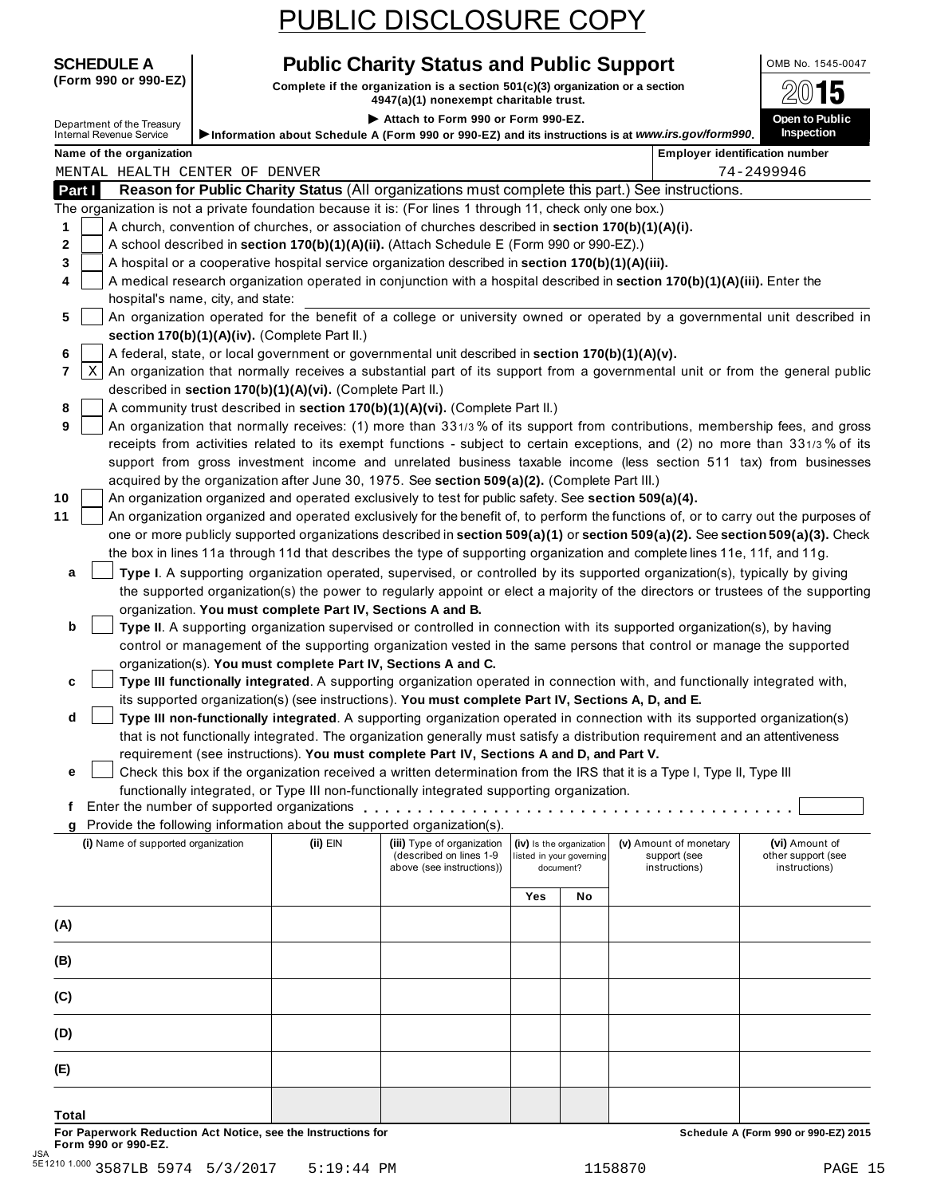PUBLIC DISCLOSURE COPY

**SCHEDULE A**
**(Form 990 or 990-EZ)**

Department of the Treasury
Internal Revenue Service

# Public Charity Status and Public Support

**Complete if the organization is a section 501(c)(3) organization or a section 4947(a)(1) nonexempt charitable trust.**

▶ **Attach to Form 990 or Form 990-EZ.**

▶ **Information about Schedule A (Form 990 or 990-EZ) and its instructions is at *www.irs.gov/form990*.**

OMB No. 1545-0047

**2015**

**Open to Public Inspection**

**Name of the organization**
MENTAL HEALTH CENTER OF DENVER

**Employer identification number**
74-2499946

## Part I Reason for Public Charity Status (All organizations must complete this part.) See instructions.

The organization is not a private foundation because it is: (For lines 1 through 11, check only one box.)

1 [ ] A church, convention of churches, or association of churches described in **section 170(b)(1)(A)(i).**

2 [ ] A school described in **section 170(b)(1)(A)(ii).** (Attach Schedule E (Form 990 or 990-EZ).)

3 [ ] A hospital or a cooperative hospital service organization described in **section 170(b)(1)(A)(iii).**

4 [ ] A medical research organization operated in conjunction with a hospital described in **section 170(b)(1)(A)(iii).** Enter the hospital's name, city, and state:

5 [ ] An organization operated for the benefit of a college or university owned or operated by a governmental unit described in **section 170(b)(1)(A)(iv).** (Complete Part II.)

6 [ ] A federal, state, or local government or governmental unit described in **section 170(b)(1)(A)(v).**

7 [X] An organization that normally receives a substantial part of its support from a governmental unit or from the general public described in **section 170(b)(1)(A)(vi).** (Complete Part II.)

8 [ ] A community trust described in **section 170(b)(1)(A)(vi).** (Complete Part II.)

9 [ ] An organization that normally receives: (1) more than 33 1/3 % of its support from contributions, membership fees, and gross receipts from activities related to its exempt functions - subject to certain exceptions, and (2) no more than 33 1/3 % of its support from gross investment income and unrelated business taxable income (less section 511 tax) from businesses acquired by the organization after June 30, 1975. See **section 509(a)(2).** (Complete Part III.)

10 [ ] An organization organized and operated exclusively to test for public safety. See **section 509(a)(4).**

11 [ ] An organization organized and operated exclusively for the benefit of, to perform the functions of, or to carry out the purposes of one or more publicly supported organizations described in **section 509(a)(1)** or **section 509(a)(2).** See **section 509(a)(3).** Check the box in lines 11a through 11d that describes the type of supporting organization and complete lines 11e, 11f, and 11g.

a [ ] **Type I**. A supporting organization operated, supervised, or controlled by its supported organization(s), typically by giving the supported organization(s) the power to regularly appoint or elect a majority of the directors or trustees of the supporting organization. **You must complete Part IV, Sections A and B.**

b [ ] **Type II**. A supporting organization supervised or controlled in connection with its supported organization(s), by having control or management of the supporting organization vested in the same persons that control or manage the supported organization(s). **You must complete Part IV, Sections A and C.**

c [ ] **Type III functionally integrated**. A supporting organization operated in connection with, and functionally integrated with, its supported organization(s) (see instructions). **You must complete Part IV, Sections A, D, and E.**

d [ ] **Type III non-functionally integrated**. A supporting organization operated in connection with its supported organization(s) that is not functionally integrated. The organization generally must satisfy a distribution requirement and an attentiveness requirement (see instructions). **You must complete Part IV, Sections A and D, and Part V.**

e [ ] Check this box if the organization received a written determination from the IRS that it is a Type I, Type II, Type III functionally integrated, or Type III non-functionally integrated supporting organization.

f Enter the number of supported organizations . . . . . . . . . . . . . . . . . . . . . . . . . . . . . . . . . . . . . . [ ]

g Provide the following information about the supported organization(s).

| (i) Name of supported organization | (ii) EIN | (iii) Type of organization (described on lines 1-9 above (see instructions)) | (iv) Is the organization listed in your governing document? | | (v) Amount of monetary support (see instructions) | (vi) Amount of other support (see instructions) |
|---|---|---|---|---|---|---|
| | | | Yes | No | | |
| (A) | | | | | | |
| (B) | | | | | | |
| (C) | | | | | | |
| (D) | | | | | | |
| (E) | | | | | | |
| Total | | | | | | |

**For Paperwork Reduction Act Notice, see the Instructions for Form 990 or 990-EZ.**

**Schedule A (Form 990 or 990-EZ) 2015**

JSA
5E1210 1.000 3587LB 5974 5/3/2017 5:19:44 PM 1158870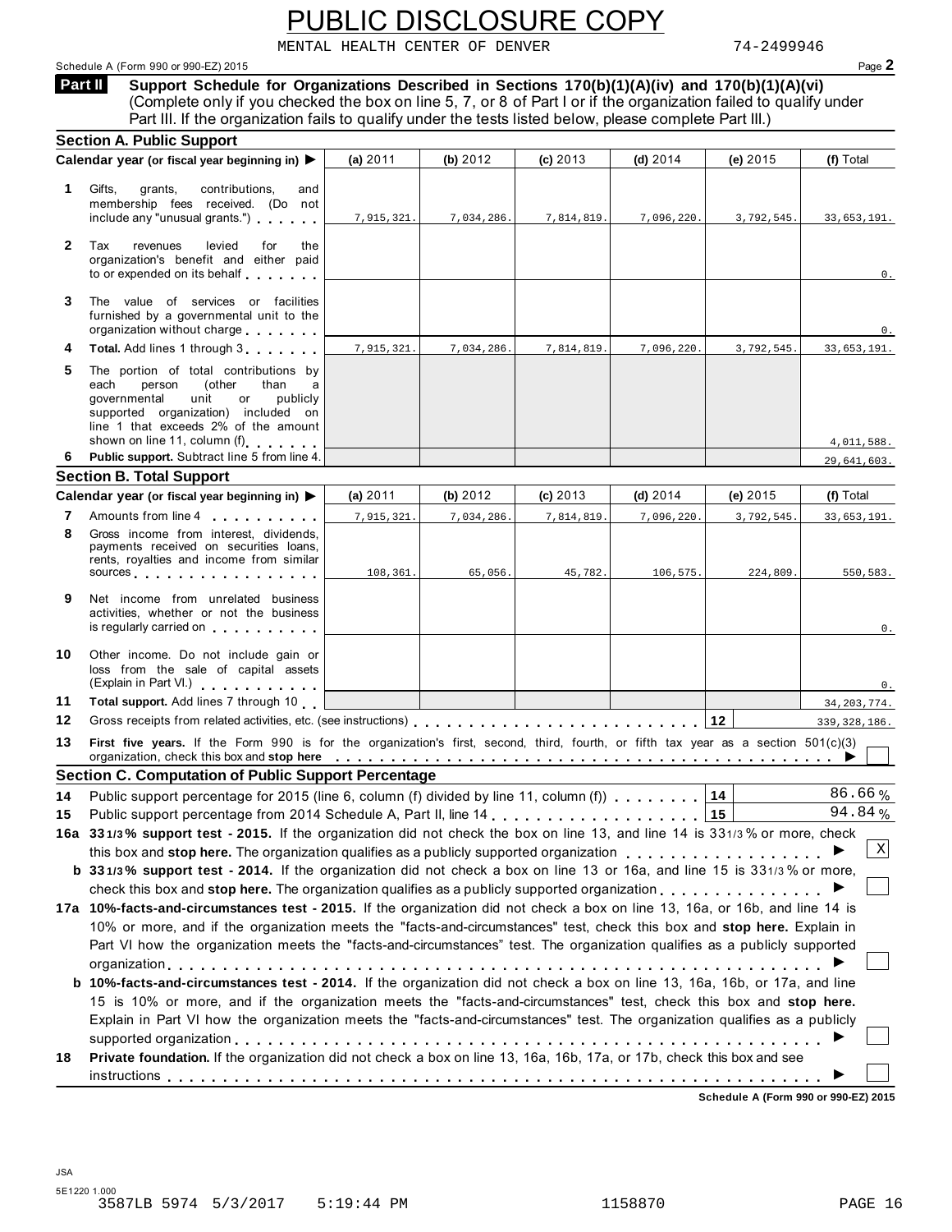# PUBLIC DISCLOSURE COPY

MENTAL HEALTH CENTER OF DENVER 74-2499946

Schedule A (Form 990 or 990-EZ) 2015 Page **2**

**Part II** **Support Schedule for Organizations Described in Sections 170(b)(1)(A)(iv) and 170(b)(1)(A)(vi)** (Complete only if you checked the box on line 5, 7, or 8 of Part I or if the organization failed to qualify under Part III. If the organization fails to qualify under the tests listed below, please complete Part III.)

## Section A. Public Support

| Calendar year (or fiscal year beginning in) ▶ | (a) 2011 | (b) 2012 | (c) 2013 | (d) 2014 | (e) 2015 | (f) Total |
|---|---|---|---|---|---|---|
| **1** Gifts, grants, contributions, and membership fees received. (Do not include any "unusual grants.") | 7,915,321. | 7,034,286. | 7,814,819. | 7,096,220. | 3,792,545. | 33,653,191. |
| **2** Tax revenues levied for the organization's benefit and either paid to or expended on its behalf | | | | | | 0. |
| **3** The value of services or facilities furnished by a governmental unit to the organization without charge | | | | | | 0. |
| **4** **Total.** Add lines 1 through 3 | 7,915,321. | 7,034,286. | 7,814,819. | 7,096,220. | 3,792,545. | 33,653,191. |
| **5** The portion of total contributions by each person (other than a governmental unit or publicly supported organization) included on line 1 that exceeds 2% of the amount shown on line 11, column (f) | | | | | | 4,011,588. |
| **6** **Public support.** Subtract line 5 from line 4. | | | | | | 29,641,603. |

## Section B. Total Support

| Calendar year (or fiscal year beginning in) ▶ | (a) 2011 | (b) 2012 | (c) 2013 | (d) 2014 | (e) 2015 | (f) Total |
|---|---|---|---|---|---|---|
| **7** Amounts from line 4 | 7,915,321. | 7,034,286. | 7,814,819. | 7,096,220. | 3,792,545. | 33,653,191. |
| **8** Gross income from interest, dividends, payments received on securities loans, rents, royalties and income from similar sources | 108,361. | 65,056. | 45,782. | 106,575. | 224,809. | 550,583. |
| **9** Net income from unrelated business activities, whether or not the business is regularly carried on | | | | | | 0. |
| **10** Other income. Do not include gain or loss from the sale of capital assets (Explain in Part VI.) | | | | | | 0. |
| **11** **Total support.** Add lines 7 through 10 | | | | | | 34,203,774. |

**12** Gross receipts from related activities, etc. (see instructions) **12** 339,328,186.

**13** **First five years.** If the Form 990 is for the organization's first, second, third, fourth, or fifth tax year as a section 501(c)(3) organization, check this box and **stop here** ▶ ☐

## Section C. Computation of Public Support Percentage

**14** Public support percentage for 2015 (line 6, column (f) divided by line 11, column (f)) **14** 86.66 %

**15** Public support percentage from 2014 Schedule A, Part II, line 14 **15** 94.84 %

**16a** **33 1/3% support test - 2015.** If the organization did not check the box on line 13, and line 14 is 33 1/3% or more, check this box and **stop here.** The organization qualifies as a publicly supported organization ▶ ☒

**b** **33 1/3% support test - 2014.** If the organization did not check a box on line 13 or 16a, and line 15 is 33 1/3% or more, check this box and **stop here.** The organization qualifies as a publicly supported organization ▶ ☐

**17a** **10%-facts-and-circumstances test - 2015.** If the organization did not check a box on line 13, 16a, or 16b, and line 14 is 10% or more, and if the organization meets the "facts-and-circumstances" test, check this box and **stop here.** Explain in Part VI how the organization meets the "facts-and-circumstances" test. The organization qualifies as a publicly supported organization ▶ ☐

**b** **10%-facts-and-circumstances test - 2014.** If the organization did not check a box on line 13, 16a, 16b, or 17a, and line 15 is 10% or more, and if the organization meets the "facts-and-circumstances" test, check this box and **stop here.** Explain in Part VI how the organization meets the "facts-and-circumstances" test. The organization qualifies as a publicly supported organization ▶ ☐

**18** **Private foundation.** If the organization did not check a box on line 13, 16a, 16b, 17a, or 17b, check this box and see instructions ▶ ☐

**Schedule A (Form 990 or 990-EZ) 2015**

JSA
5E1220 1.000
3587LB 5974 5/3/2017 5:19:44 PM 1158870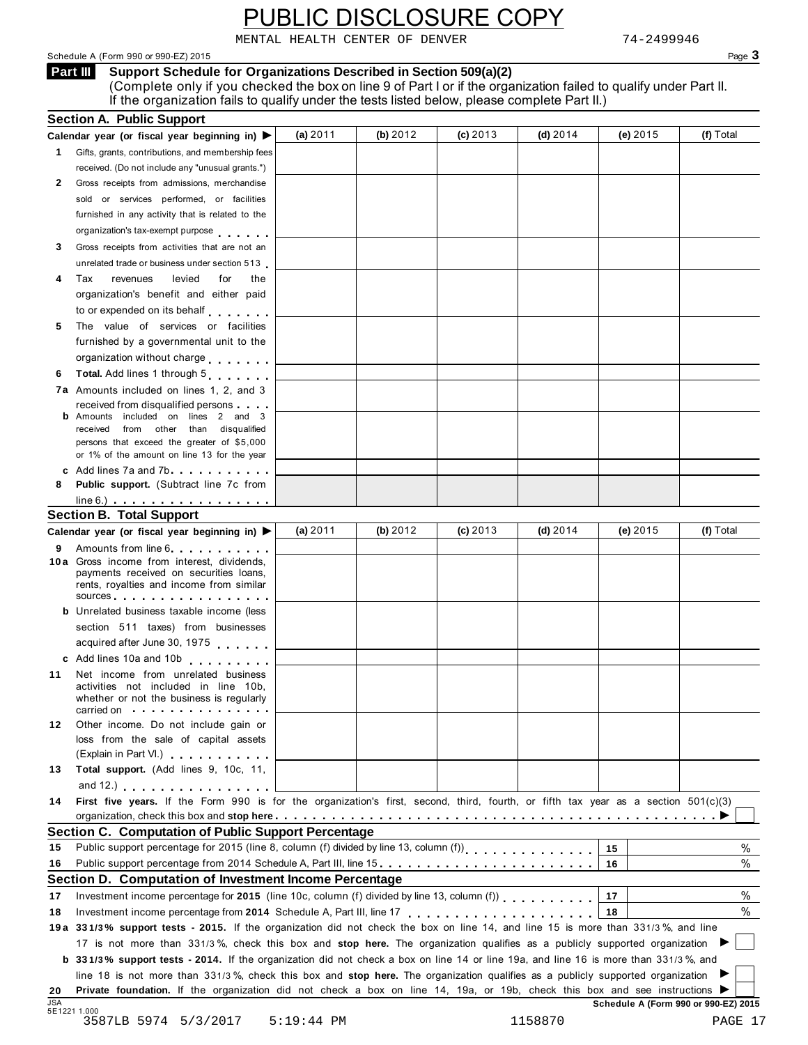PUBLIC DISCLOSURE COPY

MENTAL HEALTH CENTER OF DENVER 74-2499946

Schedule A (Form 990 or 990-EZ) 2015

## Part III Support Schedule for Organizations Described in Section 509(a)(2)

(Complete only if you checked the box on line 9 of Part I or if the organization failed to qualify under Part II. If the organization fails to qualify under the tests listed below, please complete Part II.)

### Section A. Public Support

| Calendar year (or fiscal year beginning in) ▶ | (a) 2011 | (b) 2012 | (c) 2013 | (d) 2014 | (e) 2015 | (f) Total |
|---|---|---|---|---|---|---|
| **1** Gifts, grants, contributions, and membership fees received. (Do not include any "unusual grants.") | | | | | | |
| **2** Gross receipts from admissions, merchandise sold or services performed, or facilities furnished in any activity that is related to the organization's tax-exempt purpose | | | | | | |
| **3** Gross receipts from activities that are not an unrelated trade or business under section 513 | | | | | | |
| **4** Tax revenues levied for the organization's benefit and either paid to or expended on its behalf | | | | | | |
| **5** The value of services or facilities furnished by a governmental unit to the organization without charge | | | | | | |
| **6 Total.** Add lines 1 through 5 | | | | | | |
| **7a** Amounts included on lines 1, 2, and 3 received from disqualified persons | | | | | | |
| **b** Amounts included on lines 2 and 3 received from other than disqualified persons that exceed the greater of $5,000 or 1% of the amount on line 13 for the year | | | | | | |
| **c** Add lines 7a and 7b | | | | | | |
| **8 Public support.** (Subtract line 7c from line 6.) | | | | | | |

### Section B. Total Support

| Calendar year (or fiscal year beginning in) ▶ | (a) 2011 | (b) 2012 | (c) 2013 | (d) 2014 | (e) 2015 | (f) Total |
|---|---|---|---|---|---|---|
| **9** Amounts from line 6 | | | | | | |
| **10a** Gross income from interest, dividends, payments received on securities loans, rents, royalties and income from similar sources | | | | | | |
| **b** Unrelated business taxable income (less section 511 taxes) from businesses acquired after June 30, 1975 | | | | | | |
| **c** Add lines 10a and 10b | | | | | | |
| **11** Net income from unrelated business activities not included in line 10b, whether or not the business is regularly carried on | | | | | | |
| **12** Other income. Do not include gain or loss from the sale of capital assets (Explain in Part VI.) | | | | | | |
| **13 Total support.** (Add lines 9, 10c, 11, and 12.) | | | | | | |

**14** **First five years.** If the Form 990 is for the organization's first, second, third, fourth, or fifth tax year as a section 501(c)(3) organization, check this box and **stop here** ▶ ☐

### Section C. Computation of Public Support Percentage

| | | | |
|---|---|---|---|
| **15** | Public support percentage for 2015 (line 8, column (f) divided by line 13, column (f)) | 15 | % |
| **16** | Public support percentage from 2014 Schedule A, Part III, line 15 | 16 | % |

### Section D. Computation of Investment Income Percentage

| | | | |
|---|---|---|---|
| **17** | Investment income percentage for **2015** (line 10c, column (f) divided by line 13, column (f)) | 17 | % |
| **18** | Investment income percentage from **2014** Schedule A, Part III, line 17 | 18 | % |

**19a 33 1/3% support tests - 2015.** If the organization did not check the box on line 14, and line 15 is more than 33 1/3%, and line 17 is not more than 33 1/3%, check this box and **stop here.** The organization qualifies as a publicly supported organization ▶ ☐

**b 33 1/3% support tests - 2014.** If the organization did not check a box on line 14 or line 19a, and line 16 is more than 33 1/3%, and line 18 is not more than 33 1/3%, check this box and **stop here.** The organization qualifies as a publicly supported organization ▶ ☐

**20** **Private foundation.** If the organization did not check a box on line 14, 19a, or 19b, check this box and see instructions ▶ ☐

Schedule A (Form 990 or 990-EZ) 2015

JSA 5E1221 1.000

3587LB 5974 5/3/2017 5:19:44 PM 1158870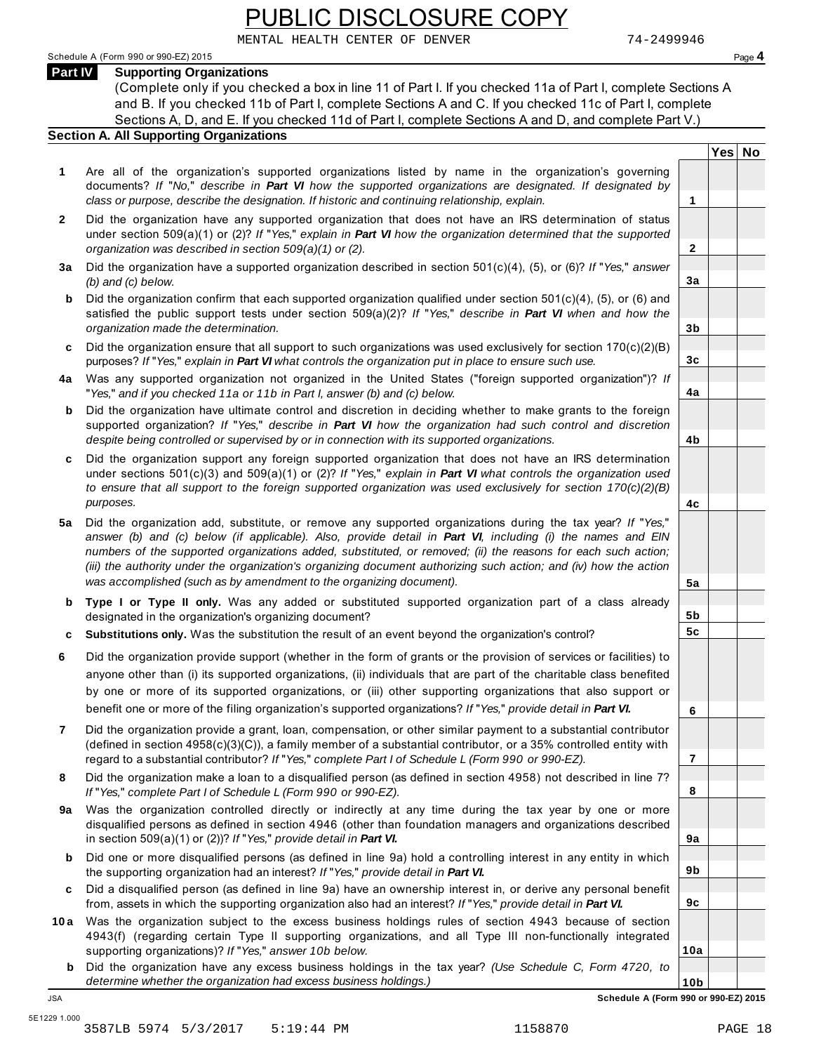PUBLIC DISCLOSURE COPY

MENTAL HEALTH CENTER OF DENVER 74-2499946

Schedule A (Form 990 or 990-EZ) 2015 Page **4**

## Part IV Supporting Organizations

(Complete only if you checked a box in line 11 of Part I. If you checked 11a of Part I, complete Sections A and B. If you checked 11b of Part I, complete Sections A and C. If you checked 11c of Part I, complete Sections A, D, and E. If you checked 11d of Part I, complete Sections A and D, and complete Part V.)

### Section A. All Supporting Organizations

| | | | Yes | No |
|---|---|---|---|---|
| **1** | Are all of the organization's supported organizations listed by name in the organization's governing documents? *If "No," describe in **Part VI** how the supported organizations are designated. If designated by class or purpose, describe the designation. If historic and continuing relationship, explain.* | **1** | | |
| **2** | Did the organization have any supported organization that does not have an IRS determination of status under section 509(a)(1) or (2)? *If "Yes," explain in **Part VI** how the organization determined that the supported organization was described in section 509(a)(1) or (2).* | **2** | | |
| **3a** | Did the organization have a supported organization described in section 501(c)(4), (5), or (6)? *If "Yes," answer (b) and (c) below.* | **3a** | | |
| **b** | Did the organization confirm that each supported organization qualified under section 501(c)(4), (5), or (6) and satisfied the public support tests under section 509(a)(2)? *If "Yes," describe in **Part VI** when and how the organization made the determination.* | **3b** | | |
| **c** | Did the organization ensure that all support to such organizations was used exclusively for section 170(c)(2)(B) purposes? *If "Yes," explain in **Part VI** what controls the organization put in place to ensure such use.* | **3c** | | |
| **4a** | Was any supported organization not organized in the United States ("foreign supported organization")? *If "Yes," and if you checked 11a or 11b in Part I, answer (b) and (c) below.* | **4a** | | |
| **b** | Did the organization have ultimate control and discretion in deciding whether to make grants to the foreign supported organization? *If "Yes," describe in **Part VI** how the organization had such control and discretion despite being controlled or supervised by or in connection with its supported organizations.* | **4b** | | |
| **c** | Did the organization support any foreign supported organization that does not have an IRS determination under sections 501(c)(3) and 509(a)(1) or (2)? *If "Yes," explain in **Part VI** what controls the organization used to ensure that all support to the foreign supported organization was used exclusively for section 170(c)(2)(B) purposes.* | **4c** | | |
| **5a** | Did the organization add, substitute, or remove any supported organizations during the tax year? *If "Yes," answer (b) and (c) below (if applicable). Also, provide detail in **Part VI**, including (i) the names and EIN numbers of the supported organizations added, substituted, or removed; (ii) the reasons for each such action; (iii) the authority under the organization's organizing document authorizing such action; and (iv) how the action was accomplished (such as by amendment to the organizing document).* | **5a** | | |
| **b** | **Type I or Type II only.** Was any added or substituted supported organization part of a class already designated in the organization's organizing document? | **5b** | | |
| **c** | **Substitutions only.** Was the substitution the result of an event beyond the organization's control? | **5c** | | |
| **6** | Did the organization provide support (whether in the form of grants or the provision of services or facilities) to anyone other than (i) its supported organizations, (ii) individuals that are part of the charitable class benefited by one or more of its supported organizations, or (iii) other supporting organizations that also support or benefit one or more of the filing organization's supported organizations? *If "Yes," provide detail in **Part VI.*** | **6** | | |
| **7** | Did the organization provide a grant, loan, compensation, or other similar payment to a substantial contributor (defined in section 4958(c)(3)(C)), a family member of a substantial contributor, or a 35% controlled entity with regard to a substantial contributor? *If "Yes," complete Part I of Schedule L (Form 990 or 990-EZ).* | **7** | | |
| **8** | Did the organization make a loan to a disqualified person (as defined in section 4958) not described in line 7? *If "Yes," complete Part I of Schedule L (Form 990 or 990-EZ).* | **8** | | |
| **9a** | Was the organization controlled directly or indirectly at any time during the tax year by one or more disqualified persons as defined in section 4946 (other than foundation managers and organizations described in section 509(a)(1) or (2))? *If "Yes," provide detail in **Part VI.*** | **9a** | | |
| **b** | Did one or more disqualified persons (as defined in line 9a) hold a controlling interest in any entity in which the supporting organization had an interest? *If "Yes," provide detail in **Part VI.*** | **9b** | | |
| **c** | Did a disqualified person (as defined in line 9a) have an ownership interest in, or derive any personal benefit from, assets in which the supporting organization also had an interest? *If "Yes," provide detail in **Part VI.*** | **9c** | | |
| **10a** | Was the organization subject to the excess business holdings rules of section 4943 because of section 4943(f) (regarding certain Type II supporting organizations, and all Type III non-functionally integrated supporting organizations)? *If "Yes," answer 10b below.* | **10a** | | |
| **b** | Did the organization have any excess business holdings in the tax year? *(Use Schedule C, Form 4720, to determine whether the organization had excess business holdings.)* | **10b** | | |

JSA **Schedule A (Form 990 or 990-EZ) 2015**

5E1229 1.000

3587LB 5974 5/3/2017 5:19:44 PM 1158870 PAGE 18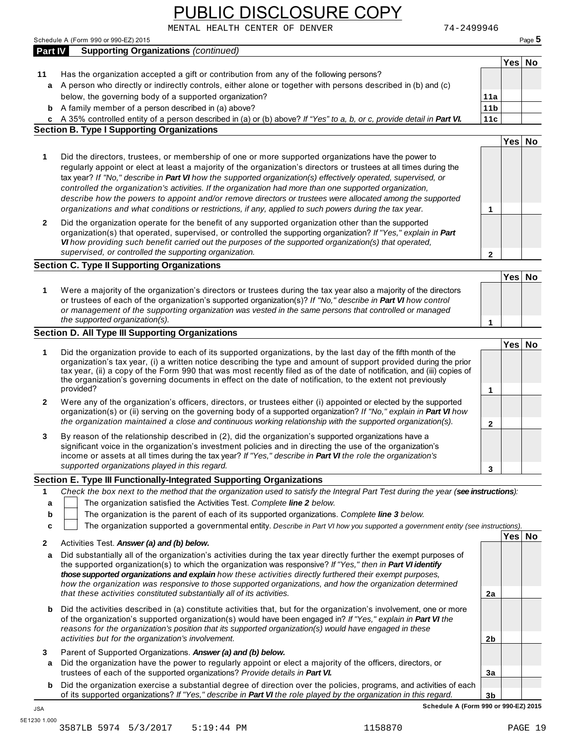# PUBLIC DISCLOSURE COPY

MENTAL HEALTH CENTER OF DENVER 74-2499946

Schedule A (Form 990 or 990-EZ) 2015

## Part IV Supporting Organizations *(continued)*

| | | | Yes | No |
|---|---|---|---|---|
| **11** | Has the organization accepted a gift or contribution from any of the following persons? | | | |
| **a** | A person who directly or indirectly controls, either alone or together with persons described in (b) and (c) below, the governing body of a supported organization? | **11a** | | |
| **b** | A family member of a person described in (a) above? | **11b** | | |
| **c** | A 35% controlled entity of a person described in (a) or (b) above? *If "Yes" to a, b, or c, provide detail in **Part VI.*** | **11c** | | |

### Section B. Type I Supporting Organizations

| | | | Yes | No |
|---|---|---|---|---|
| **1** | Did the directors, trustees, or membership of one or more supported organizations have the power to regularly appoint or elect at least a majority of the organization's directors or trustees at all times during the tax year? *If "No," describe in **Part VI** how the supported organization(s) effectively operated, supervised, or controlled the organization's activities. If the organization had more than one supported organization, describe how the powers to appoint and/or remove directors or trustees were allocated among the supported organizations and what conditions or restrictions, if any, applied to such powers during the tax year.* | **1** | | |
| **2** | Did the organization operate for the benefit of any supported organization other than the supported organization(s) that operated, supervised, or controlled the supporting organization? *If "Yes," explain in **Part VI** how providing such benefit carried out the purposes of the supported organization(s) that operated, supervised, or controlled the supporting organization.* | **2** | | |

### Section C. Type II Supporting Organizations

| | | | Yes | No |
|---|---|---|---|---|
| **1** | Were a majority of the organization's directors or trustees during the tax year also a majority of the directors or trustees of each of the organization's supported organization(s)? *If "No," describe in **Part VI** how control or management of the supporting organization was vested in the same persons that controlled or managed the supported organization(s).* | **1** | | |

### Section D. All Type III Supporting Organizations

| | | | Yes | No |
|---|---|---|---|---|
| **1** | Did the organization provide to each of its supported organizations, by the last day of the fifth month of the organization's tax year, (i) a written notice describing the type and amount of support provided during the prior tax year, (ii) a copy of the Form 990 that was most recently filed as of the date of notification, and (iii) copies of the organization's governing documents in effect on the date of notification, to the extent not previously provided? | **1** | | |
| **2** | Were any of the organization's officers, directors, or trustees either (i) appointed or elected by the supported organization(s) or (ii) serving on the governing body of a supported organization? *If "No," explain in **Part VI** how the organization maintained a close and continuous working relationship with the supported organization(s).* | **2** | | |
| **3** | By reason of the relationship described in (2), did the organization's supported organizations have a significant voice in the organization's investment policies and in directing the use of the organization's income or assets at all times during the tax year? *If "Yes," describe in **Part VI** the role the organization's supported organizations played in this regard.* | **3** | | |

### Section E. Type III Functionally-Integrated Supporting Organizations

**1** *Check the box next to the method that the organization used to satisfy the Integral Part Test during the year (**see instructions**):*

- **a** ☐ The organization satisfied the Activities Test. *Complete **line 2** below.*
- **b** ☐ The organization is the parent of each of its supported organizations. *Complete **line 3** below.*
- **c** ☐ The organization supported a governmental entity. *Describe in Part VI how you supported a government entity (see instructions).*

| | | | Yes | No |
|---|---|---|---|---|
| **2** | Activities Test. ***Answer (a) and (b) below.*** | | | |
| **a** | Did substantially all of the organization's activities during the tax year directly further the exempt purposes of the supported organization(s) to which the organization was responsive? *If "Yes," then in **Part VI identify those supported organizations and explain** how these activities directly furthered their exempt purposes, how the organization was responsive to those supported organizations, and how the organization determined that these activities constituted substantially all of its activities.* | **2a** | | |
| **b** | Did the activities described in (a) constitute activities that, but for the organization's involvement, one or more of the organization's supported organization(s) would have been engaged in? *If "Yes," explain in **Part VI** the reasons for the organization's position that its supported organization(s) would have engaged in these activities but for the organization's involvement.* | **2b** | | |
| **3** | Parent of Supported Organizations. ***Answer (a) and (b) below.*** | | | |
| **a** | Did the organization have the power to regularly appoint or elect a majority of the officers, directors, or trustees of each of the supported organizations? *Provide details in **Part VI.*** | **3a** | | |
| **b** | Did the organization exercise a substantial degree of direction over the policies, programs, and activities of each of its supported organizations? *If "Yes," describe in **Part VI** the role played by the organization in this regard.* | **3b** | | |

**Schedule A (Form 990 or 990-EZ) 2015**

JSA
5E1230 1.000
3587LB 5974 5/3/2017 5:19:44 PM 1158870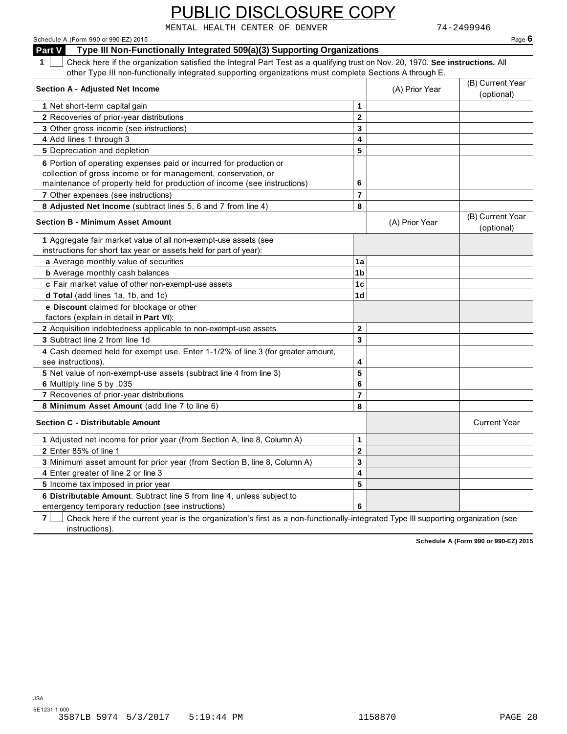# PUBLIC DISCLOSURE COPY

MENTAL HEALTH CENTER OF DENVER 74-2499946

Schedule A (Form 990 or 990-EZ) 2015 Page **6**

## Part V Type III Non-Functionally Integrated 509(a)(3) Supporting Organizations

**1** ☐ Check here if the organization satisfied the Integral Part Test as a qualifying trust on Nov. 20, 1970. **See instructions.** All other Type III non-functionally integrated supporting organizations must complete Sections A through E.

| **Section A - Adjusted Net Income** | | (A) Prior Year | (B) Current Year (optional) |
|---|---|---|---|
| **1** Net short-term capital gain | 1 | | |
| **2** Recoveries of prior-year distributions | 2 | | |
| **3** Other gross income (see instructions) | 3 | | |
| **4** Add lines 1 through 3 | 4 | | |
| **5** Depreciation and depletion | 5 | | |
| **6** Portion of operating expenses paid or incurred for production or collection of gross income or for management, conservation, or maintenance of property held for production of income (see instructions) | 6 | | |
| **7** Other expenses (see instructions) | 7 | | |
| **8 Adjusted Net Income** (subtract lines 5, 6 and 7 from line 4) | 8 | | |

| **Section B - Minimum Asset Amount** | | (A) Prior Year | (B) Current Year (optional) |
|---|---|---|---|
| **1** Aggregate fair market value of all non-exempt-use assets (see instructions for short tax year or assets held for part of year): | | | |
| **a** Average monthly value of securities | 1a | | |
| **b** Average monthly cash balances | 1b | | |
| **c** Fair market value of other non-exempt-use assets | 1c | | |
| **d Total** (add lines 1a, 1b, and 1c) | 1d | | |
| **e Discount** claimed for blockage or other factors (explain in detail in **Part VI**): | | | |
| **2** Acquisition indebtedness applicable to non-exempt-use assets | 2 | | |
| **3** Subtract line 2 from line 1d | 3 | | |
| **4** Cash deemed held for exempt use. Enter 1-1/2% of line 3 (for greater amount, see instructions). | 4 | | |
| **5** Net value of non-exempt-use assets (subtract line 4 from line 3) | 5 | | |
| **6** Multiply line 5 by .035 | 6 | | |
| **7** Recoveries of prior-year distributions | 7 | | |
| **8 Minimum Asset Amount** (add line 7 to line 6) | 8 | | |

| **Section C - Distributable Amount** | | | Current Year |
|---|---|---|---|
| **1** Adjusted net income for prior year (from Section A, line 8, Column A) | 1 | | |
| **2** Enter 85% of line 1 | 2 | | |
| **3** Minimum asset amount for prior year (from Section B, line 8, Column A) | 3 | | |
| **4** Enter greater of line 2 or line 3 | 4 | | |
| **5** Income tax imposed in prior year | 5 | | |
| **6 Distributable Amount**. Subtract line 5 from line 4, unless subject to emergency temporary reduction (see instructions) | 6 | | |

**7** ☐ Check here if the current year is the organization's first as a non-functionally-integrated Type III supporting organization (see instructions).

**Schedule A (Form 990 or 990-EZ) 2015**

JSA
5E1231 1.000
3587LB 5974 5/3/2017 5:19:44 PM 1158870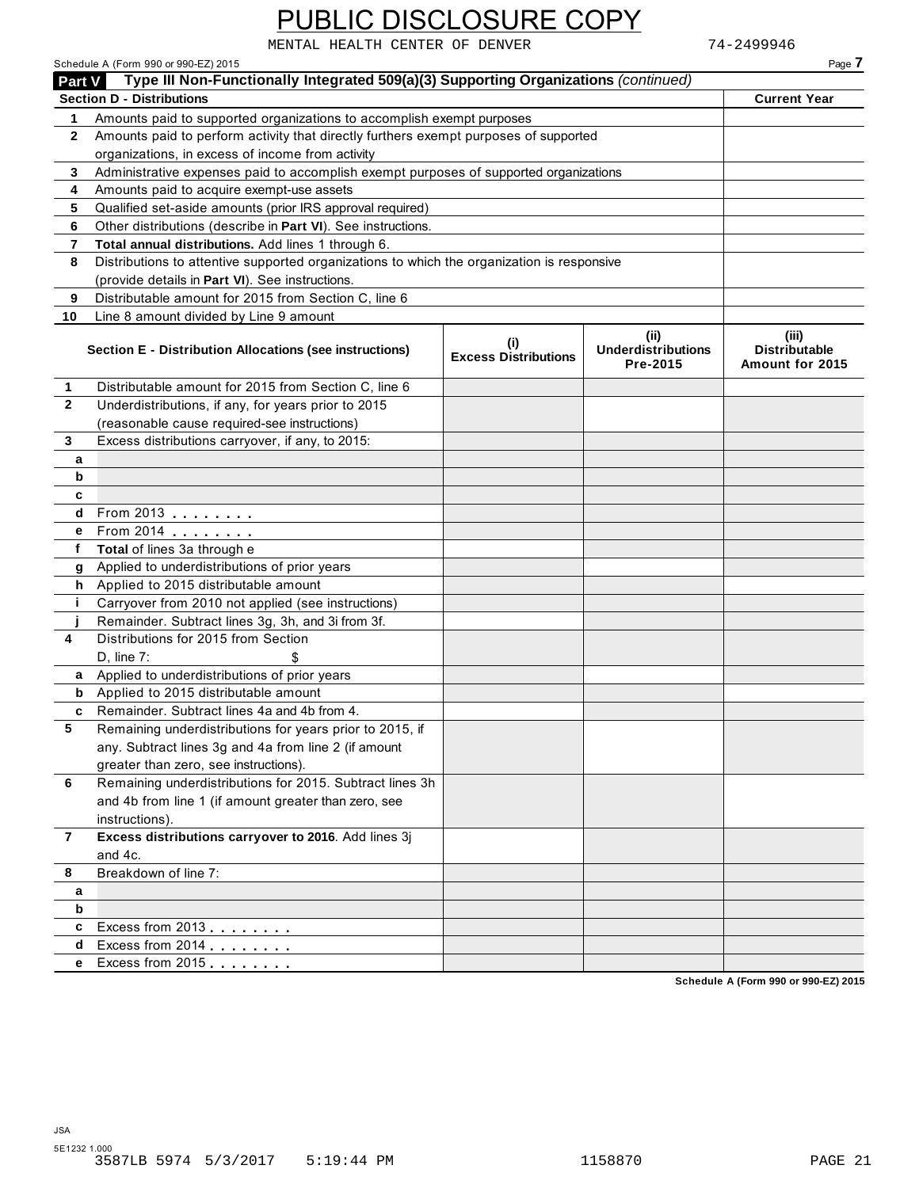PUBLIC DISCLOSURE COPY

MENTAL HEALTH CENTER OF DENVER 74-2499946

Schedule A (Form 990 or 990-EZ) 2015 Page 7

**Part V** **Type III Non-Functionally Integrated 509(a)(3) Supporting Organizations** *(continued)*

| **Section D - Distributions** | | **Current Year** |
|---|---|---|
| 1 | Amounts paid to supported organizations to accomplish exempt purposes | |
| 2 | Amounts paid to perform activity that directly furthers exempt purposes of supported organizations, in excess of income from activity | |
| 3 | Administrative expenses paid to accomplish exempt purposes of supported organizations | |
| 4 | Amounts paid to acquire exempt-use assets | |
| 5 | Qualified set-aside amounts (prior IRS approval required) | |
| 6 | Other distributions (describe in **Part VI**). See instructions. | |
| 7 | **Total annual distributions.** Add lines 1 through 6. | |
| 8 | Distributions to attentive supported organizations to which the organization is responsive (provide details in **Part VI**). See instructions. | |
| 9 | Distributable amount for 2015 from Section C, line 6 | |
| 10 | Line 8 amount divided by Line 9 amount | |

| | **Section E - Distribution Allocations (see instructions)** | **(i) Excess Distributions** | **(ii) Underdistributions Pre-2015** | **(iii) Distributable Amount for 2015** |
|---|---|---|---|---|
| 1 | Distributable amount for 2015 from Section C, line 6 | | | |
| 2 | Underdistributions, if any, for years prior to 2015 (reasonable cause required-see instructions) | | | |
| 3 | Excess distributions carryover, if any, to 2015: | | | |
| a | | | | |
| b | | | | |
| c | | | | |
| d | From 2013 | | | |
| e | From 2014 | | | |
| f | **Total** of lines 3a through e | | | |
| g | Applied to underdistributions of prior years | | | |
| h | Applied to 2015 distributable amount | | | |
| i | Carryover from 2010 not applied (see instructions) | | | |
| j | Remainder. Subtract lines 3g, 3h, and 3i from 3f. | | | |
| 4 | Distributions for 2015 from Section D, line 7: $ | | | |
| a | Applied to underdistributions of prior years | | | |
| b | Applied to 2015 distributable amount | | | |
| c | Remainder. Subtract lines 4a and 4b from 4. | | | |
| 5 | Remaining underdistributions for years prior to 2015, if any. Subtract lines 3g and 4a from line 2 (if amount greater than zero, see instructions). | | | |
| 6 | Remaining underdistributions for 2015. Subtract lines 3h and 4b from line 1 (if amount greater than zero, see instructions). | | | |
| 7 | **Excess distributions carryover to 2016**. Add lines 3j and 4c. | | | |
| 8 | Breakdown of line 7: | | | |
| a | | | | |
| b | | | | |
| c | Excess from 2013 | | | |
| d | Excess from 2014 | | | |
| e | Excess from 2015 | | | |

Schedule A (Form 990 or 990-EZ) 2015

JSA
5E1232 1.000
3587LB 5974 5/3/2017 5:19:44 PM 1158870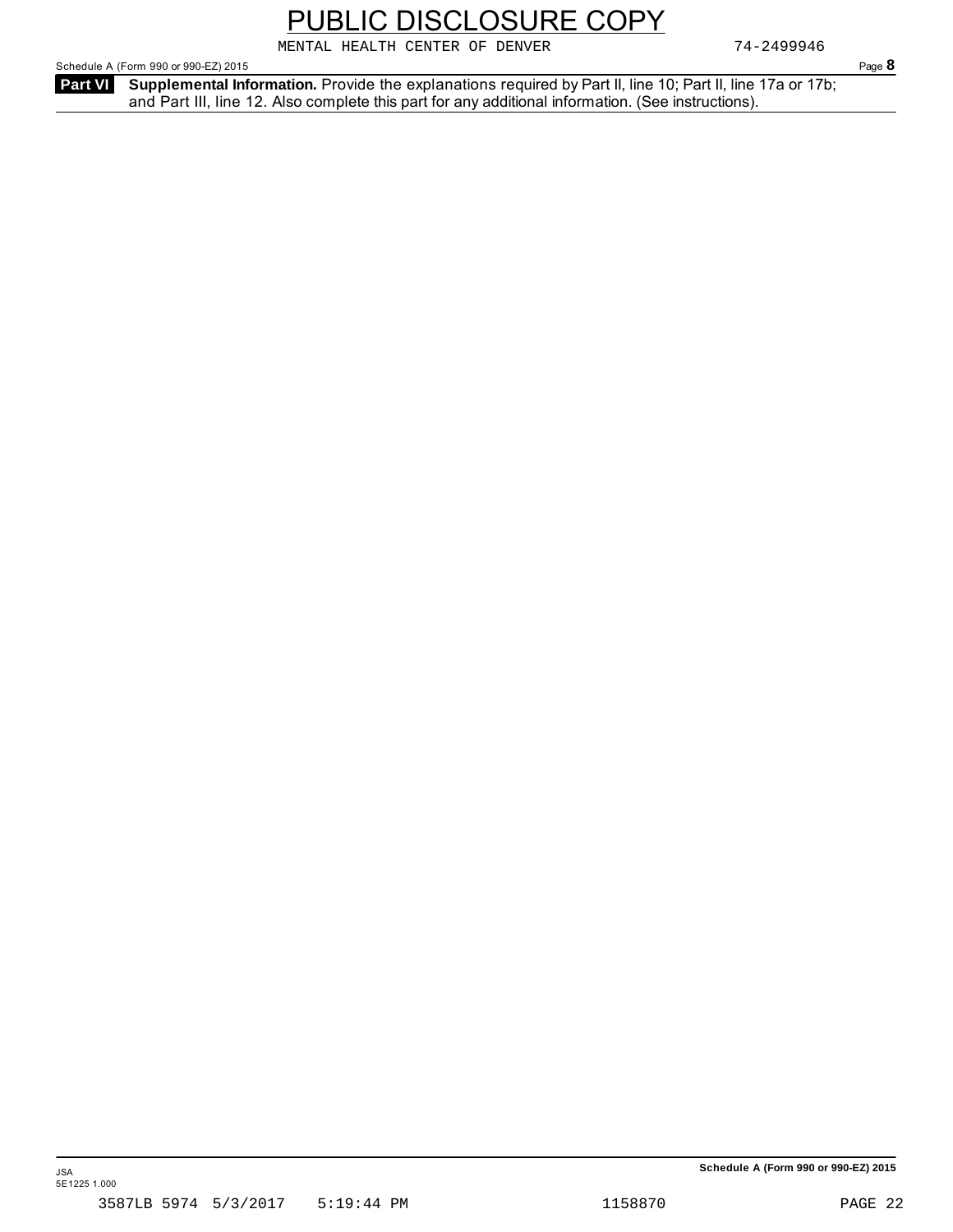# PUBLIC DISCLOSURE COPY

MENTAL HEALTH CENTER OF DENVER 74-2499946

Schedule A (Form 990 or 990-EZ) 2015

**Part VI Supplemental Information.** Provide the explanations required by Part II, line 10; Part II, line 17a or 17b; and Part III, line 12. Also complete this part for any additional information. (See instructions).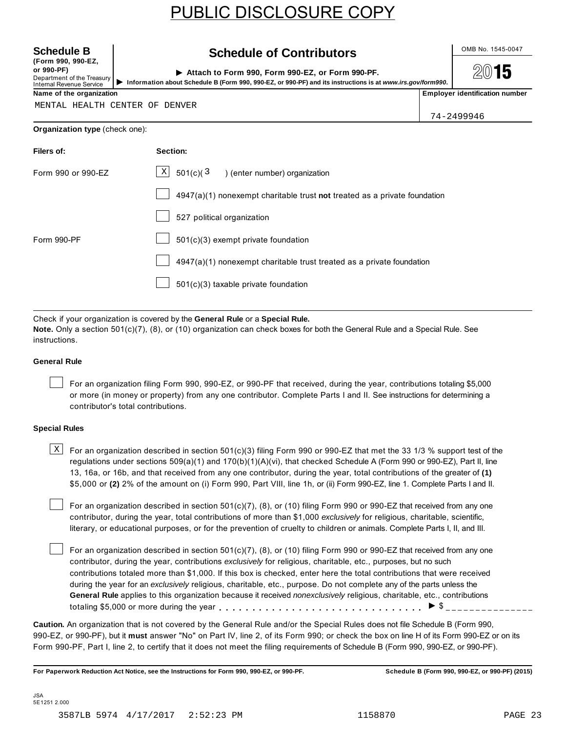# PUBLIC DISCLOSURE COPY

**Schedule B** (Form 990, 990-EZ, or 990-PF)
Department of the Treasury
Internal Revenue Service

## Schedule of Contributors

► Attach to Form 990, Form 990-EZ, or Form 990-PF.

► Information about Schedule B (Form 990, 990-EZ, or 990-PF) and its instructions is at *www.irs.gov/form990*.

OMB No. 1545-0047

**2015**

| Name of the organization | Employer identification number |
|---|---|
| MENTAL HEALTH CENTER OF DENVER | 74-2499946 |

**Organization type** (check one):

| Filers of: | Section: |
|---|---|
| Form 990 or 990-EZ | [X] 501(c)( 3 ) (enter number) organization |
| | [ ] 4947(a)(1) nonexempt charitable trust **not** treated as a private foundation |
| | [ ] 527 political organization |
| Form 990-PF | [ ] 501(c)(3) exempt private foundation |
| | [ ] 4947(a)(1) nonexempt charitable trust treated as a private foundation |
| | [ ] 501(c)(3) taxable private foundation |

Check if your organization is covered by the **General Rule** or a **Special Rule.**

**Note.** Only a section 501(c)(7), (8), or (10) organization can check boxes for both the General Rule and a Special Rule. See instructions.

**General Rule**

[ ] For an organization filing Form 990, 990-EZ, or 990-PF that received, during the year, contributions totaling $5,000 or more (in money or property) from any one contributor. Complete Parts I and II. See instructions for determining a contributor's total contributions.

**Special Rules**

[X] For an organization described in section 501(c)(3) filing Form 990 or 990-EZ that met the 33 1/3 % support test of the regulations under sections 509(a)(1) and 170(b)(1)(A)(vi), that checked Schedule A (Form 990 or 990-EZ), Part II, line 13, 16a, or 16b, and that received from any one contributor, during the year, total contributions of the greater of **(1)** $5,000 or **(2)** 2% of the amount on (i) Form 990, Part VIII, line 1h, or (ii) Form 990-EZ, line 1. Complete Parts I and II.

[ ] For an organization described in section 501(c)(7), (8), or (10) filing Form 990 or 990-EZ that received from any one contributor, during the year, total contributions of more than $1,000 *exclusively* for religious, charitable, scientific, literary, or educational purposes, or for the prevention of cruelty to children or animals. Complete Parts I, II, and III.

[ ] For an organization described in section 501(c)(7), (8), or (10) filing Form 990 or 990-EZ that received from any one contributor, during the year, contributions *exclusively* for religious, charitable, etc., purposes, but no such contributions totaled more than $1,000. If this box is checked, enter here the total contributions that were received during the year for an *exclusively* religious, charitable, etc., purpose. Do not complete any of the parts unless the **General Rule** applies to this organization because it received *nonexclusively* religious, charitable, etc., contributions totaling $5,000 or more during the year . . . . . . . . . . . . . . . . . . . . . . . . . . . . . ► $ _______________

**Caution.** An organization that is not covered by the General Rule and/or the Special Rules does not file Schedule B (Form 990, 990-EZ, or 990-PF), but it **must** answer "No" on Part IV, line 2, of its Form 990; or check the box on line H of its Form 990-EZ or on its Form 990-PF, Part I, line 2, to certify that it does not meet the filing requirements of Schedule B (Form 990, 990-EZ, or 990-PF).

**For Paperwork Reduction Act Notice, see the Instructions for Form 990, 990-EZ, or 990-PF.** **Schedule B (Form 990, 990-EZ, or 990-PF) (2015)**

JSA
5E1251 2.000

3587LB 5974 4/17/2017 2:52:23 PM 1158870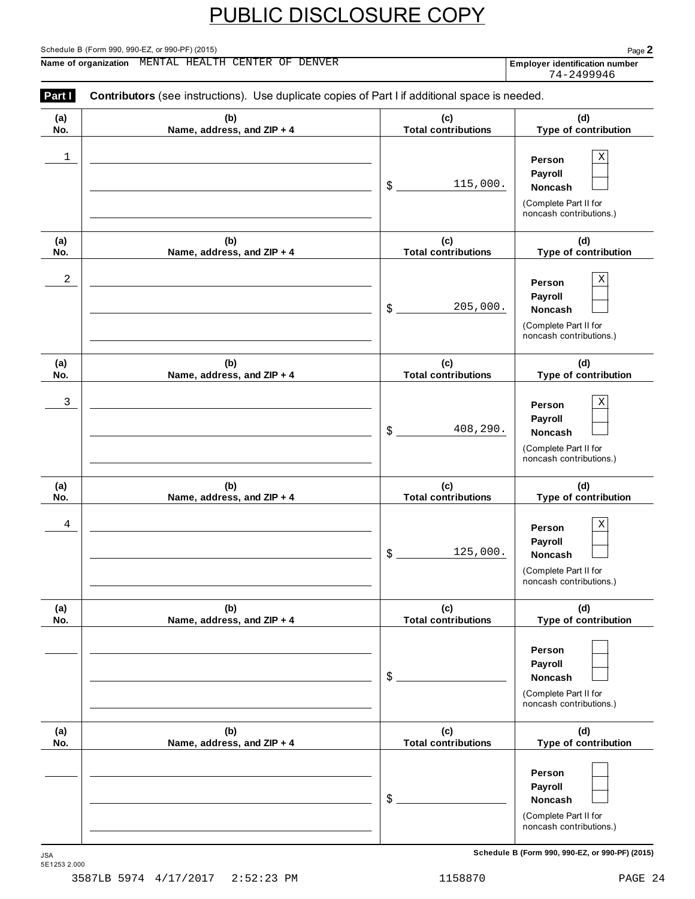# PUBLIC DISCLOSURE COPY

Schedule B (Form 990, 990-EZ, or 990-PF) (2015) Page **2**

**Name of organization** MENTAL HEALTH CENTER OF DENVER

**Employer identification number** 74-2499946

**Part I** **Contributors** (see instructions). Use duplicate copies of Part I if additional space is needed.

| (a) No. | (b) Name, address, and ZIP + 4 | (c) Total contributions | (d) Type of contribution |
|---|---|---|---|
| 1 | | $ 115,000. | Person [X] Payroll [ ] Noncash [ ] (Complete Part II for noncash contributions.) |
| 2 | | $ 205,000. | Person [X] Payroll [ ] Noncash [ ] (Complete Part II for noncash contributions.) |
| 3 | | $ 408,290. | Person [X] Payroll [ ] Noncash [ ] (Complete Part II for noncash contributions.) |
| 4 | | $ 125,000. | Person [X] Payroll [ ] Noncash [ ] (Complete Part II for noncash contributions.) |
| | | $ | Person [ ] Payroll [ ] Noncash [ ] (Complete Part II for noncash contributions.) |
| | | $ | Person [ ] Payroll [ ] Noncash [ ] (Complete Part II for noncash contributions.) |

**Schedule B (Form 990, 990-EZ, or 990-PF) (2015)**

JSA 5E1253 2.000

3587LB 5974 4/17/2017 2:52:23 PM 1158870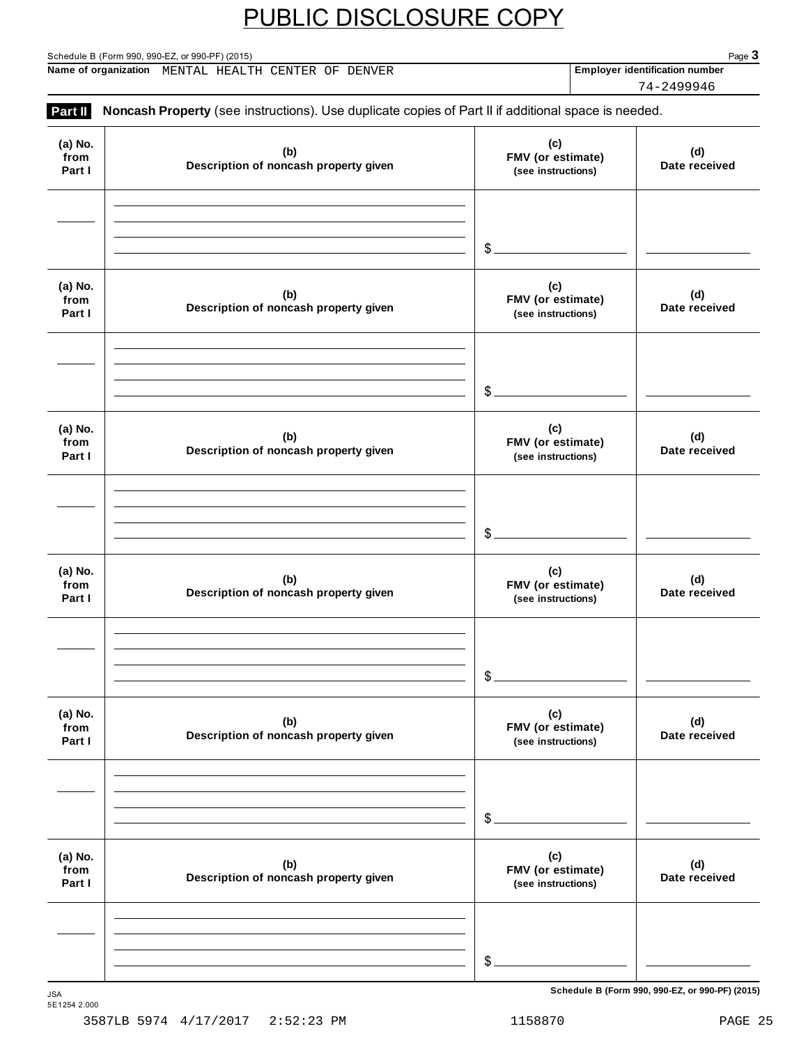# PUBLIC DISCLOSURE COPY

Schedule B (Form 990, 990-EZ, or 990-PF) (2015)

**Name of organization** MENTAL HEALTH CENTER OF DENVER

**Employer identification number** 74-2499946

**Part II** **Noncash Property** (see instructions). Use duplicate copies of Part II if additional space is needed.

| (a) No. from Part I | (b) Description of noncash property given | (c) FMV (or estimate) (see instructions) | (d) Date received |
|---|---|---|---|
| | | $ | |

| (a) No. from Part I | (b) Description of noncash property given | (c) FMV (or estimate) (see instructions) | (d) Date received |
|---|---|---|---|
| | | $ | |

| (a) No. from Part I | (b) Description of noncash property given | (c) FMV (or estimate) (see instructions) | (d) Date received |
|---|---|---|---|
| | | $ | |

| (a) No. from Part I | (b) Description of noncash property given | (c) FMV (or estimate) (see instructions) | (d) Date received |
|---|---|---|---|
| | | $ | |

| (a) No. from Part I | (b) Description of noncash property given | (c) FMV (or estimate) (see instructions) | (d) Date received |
|---|---|---|---|
| | | $ | |

| (a) No. from Part I | (b) Description of noncash property given | (c) FMV (or estimate) (see instructions) | (d) Date received |
|---|---|---|---|
| | | $ | |

Schedule B (Form 990, 990-EZ, or 990-PF) (2015)

JSA
5E1254 2.000

3587LB 5974 4/17/2017 2:52:23 PM 1158870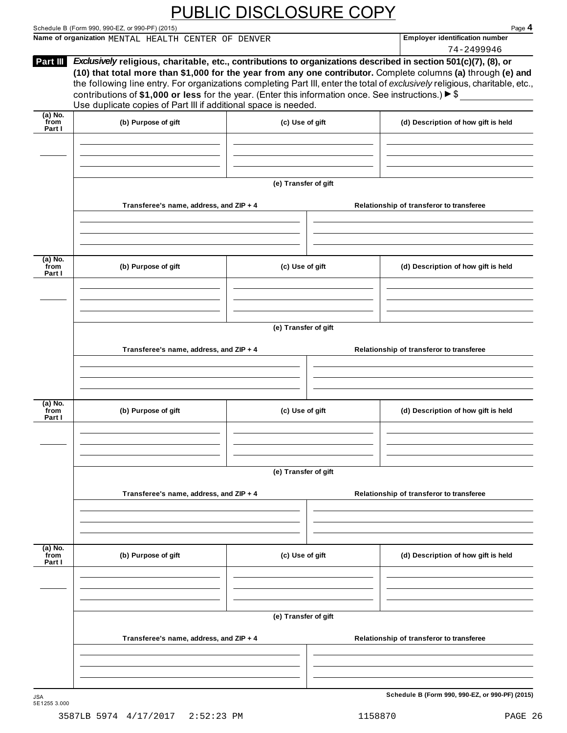# PUBLIC DISCLOSURE COPY

Schedule B (Form 990, 990-EZ, or 990-PF) (2015) Page **4**

**Name of organization** MENTAL HEALTH CENTER OF DENVER

**Employer identification number** 74-2499946

**Part III** ***Exclusively*** **religious, charitable, etc., contributions to organizations described in section 501(c)(7), (8), or (10) that total more than $1,000 for the year from any one contributor.** Complete columns **(a)** through **(e) and** the following line entry. For organizations completing Part III, enter the total of *exclusively* religious, charitable, etc., contributions of **$1,000 or less** for the year. (Enter this information once. See instructions.) ► $ ________

Use duplicate copies of Part III if additional space is needed.

| (a) No. from Part I | (b) Purpose of gift | (c) Use of gift | (d) Description of how gift is held |
|---|---|---|---|
| | | | |

**(e) Transfer of gift**

| Transferee's name, address, and ZIP + 4 | Relationship of transferor to transferee |
|---|---|
| | |

| (a) No. from Part I | (b) Purpose of gift | (c) Use of gift | (d) Description of how gift is held |
|---|---|---|---|
| | | | |

**(e) Transfer of gift**

| Transferee's name, address, and ZIP + 4 | Relationship of transferor to transferee |
|---|---|
| | |

| (a) No. from Part I | (b) Purpose of gift | (c) Use of gift | (d) Description of how gift is held |
|---|---|---|---|
| | | | |

**(e) Transfer of gift**

| Transferee's name, address, and ZIP + 4 | Relationship of transferor to transferee |
|---|---|
| | |

| (a) No. from Part I | (b) Purpose of gift | (c) Use of gift | (d) Description of how gift is held |
|---|---|---|---|
| | | | |

**(e) Transfer of gift**

| Transferee's name, address, and ZIP + 4 | Relationship of transferor to transferee |
|---|---|
| | |

JSA 5E1255 3.000

**Schedule B (Form 990, 990-EZ, or 990-PF) (2015)**

3587LB 5974 4/17/2017 2:52:23 PM 1158870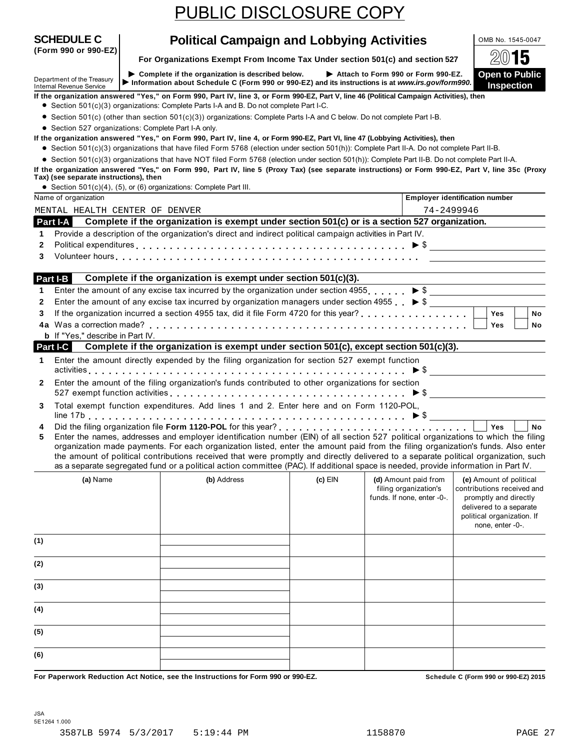# PUBLIC DISCLOSURE COPY

**SCHEDULE C (Form 990 or 990-EZ)**

Department of the Treasury
Internal Revenue Service

## Political Campaign and Lobbying Activities

**For Organizations Exempt From Income Tax Under section 501(c) and section 527**

▶ **Complete if the organization is described below.** ▶ **Attach to Form 990 or Form 990-EZ.**
▶ **Information about Schedule C (Form 990 or 990-EZ) and its instructions is at** ***www.irs.gov/form990.***

OMB No. 1545-0047

**2015**

**Open to Public Inspection**

**If the organization answered "Yes," on Form 990, Part IV, line 3, or Form 990-EZ, Part V, line 46 (Political Campaign Activities), then**

- Section 501(c)(3) organizations: Complete Parts I-A and B. Do not complete Part I-C.
- Section 501(c) (other than section 501(c)(3)) organizations: Complete Parts I-A and C below. Do not complete Part I-B.
- Section 527 organizations: Complete Part I-A only.

**If the organization answered "Yes," on Form 990, Part IV, line 4, or Form 990-EZ, Part VI, line 47 (Lobbying Activities), then**

- Section 501(c)(3) organizations that have filed Form 5768 (election under section 501(h)): Complete Part II-A. Do not complete Part II-B.
- Section 501(c)(3) organizations that have NOT filed Form 5768 (election under section 501(h)): Complete Part II-B. Do not complete Part II-A.

**If the organization answered "Yes," on Form 990, Part IV, line 5 (Proxy Tax) (see separate instructions) or Form 990-EZ, Part V, line 35c (Proxy Tax) (see separate instructions), then**

- Section 501(c)(4), (5), or (6) organizations: Complete Part III.

| Name of organization | Employer identification number |
|---|---|
| MENTAL HEALTH CENTER OF DENVER | 74-2499946 |

### Part I-A Complete if the organization is exempt under section 501(c) or is a section 527 organization.

1. Provide a description of the organization's direct and indirect political campaign activities in Part IV.
2. Political expenditures ▶ $
3. Volunteer hours

### Part I-B Complete if the organization is exempt under section 501(c)(3).

1. Enter the amount of any excise tax incurred by the organization under section 4955 ▶ $
2. Enter the amount of any excise tax incurred by organization managers under section 4955 ▶ $
3. If the organization incurred a section 4955 tax, did it file Form 4720 for this year? ☐ Yes ☐ No
4a. Was a correction made? ☐ Yes ☐ No
 b. If "Yes," describe in Part IV.

### Part I-C Complete if the organization is exempt under section 501(c), except section 501(c)(3).

1. Enter the amount directly expended by the filing organization for section 527 exempt function activities ▶ $
2. Enter the amount of the filing organization's funds contributed to other organizations for section 527 exempt function activities ▶ $
3. Total exempt function expenditures. Add lines 1 and 2. Enter here and on Form 1120-POL, line 17b ▶ $
4. Did the filing organization file **Form 1120-POL** for this year? ☐ Yes ☐ No
5. Enter the names, addresses and employer identification number (EIN) of all section 527 political organizations to which the filing organization made payments. For each organization listed, enter the amount paid from the filing organization's funds. Also enter the amount of political contributions received that were promptly and directly delivered to a separate political organization, such as a separate segregated fund or a political action committee (PAC). If additional space is needed, provide information in Part IV.

| | (a) Name | (b) Address | (c) EIN | (d) Amount paid from filing organization's funds. If none, enter -0-. | (e) Amount of political contributions received and promptly and directly delivered to a separate political organization. If none, enter -0-. |
|---|---|---|---|---|---|
| (1) | | | | | |
| (2) | | | | | |
| (3) | | | | | |
| (4) | | | | | |
| (5) | | | | | |
| (6) | | | | | |

**For Paperwork Reduction Act Notice, see the Instructions for Form 990 or 990-EZ.** **Schedule C (Form 990 or 990-EZ) 2015**

JSA
5E1264 1.000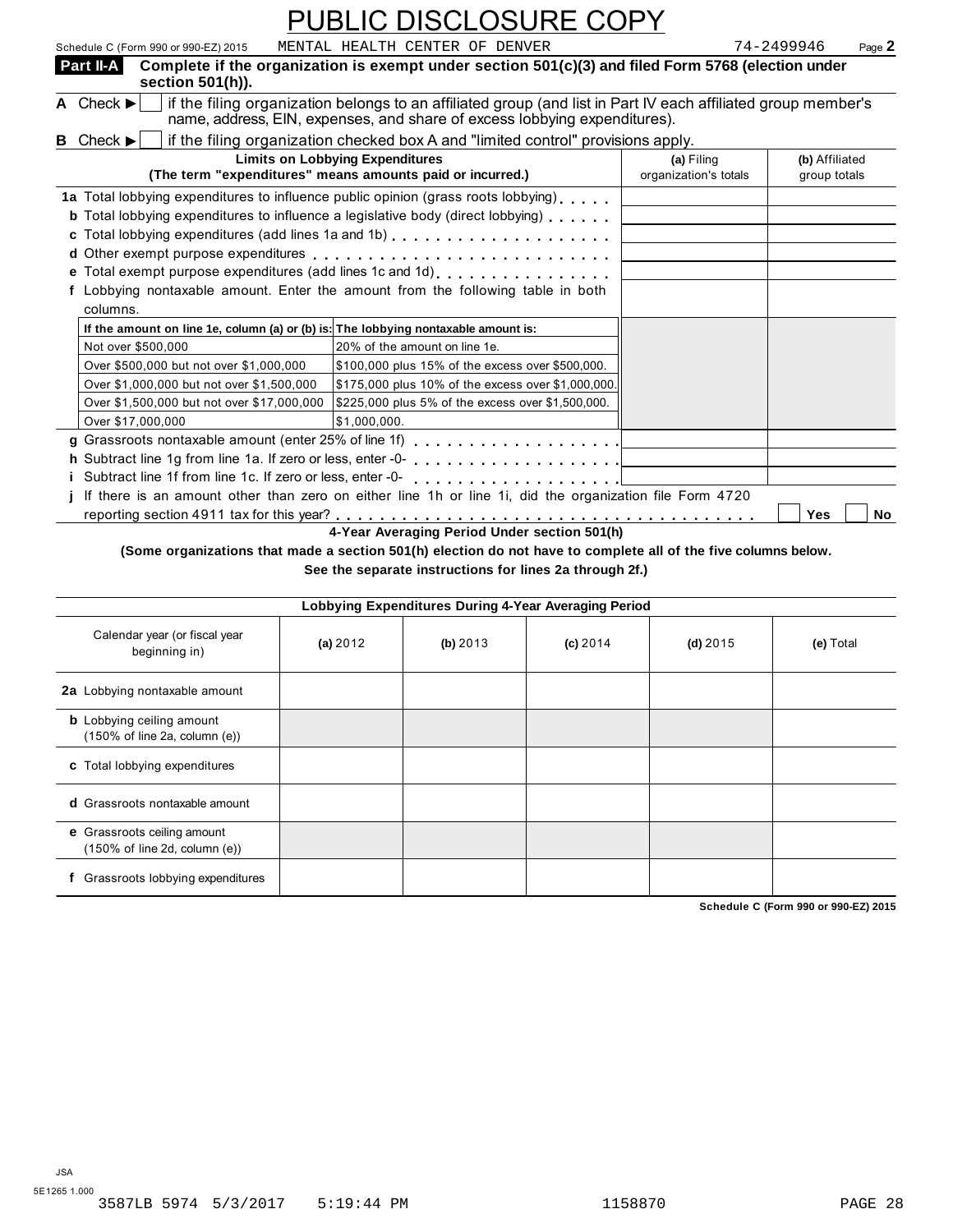# PUBLIC DISCLOSURE COPY

Schedule C (Form 990 or 990-EZ) 2015 MENTAL HEALTH CENTER OF DENVER 74-2499946 Page **2**

**Part II-A** **Complete if the organization is exempt under section 501(c)(3) and filed Form 5768 (election under section 501(h)).**

**A** Check ▶ ☐ if the filing organization belongs to an affiliated group (and list in Part IV each affiliated group member's name, address, EIN, expenses, and share of excess lobbying expenditures).

**B** Check ▶ ☐ if the filing organization checked box A and "limited control" provisions apply.

| **Limits on Lobbying Expenditures** (The term "expenditures" means amounts paid or incurred.) | **(a)** Filing organization's totals | **(b)** Affiliated group totals |
|---|---|---|
| **1a** Total lobbying expenditures to influence public opinion (grass roots lobbying) | | |
| **b** Total lobbying expenditures to influence a legislative body (direct lobbying) | | |
| **c** Total lobbying expenditures (add lines 1a and 1b) | | |
| **d** Other exempt purpose expenditures | | |
| **e** Total exempt purpose expenditures (add lines 1c and 1d) | | |
| **f** Lobbying nontaxable amount. Enter the amount from the following table in both columns. | | |

| If the amount on line 1e, column (a) or (b) is: | The lobbying nontaxable amount is: |
|---|---|
| Not over $500,000 | 20% of the amount on line 1e. |
| Over $500,000 but not over $1,000,000 | $100,000 plus 15% of the excess over $500,000. |
| Over $1,000,000 but not over $1,500,000 | $175,000 plus 10% of the excess over $1,000,000. |
| Over $1,500,000 but not over $17,000,000 | $225,000 plus 5% of the excess over $1,500,000. |
| Over $17,000,000 | $1,000,000. |

| | (a) | (b) |
|---|---|---|
| **g** Grassroots nontaxable amount (enter 25% of line 1f) | | |
| **h** Subtract line 1g from line 1a. If zero or less, enter -0- | | |
| **i** Subtract line 1f from line 1c. If zero or less, enter -0- | | |

**j** If there is an amount other than zero on either line 1h or line 1i, did the organization file Form 4720 reporting section 4911 tax for this year? ☐ **Yes** ☐ **No**

**4-Year Averaging Period Under section 501(h)**

**(Some organizations that made a section 501(h) election do not have to complete all of the five columns below. See the separate instructions for lines 2a through 2f.)**

| **Lobbying Expenditures During 4-Year Averaging Period** | | | | | |
|---|---|---|---|---|---|
| Calendar year (or fiscal year beginning in) | **(a)** 2012 | **(b)** 2013 | **(c)** 2014 | **(d)** 2015 | **(e)** Total |
| **2a** Lobbying nontaxable amount | | | | | |
| **b** Lobbying ceiling amount (150% of line 2a, column (e)) | | | | | |
| **c** Total lobbying expenditures | | | | | |
| **d** Grassroots nontaxable amount | | | | | |
| **e** Grassroots ceiling amount (150% of line 2d, column (e)) | | | | | |
| **f** Grassroots lobbying expenditures | | | | | |

**Schedule C (Form 990 or 990-EZ) 2015**

JSA
5E1265 1.000
3587LB 5974 5/3/2017 5:19:44 PM 1158870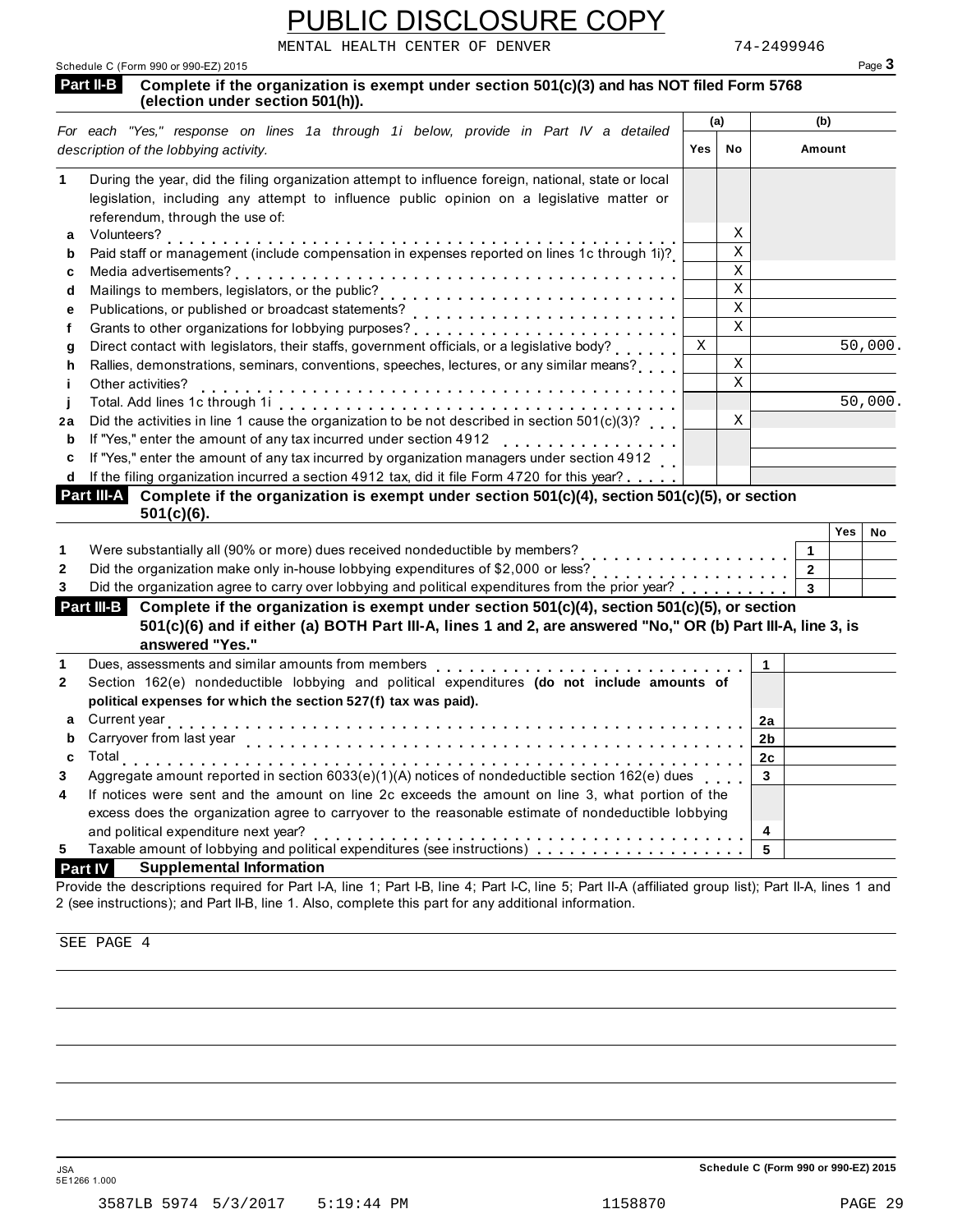# PUBLIC DISCLOSURE COPY

MENTAL HEALTH CENTER OF DENVER 74-2499946

Schedule C (Form 990 or 990-EZ) 2015 Page **3**

**Part II-B** **Complete if the organization is exempt under section 501(c)(3) and has NOT filed Form 5768 (election under section 501(h)).**

| | *For each "Yes," response on lines 1a through 1i below, provide in Part IV a detailed description of the lobbying activity.* | (a) Yes | (a) No | (b) Amount |
|---|---|---|---|---|
| **1** | During the year, did the filing organization attempt to influence foreign, national, state or local legislation, including any attempt to influence public opinion on a legislative matter or referendum, through the use of: | | | |
| **a** | Volunteers? | | X | |
| **b** | Paid staff or management (include compensation in expenses reported on lines 1c through 1i)? | | X | |
| **c** | Media advertisements? | | X | |
| **d** | Mailings to members, legislators, or the public? | | X | |
| **e** | Publications, or published or broadcast statements? | | X | |
| **f** | Grants to other organizations for lobbying purposes? | | X | |
| **g** | Direct contact with legislators, their staffs, government officials, or a legislative body? | X | | 50,000. |
| **h** | Rallies, demonstrations, seminars, conventions, speeches, lectures, or any similar means? | | X | |
| **i** | Other activities? | | X | |
| **j** | Total. Add lines 1c through 1i | | | 50,000. |
| **2a** | Did the activities in line 1 cause the organization to be not described in section 501(c)(3)? | | X | |
| **b** | If "Yes," enter the amount of any tax incurred under section 4912 | | | |
| **c** | If "Yes," enter the amount of any tax incurred by organization managers under section 4912 | | | |
| **d** | If the filing organization incurred a section 4912 tax, did it file Form 4720 for this year? | | | |

**Part III-A** **Complete if the organization is exempt under section 501(c)(4), section 501(c)(5), or section 501(c)(6).**

| | | | Yes | No |
|---|---|---|---|---|
| **1** | Were substantially all (90% or more) dues received nondeductible by members? | **1** | | |
| **2** | Did the organization make only in-house lobbying expenditures of $2,000 or less? | **2** | | |
| **3** | Did the organization agree to carry over lobbying and political expenditures from the prior year? | **3** | | |

**Part III-B** **Complete if the organization is exempt under section 501(c)(4), section 501(c)(5), or section 501(c)(6) and if either (a) BOTH Part III-A, lines 1 and 2, are answered "No," OR (b) Part III-A, line 3, is answered "Yes."**

| | | | |
|---|---|---|---|
| **1** | Dues, assessments and similar amounts from members | **1** | |
| **2** | Section 162(e) nondeductible lobbying and political expenditures **(do not include amounts of political expenses for which the section 527(f) tax was paid).** | | |
| **a** | Current year | **2a** | |
| **b** | Carryover from last year | **2b** | |
| **c** | Total | **2c** | |
| **3** | Aggregate amount reported in section 6033(e)(1)(A) notices of nondeductible section 162(e) dues | **3** | |
| **4** | If notices were sent and the amount on line 2c exceeds the amount on line 3, what portion of the excess does the organization agree to carryover to the reasonable estimate of nondeductible lobbying and political expenditure next year? | **4** | |
| **5** | Taxable amount of lobbying and political expenditures (see instructions) | **5** | |

**Part IV** **Supplemental Information**

Provide the descriptions required for Part I-A, line 1; Part I-B, line 4; Part I-C, line 5; Part II-A (affiliated group list); Part II-A, lines 1 and 2 (see instructions); and Part II-B, line 1. Also, complete this part for any additional information.

SEE PAGE 4

JSA
5E1266 1.000

**Schedule C (Form 990 or 990-EZ) 2015**

3587LB 5974 5/3/2017 5:19:44 PM 1158870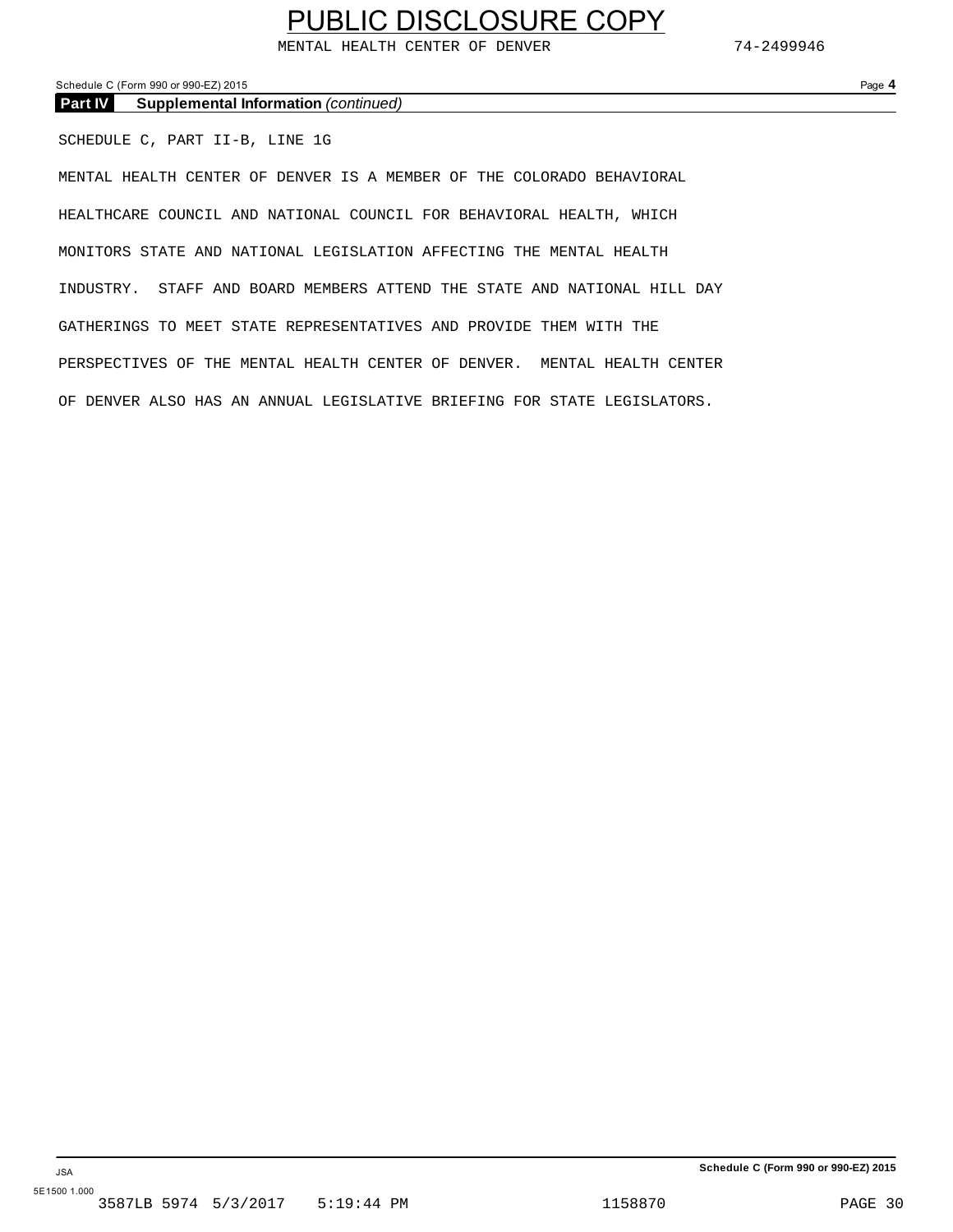**Part IV** **Supplemental Information** *(continued)*

SCHEDULE C, PART II-B, LINE 1G

MENTAL HEALTH CENTER OF DENVER IS A MEMBER OF THE COLORADO BEHAVIORAL HEALTHCARE COUNCIL AND NATIONAL COUNCIL FOR BEHAVIORAL HEALTH, WHICH MONITORS STATE AND NATIONAL LEGISLATION AFFECTING THE MENTAL HEALTH INDUSTRY. STAFF AND BOARD MEMBERS ATTEND THE STATE AND NATIONAL HILL DAY GATHERINGS TO MEET STATE REPRESENTATIVES AND PROVIDE THEM WITH THE PERSPECTIVES OF THE MENTAL HEALTH CENTER OF DENVER. MENTAL HEALTH CENTER OF DENVER ALSO HAS AN ANNUAL LEGISLATIVE BRIEFING FOR STATE LEGISLATORS.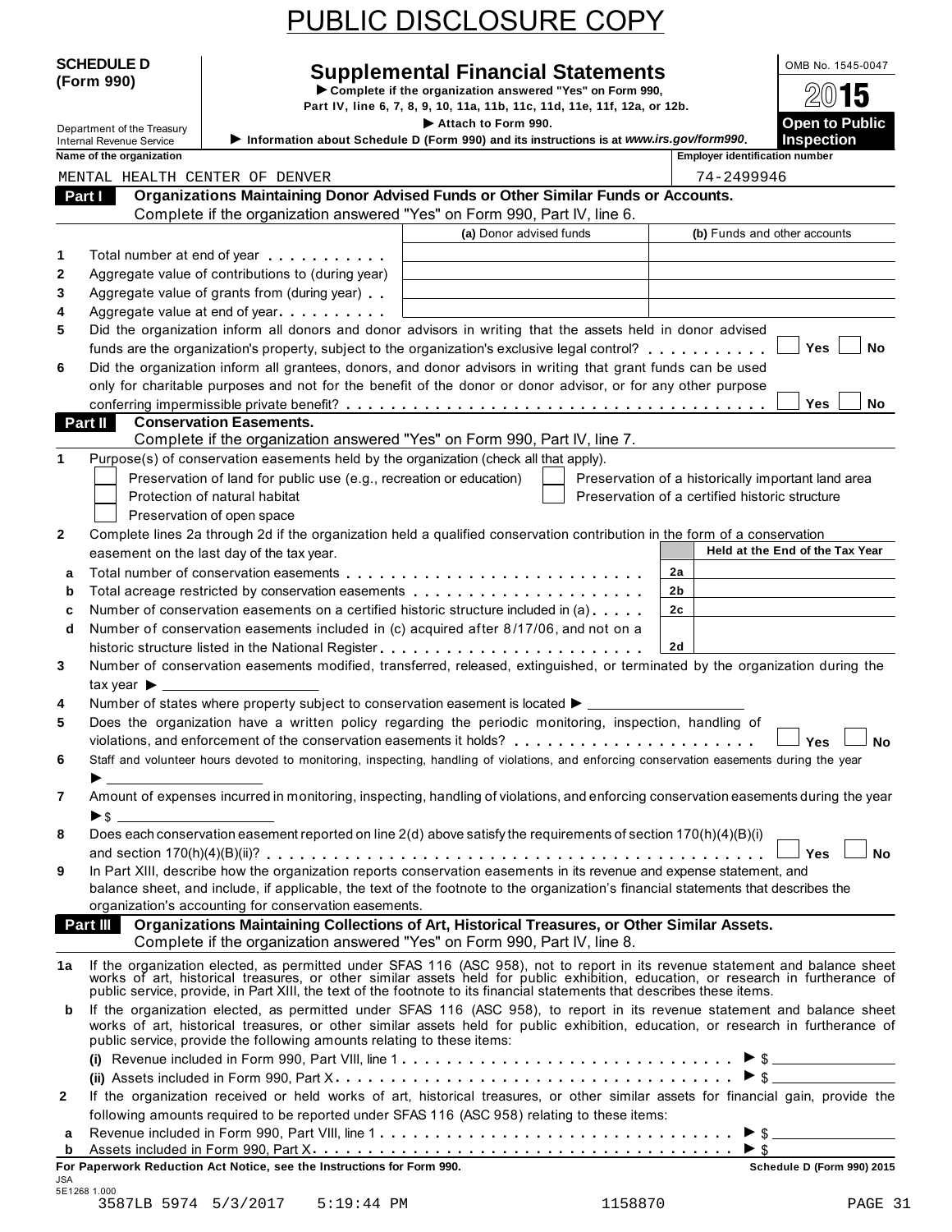# PUBLIC DISCLOSURE COPY

**SCHEDULE D (Form 990)**

Department of the Treasury
Internal Revenue Service

## Supplemental Financial Statements

▶ **Complete if the organization answered "Yes" on Form 990, Part IV, line 6, 7, 8, 9, 10, 11a, 11b, 11c, 11d, 11e, 11f, 12a, or 12b.**
▶ **Attach to Form 990.**
▶ **Information about Schedule D (Form 990) and its instructions is at *www.irs.gov/form990*.**

OMB No. 1545-0047
**2015**
**Open to Public Inspection**

| Name of the organization | Employer identification number |
|---|---|
| MENTAL HEALTH CENTER OF DENVER | 74-2499946 |

**Part I — Organizations Maintaining Donor Advised Funds or Other Similar Funds or Accounts.** Complete if the organization answered "Yes" on Form 990, Part IV, line 6.

| | | (a) Donor advised funds | (b) Funds and other accounts |
|---|---|---|---|
| 1 | Total number at end of year | | |
| 2 | Aggregate value of contributions to (during year) | | |
| 3 | Aggregate value of grants from (during year) | | |
| 4 | Aggregate value at end of year | | |

5 Did the organization inform all donors and donor advisors in writing that the assets held in donor advised funds are the organization's property, subject to the organization's exclusive legal control? ☐ Yes ☐ No

6 Did the organization inform all grantees, donors, and donor advisors in writing that grant funds can be used only for charitable purposes and not for the benefit of the donor or donor advisor, or for any other purpose conferring impermissible private benefit? ☐ Yes ☐ No

**Part II — Conservation Easements.** Complete if the organization answered "Yes" on Form 990, Part IV, line 7.

1 Purpose(s) of conservation easements held by the organization (check all that apply).
- ☐ Preservation of land for public use (e.g., recreation or education)
- ☐ Protection of natural habitat
- ☐ Preservation of open space
- ☐ Preservation of a historically important land area
- ☐ Preservation of a certified historic structure

2 Complete lines 2a through 2d if the organization held a qualified conservation contribution in the form of a conservation easement on the last day of the tax year.

| | | | Held at the End of the Tax Year |
|---|---|---|---|
| a | Total number of conservation easements | 2a | |
| b | Total acreage restricted by conservation easements | 2b | |
| c | Number of conservation easements on a certified historic structure included in (a) | 2c | |
| d | Number of conservation easements included in (c) acquired after 8/17/06, and not on a historic structure listed in the National Register | 2d | |

3 Number of conservation easements modified, transferred, released, extinguished, or terminated by the organization during the tax year ▶ ______

4 Number of states where property subject to conservation easement is located ▶ ______

5 Does the organization have a written policy regarding the periodic monitoring, inspection, handling of violations, and enforcement of the conservation easements it holds? ☐ Yes ☐ No

6 Staff and volunteer hours devoted to monitoring, inspecting, handling of violations, and enforcing conservation easements during the year ▶ ______

7 Amount of expenses incurred in monitoring, inspecting, handling of violations, and enforcing conservation easements during the year ▶ $ ______

8 Does each conservation easement reported on line 2(d) above satisfy the requirements of section 170(h)(4)(B)(i) and section 170(h)(4)(B)(ii)? ☐ Yes ☐ No

9 In Part XIII, describe how the organization reports conservation easements in its revenue and expense statement, and balance sheet, and include, if applicable, the text of the footnote to the organization's financial statements that describes the organization's accounting for conservation easements.

**Part III — Organizations Maintaining Collections of Art, Historical Treasures, or Other Similar Assets.** Complete if the organization answered "Yes" on Form 990, Part IV, line 8.

1a If the organization elected, as permitted under SFAS 116 (ASC 958), not to report in its revenue statement and balance sheet works of art, historical treasures, or other similar assets held for public exhibition, education, or research in furtherance of public service, provide, in Part XIII, the text of the footnote to its financial statements that describes these items.

b If the organization elected, as permitted under SFAS 116 (ASC 958), to report in its revenue statement and balance sheet works of art, historical treasures, or other similar assets held for public exhibition, education, or research in furtherance of public service, provide the following amounts relating to these items:

(i) Revenue included in Form 990, Part VIII, line 1 ▶ $ ______

(ii) Assets included in Form 990, Part X ▶ $ ______

2 If the organization received or held works of art, historical treasures, or other similar assets for financial gain, provide the following amounts required to be reported under SFAS 116 (ASC 958) relating to these items:

a Revenue included in Form 990, Part VIII, line 1 ▶ $ ______

b Assets included in Form 990, Part X ▶ $ ______

**For Paperwork Reduction Act Notice, see the Instructions for Form 990.** **Schedule D (Form 990) 2015**

JSA
5E1268 1.000
3587LB 5974 5/3/2017 5:19:44 PM 1158870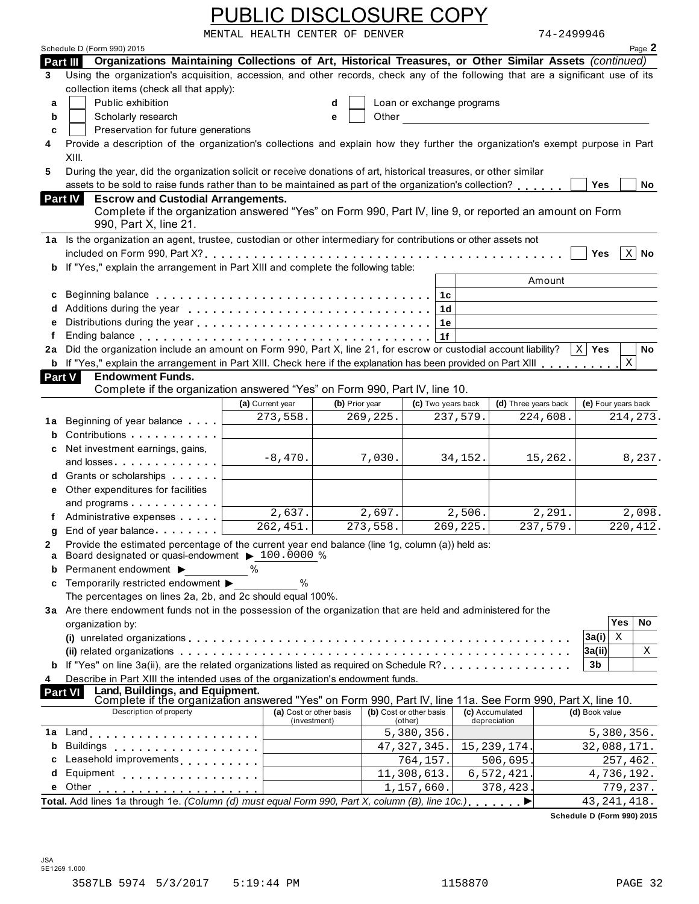# PUBLIC DISCLOSURE COPY

MENTAL HEALTH CENTER OF DENVER 74-2499946

Schedule D (Form 990) 2015 Page **2**

## Part III Organizations Maintaining Collections of Art, Historical Treasures, or Other Similar Assets *(continued)*

**3** Using the organization's acquisition, accession, and other records, check any of the following that are a significant use of its collection items (check all that apply):

- **a** [ ] Public exhibition
- **b** [ ] Scholarly research
- **c** [ ] Preservation for future generations
- **d** [ ] Loan or exchange programs
- **e** [ ] Other

**4** Provide a description of the organization's collections and explain how they further the organization's exempt purpose in Part XIII.

**5** During the year, did the organization solicit or receive donations of art, historical treasures, or other similar assets to be sold to raise funds rather than to be maintained as part of the organization's collection? [ ] Yes [ ] No

## Part IV Escrow and Custodial Arrangements.

Complete if the organization answered "Yes" on Form 990, Part IV, line 9, or reported an amount on Form 990, Part X, line 21.

**1a** Is the organization an agent, trustee, custodian or other intermediary for contributions or other assets not included on Form 990, Part X? [ ] Yes [X] No

**b** If "Yes," explain the arrangement in Part XIII and complete the following table:

| | | | Amount |
|---|---|---|---|
| **c** | Beginning balance | 1c | |
| **d** | Additions during the year | 1d | |
| **e** | Distributions during the year | 1e | |
| **f** | Ending balance | 1f | |

**2a** Did the organization include an amount on Form 990, Part X, line 21, for escrow or custodial account liability? [X] Yes [ ] No

**b** If "Yes," explain the arrangement in Part XIII. Check here if the explanation has been provided on Part XIII [X]

## Part V Endowment Funds.

Complete if the organization answered "Yes" on Form 990, Part IV, line 10.

| | | (a) Current year | (b) Prior year | (c) Two years back | (d) Three years back | (e) Four years back |
|---|---|---|---|---|---|---|
| **1a** | Beginning of year balance | 273,558. | 269,225. | 237,579. | 224,608. | 214,273. |
| **b** | Contributions | | | | | |
| **c** | Net investment earnings, gains, and losses | -8,470. | 7,030. | 34,152. | 15,262. | 8,237. |
| **d** | Grants or scholarships | | | | | |
| **e** | Other expenditures for facilities and programs | | | | | |
| **f** | Administrative expenses | 2,637. | 2,697. | 2,506. | 2,291. | 2,098. |
| **g** | End of year balance | 262,451. | 273,558. | 269,225. | 237,579. | 220,412. |

**2** Provide the estimated percentage of the current year end balance (line 1g, column (a)) held as:

- **a** Board designated or quasi-endowment ▶ 100.0000 %
- **b** Permanent endowment ▶ %
- **c** Temporarily restricted endowment ▶ %

The percentages on lines 2a, 2b, and 2c should equal 100%.

**3a** Are there endowment funds not in the possession of the organization that are held and administered for the organization by:

| | | | Yes | No |
|---|---|---|---|---|
| | (i) unrelated organizations | 3a(i) | X | |
| | (ii) related organizations | 3a(ii) | | X |
| **b** | If "Yes" on line 3a(ii), are the related organizations listed as required on Schedule R? | 3b | | |

**4** Describe in Part XIII the intended uses of the organization's endowment funds.

## Part VI Land, Buildings, and Equipment.

Complete if the organization answered "Yes" on Form 990, Part IV, line 11a. See Form 990, Part X, line 10.

| | Description of property | (a) Cost or other basis (investment) | (b) Cost or other basis (other) | (c) Accumulated depreciation | (d) Book value |
|---|---|---|---|---|---|
| **1a** | Land | | 5,380,356. | | 5,380,356. |
| **b** | Buildings | | 47,327,345. | 15,239,174. | 32,088,171. |
| **c** | Leasehold improvements | | 764,157. | 506,695. | 257,462. |
| **d** | Equipment | | 11,308,613. | 6,572,421. | 4,736,192. |
| **e** | Other | | 1,157,660. | 378,423. | 779,237. |
| | **Total.** Add lines 1a through 1e. *(Column (d) must equal Form 990, Part X, column (B), line 10c.)* ▶ | | | | 43,241,418. |

**Schedule D (Form 990) 2015**

JSA
5E1269 1.000

3587LB 5974 5/3/2017 5:19:44 PM 1158870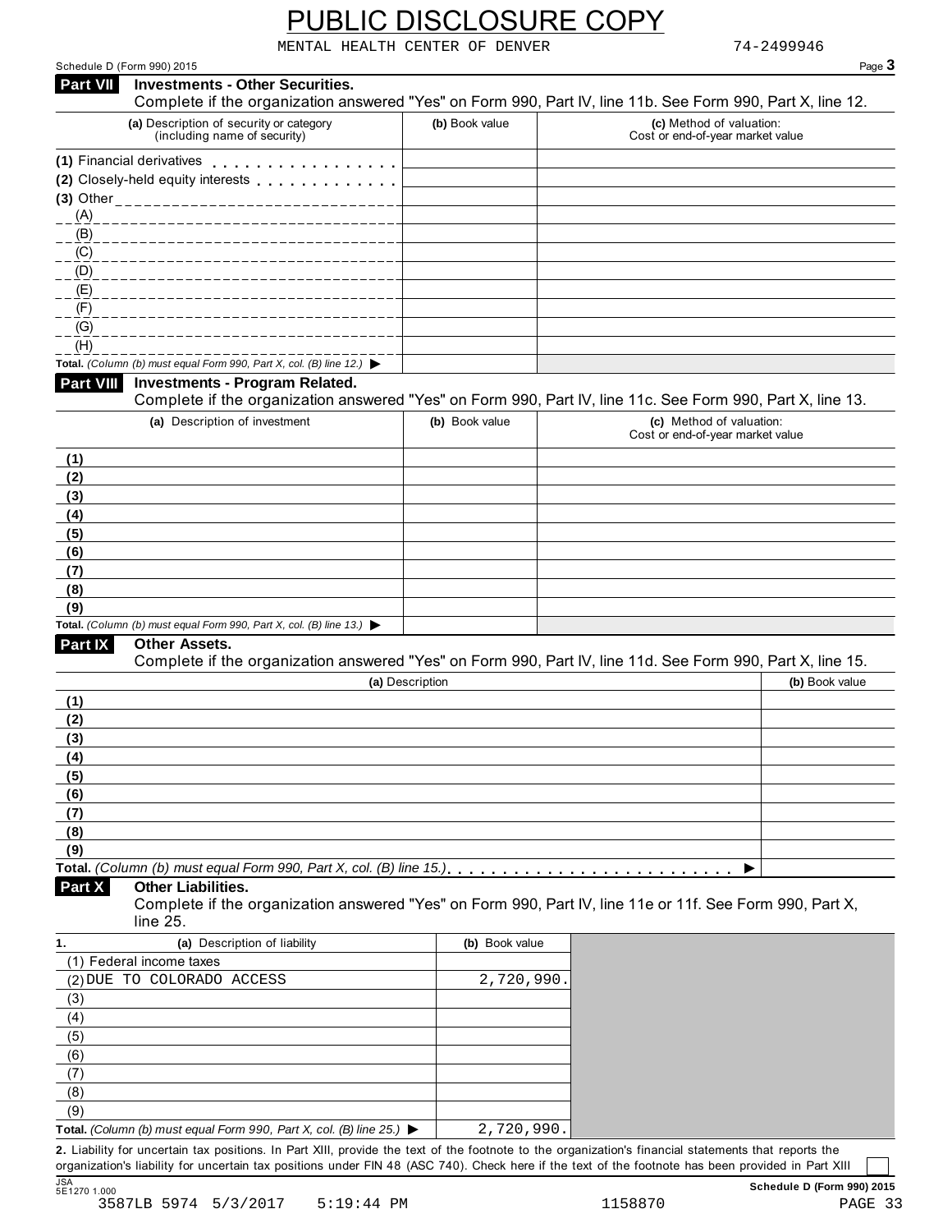# PUBLIC DISCLOSURE COPY

MENTAL HEALTH CENTER OF DENVER 74-2499946

Schedule D (Form 990) 2015 Page **3**

## Part VII Investments - Other Securities.

Complete if the organization answered "Yes" on Form 990, Part IV, line 11b. See Form 990, Part X, line 12.

| (a) Description of security or category (including name of security) | (b) Book value | (c) Method of valuation: Cost or end-of-year market value |
|---|---|---|
| (1) Financial derivatives | | |
| (2) Closely-held equity interests | | |
| (3) Other | | |
| (A) | | |
| (B) | | |
| (C) | | |
| (D) | | |
| (E) | | |
| (F) | | |
| (G) | | |
| (H) | | |
| **Total.** *(Column (b) must equal Form 990, Part X, col. (B) line 12.)* ▶ | | |

## Part VIII Investments - Program Related.

Complete if the organization answered "Yes" on Form 990, Part IV, line 11c. See Form 990, Part X, line 13.

| (a) Description of investment | (b) Book value | (c) Method of valuation: Cost or end-of-year market value |
|---|---|---|
| (1) | | |
| (2) | | |
| (3) | | |
| (4) | | |
| (5) | | |
| (6) | | |
| (7) | | |
| (8) | | |
| (9) | | |
| **Total.** *(Column (b) must equal Form 990, Part X, col. (B) line 13.)* ▶ | | |

## Part IX Other Assets.

Complete if the organization answered "Yes" on Form 990, Part IV, line 11d. See Form 990, Part X, line 15.

| (a) Description | (b) Book value |
|---|---|
| (1) | |
| (2) | |
| (3) | |
| (4) | |
| (5) | |
| (6) | |
| (7) | |
| (8) | |
| (9) | |
| **Total.** *(Column (b) must equal Form 990, Part X, col. (B) line 15.)* ▶ | |

## Part X Other Liabilities.

Complete if the organization answered "Yes" on Form 990, Part IV, line 11e or 11f. See Form 990, Part X, line 25.

| 1. (a) Description of liability | (b) Book value |
|---|---|
| (1) Federal income taxes | |
| (2) DUE TO COLORADO ACCESS | 2,720,990. |
| (3) | |
| (4) | |
| (5) | |
| (6) | |
| (7) | |
| (8) | |
| (9) | |
| **Total.** *(Column (b) must equal Form 990, Part X, col. (B) line 25.)* ▶ | 2,720,990. |

**2.** Liability for uncertain tax positions. In Part XIII, provide the text of the footnote to the organization's financial statements that reports the organization's liability for uncertain tax positions under FIN 48 (ASC 740). Check here if the text of the footnote has been provided in Part XIII ☐

JSA 5E1270 1.000 **Schedule D (Form 990) 2015**

3587LB 5974 5/3/2017 5:19:44 PM 1158870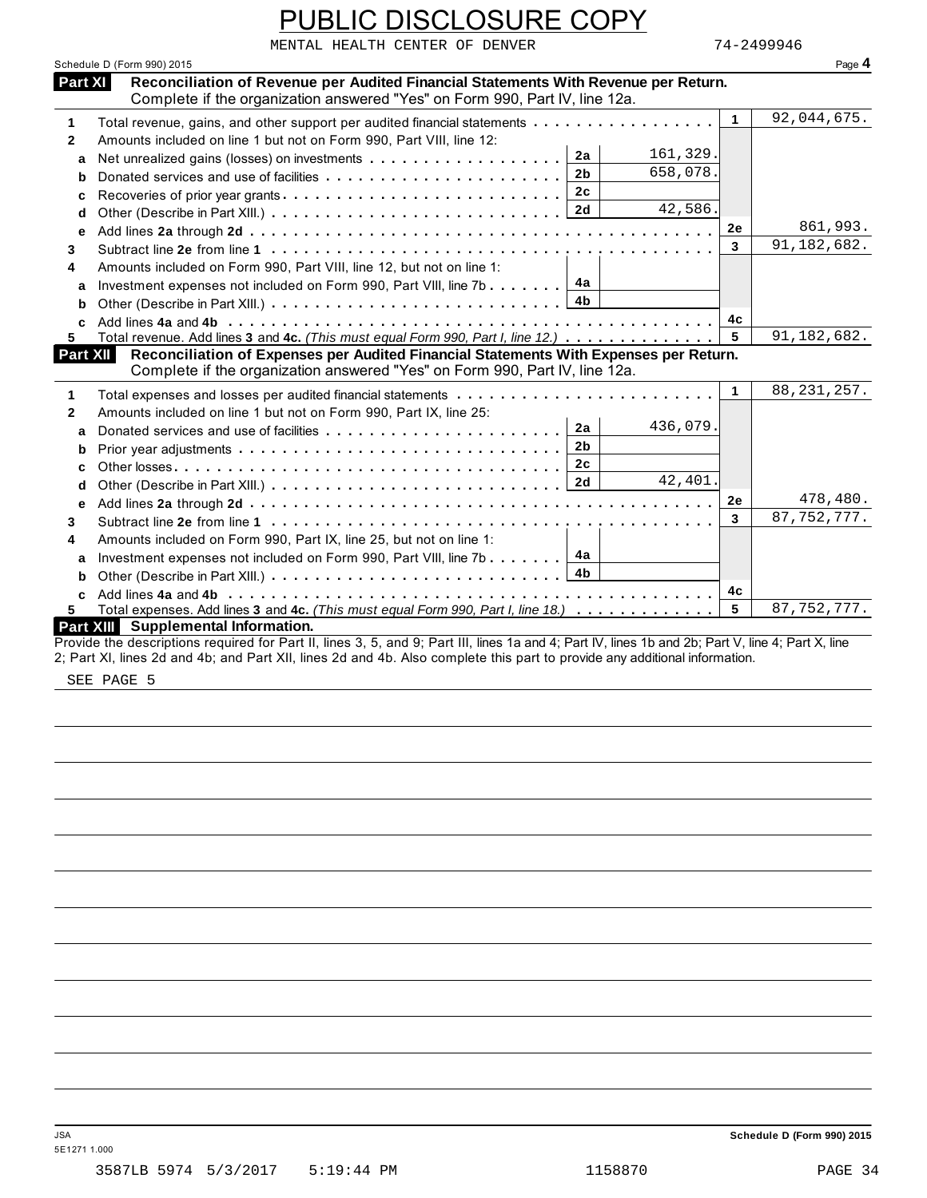# PUBLIC DISCLOSURE COPY

MENTAL HEALTH CENTER OF DENVER 74-2499946

Schedule D (Form 990) 2015 Page **4**

## Part XI Reconciliation of Revenue per Audited Financial Statements With Revenue per Return.

Complete if the organization answered "Yes" on Form 990, Part IV, line 12a.

| | | | | | |
|---|---|---|---|---|---|
| **1** | Total revenue, gains, and other support per audited financial statements | | | 1 | 92,044,675. |
| **2** | Amounts included on line 1 but not on Form 990, Part VIII, line 12: | | | | |
| **a** | Net unrealized gains (losses) on investments | 2a | 161,329. | | |
| **b** | Donated services and use of facilities | 2b | 658,078. | | |
| **c** | Recoveries of prior year grants | 2c | | | |
| **d** | Other (Describe in Part XIII.) | 2d | 42,586. | | |
| **e** | Add lines **2a** through **2d** | | | 2e | 861,993. |
| **3** | Subtract line **2e** from line **1** | | | 3 | 91,182,682. |
| **4** | Amounts included on Form 990, Part VIII, line 12, but not on line 1: | | | | |
| **a** | Investment expenses not included on Form 990, Part VIII, line 7b | 4a | | | |
| **b** | Other (Describe in Part XIII.) | 4b | | | |
| **c** | Add lines **4a** and **4b** | | | 4c | |
| **5** | Total revenue. Add lines **3** and **4c.** *(This must equal Form 990, Part I, line 12.)* | | | 5 | 91,182,682. |

## Part XII Reconciliation of Expenses per Audited Financial Statements With Expenses per Return.

Complete if the organization answered "Yes" on Form 990, Part IV, line 12a.

| | | | | | |
|---|---|---|---|---|---|
| **1** | Total expenses and losses per audited financial statements | | | 1 | 88,231,257. |
| **2** | Amounts included on line 1 but not on Form 990, Part IX, line 25: | | | | |
| **a** | Donated services and use of facilities | 2a | 436,079. | | |
| **b** | Prior year adjustments | 2b | | | |
| **c** | Other losses | 2c | | | |
| **d** | Other (Describe in Part XIII.) | 2d | 42,401. | | |
| **e** | Add lines **2a** through **2d** | | | 2e | 478,480. |
| **3** | Subtract line **2e** from line **1** | | | 3 | 87,752,777. |
| **4** | Amounts included on Form 990, Part IX, line 25, but not on line 1: | | | | |
| **a** | Investment expenses not included on Form 990, Part VIII, line 7b | 4a | | | |
| **b** | Other (Describe in Part XIII.) | 4b | | | |
| **c** | Add lines **4a** and **4b** | | | 4c | |
| **5** | Total expenses. Add lines **3** and **4c.** *(This must equal Form 990, Part I, line 18.)* | | | 5 | 87,752,777. |

## Part XIII Supplemental Information.

Provide the descriptions required for Part II, lines 3, 5, and 9; Part III, lines 1a and 4; Part IV, lines 1b and 2b; Part V, line 4; Part X, line 2; Part XI, lines 2d and 4b; and Part XII, lines 2d and 4b. Also complete this part to provide any additional information.

SEE PAGE 5

JSA 5E1271 1.000 Schedule D (Form 990) 2015

3587LB 5974 5/3/2017 5:19:44 PM 1158870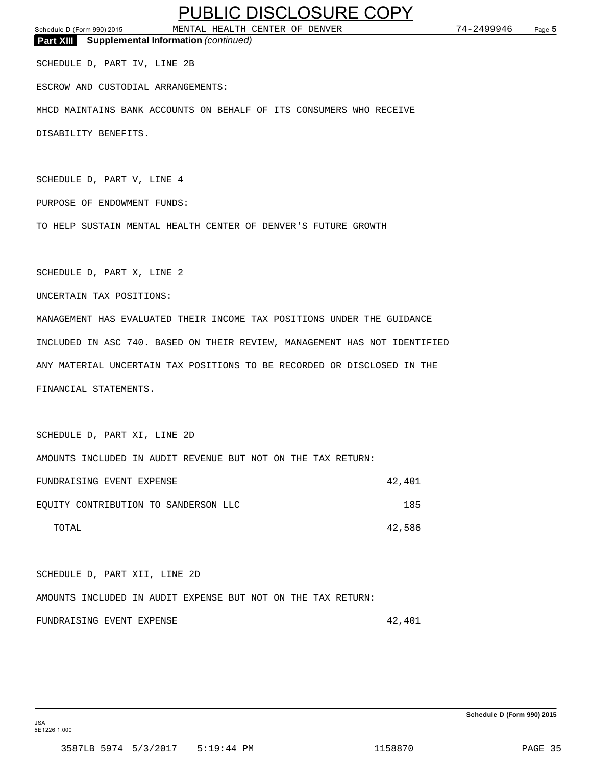# Part XIII Supplemental Information *(continued)*

SCHEDULE D, PART IV, LINE 2B

ESCROW AND CUSTODIAL ARRANGEMENTS:

MHCD MAINTAINS BANK ACCOUNTS ON BEHALF OF ITS CONSUMERS WHO RECEIVE DISABILITY BENEFITS.

SCHEDULE D, PART V, LINE 4

PURPOSE OF ENDOWMENT FUNDS:

TO HELP SUSTAIN MENTAL HEALTH CENTER OF DENVER'S FUTURE GROWTH

SCHEDULE D, PART X, LINE 2

UNCERTAIN TAX POSITIONS:

MANAGEMENT HAS EVALUATED THEIR INCOME TAX POSITIONS UNDER THE GUIDANCE INCLUDED IN ASC 740. BASED ON THEIR REVIEW, MANAGEMENT HAS NOT IDENTIFIED ANY MATERIAL UNCERTAIN TAX POSITIONS TO BE RECORDED OR DISCLOSED IN THE FINANCIAL STATEMENTS.

SCHEDULE D, PART XI, LINE 2D

AMOUNTS INCLUDED IN AUDIT REVENUE BUT NOT ON THE TAX RETURN:

| | |
|---|---|
| FUNDRAISING EVENT EXPENSE | 42,401 |
| EQUITY CONTRIBUTION TO SANDERSON LLC | 185 |
| TOTAL | 42,586 |

SCHEDULE D, PART XII, LINE 2D

AMOUNTS INCLUDED IN AUDIT EXPENSE BUT NOT ON THE TAX RETURN:

| | |
|---|---|
| FUNDRAISING EVENT EXPENSE | 42,401 |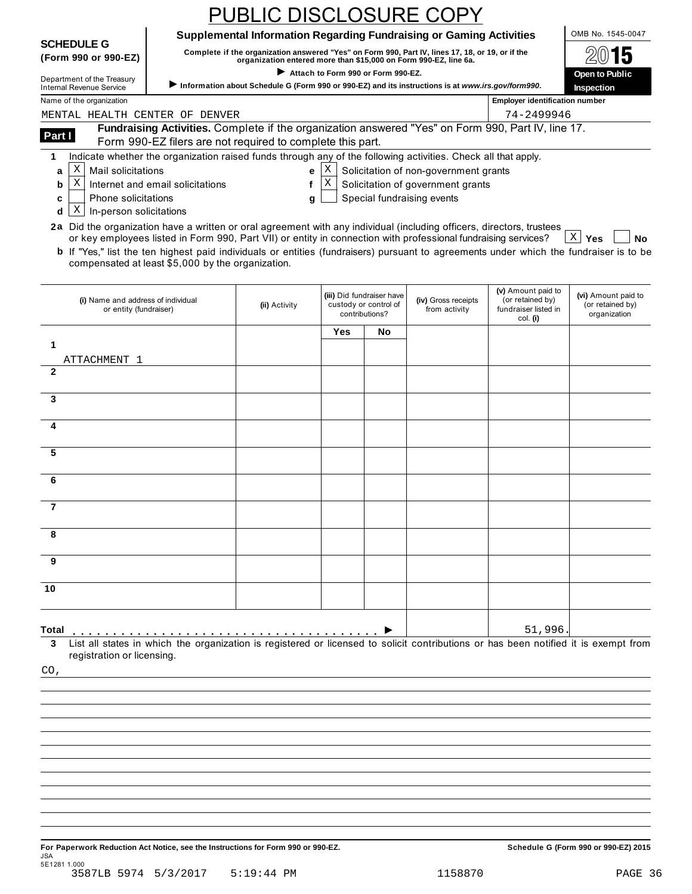# PUBLIC DISCLOSURE COPY

**SCHEDULE G**
**(Form 990 or 990-EZ)**

Department of the Treasury
Internal Revenue Service

**Supplemental Information Regarding Fundraising or Gaming Activities**

**Complete if the organization answered "Yes" on Form 990, Part IV, lines 17, 18, or 19, or if the organization entered more than $15,000 on Form 990-EZ, line 6a.**

▶ **Attach to Form 990 or Form 990-EZ.**

▶ **Information about Schedule G (Form 990 or 990-EZ) and its instructions is at www.irs.gov/form990.**

OMB No. 1545-0047

**2015**

**Open to Public Inspection**

Name of the organization: MENTAL HEALTH CENTER OF DENVER

Employer identification number: 74-2499946

**Part I** **Fundraising Activities.** Complete if the organization answered "Yes" on Form 990, Part IV, line 17. Form 990-EZ filers are not required to complete this part.

**1** Indicate whether the organization raised funds through any of the following activities. Check all that apply.

- **a** [X] Mail solicitations
- **b** [X] Internet and email solicitations
- **c** [ ] Phone solicitations
- **d** [X] In-person solicitations
- **e** [X] Solicitation of non-government grants
- **f** [X] Solicitation of government grants
- **g** [ ] Special fundraising events

**2a** Did the organization have a written or oral agreement with any individual (including officers, directors, trustees or key employees listed in Form 990, Part VII) or entity in connection with professional fundraising services? [X] **Yes** [ ] **No**

**b** If "Yes," list the ten highest paid individuals or entities (fundraisers) pursuant to agreements under which the fundraiser is to be compensated at least $5,000 by the organization.

| (i) Name and address of individual or entity (fundraiser) | (ii) Activity | (iii) Did fundraiser have custody or control of contributions? Yes | No | (iv) Gross receipts from activity | (v) Amount paid to (or retained by) fundraiser listed in col. (i) | (vi) Amount paid to (or retained by) organization |
|---|---|---|---|---|---|---|
| 1 ATTACHMENT 1 | | | | | | |
| 2 | | | | | | |
| 3 | | | | | | |
| 4 | | | | | | |
| 5 | | | | | | |
| 6 | | | | | | |
| 7 | | | | | | |
| 8 | | | | | | |
| 9 | | | | | | |
| 10 | | | | | | |
| **Total** ▶ | | | | | 51,996. | |

**3** List all states in which the organization is registered or licensed to solicit contributions or has been notified it is exempt from registration or licensing.

CO,

**For Paperwork Reduction Act Notice, see the Instructions for Form 990 or 990-EZ.** **Schedule G (Form 990 or 990-EZ) 2015**

JSA
5E1281 1.000
3587LB 5974 5/3/2017 5:19:44 PM 1158870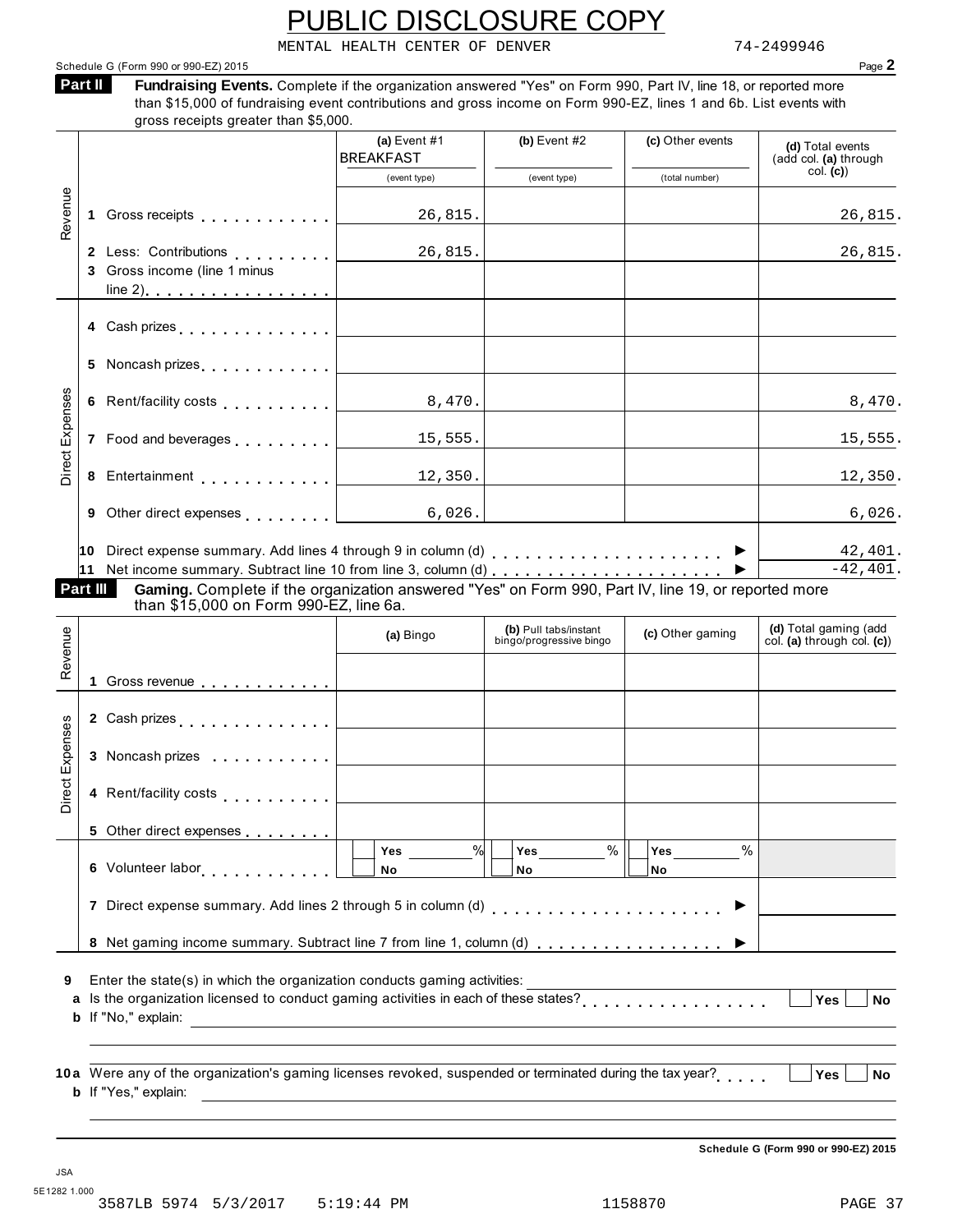# PUBLIC DISCLOSURE COPY

MENTAL HEALTH CENTER OF DENVER 74-2499946

Schedule G (Form 990 or 990-EZ) 2015

**Part II** **Fundraising Events.** Complete if the organization answered "Yes" on Form 990, Part IV, line 18, or reported more than $15,000 of fundraising event contributions and gross income on Form 990-EZ, lines 1 and 6b. List events with gross receipts greater than $5,000.

| | | (a) Event #1 BREAKFAST (event type) | (b) Event #2 (event type) | (c) Other events (total number) | (d) Total events (add col. (a) through col. (c)) |
|---|---|---|---|---|---|
| Revenue | 1 Gross receipts | 26,815. | | | 26,815. |
| | 2 Less: Contributions | 26,815. | | | 26,815. |
| | 3 Gross income (line 1 minus line 2) | | | | |
| Direct Expenses | 4 Cash prizes | | | | |
| | 5 Noncash prizes | | | | |
| | 6 Rent/facility costs | 8,470. | | | 8,470. |
| | 7 Food and beverages | 15,555. | | | 15,555. |
| | 8 Entertainment | 12,350. | | | 12,350. |
| | 9 Other direct expenses | 6,026. | | | 6,026. |
| | 10 Direct expense summary. Add lines 4 through 9 in column (d) ▶ | | | | 42,401. |
| | 11 Net income summary. Subtract line 10 from line 3, column (d) ▶ | | | | -42,401. |

**Part III** **Gaming.** Complete if the organization answered "Yes" on Form 990, Part IV, line 19, or reported more than $15,000 on Form 990-EZ, line 6a.

| | | (a) Bingo | (b) Pull tabs/instant bingo/progressive bingo | (c) Other gaming | (d) Total gaming (add col. (a) through col. (c)) |
|---|---|---|---|---|---|
| Revenue | 1 Gross revenue | | | | |
| Direct Expenses | 2 Cash prizes | | | | |
| | 3 Noncash prizes | | | | |
| | 4 Rent/facility costs | | | | |
| | 5 Other direct expenses | | | | |
| | 6 Volunteer labor | Yes ___% No | Yes ___% No | Yes ___% No | |
| | 7 Direct expense summary. Add lines 2 through 5 in column (d) ▶ | | | | |
| | 8 Net gaming income summary. Subtract line 7 from line 1, column (d) ▶ | | | | |

9 Enter the state(s) in which the organization conducts gaming activities: ________

a Is the organization licensed to conduct gaming activities in each of these states? Yes No

b If "No," explain: ________

10a Were any of the organization's gaming licenses revoked, suspended or terminated during the tax year? Yes No

b If "Yes," explain: ________

Schedule G (Form 990 or 990-EZ) 2015

JSA
5E1282 1.000
3587LB 5974 5/3/2017 5:19:44 PM 1158870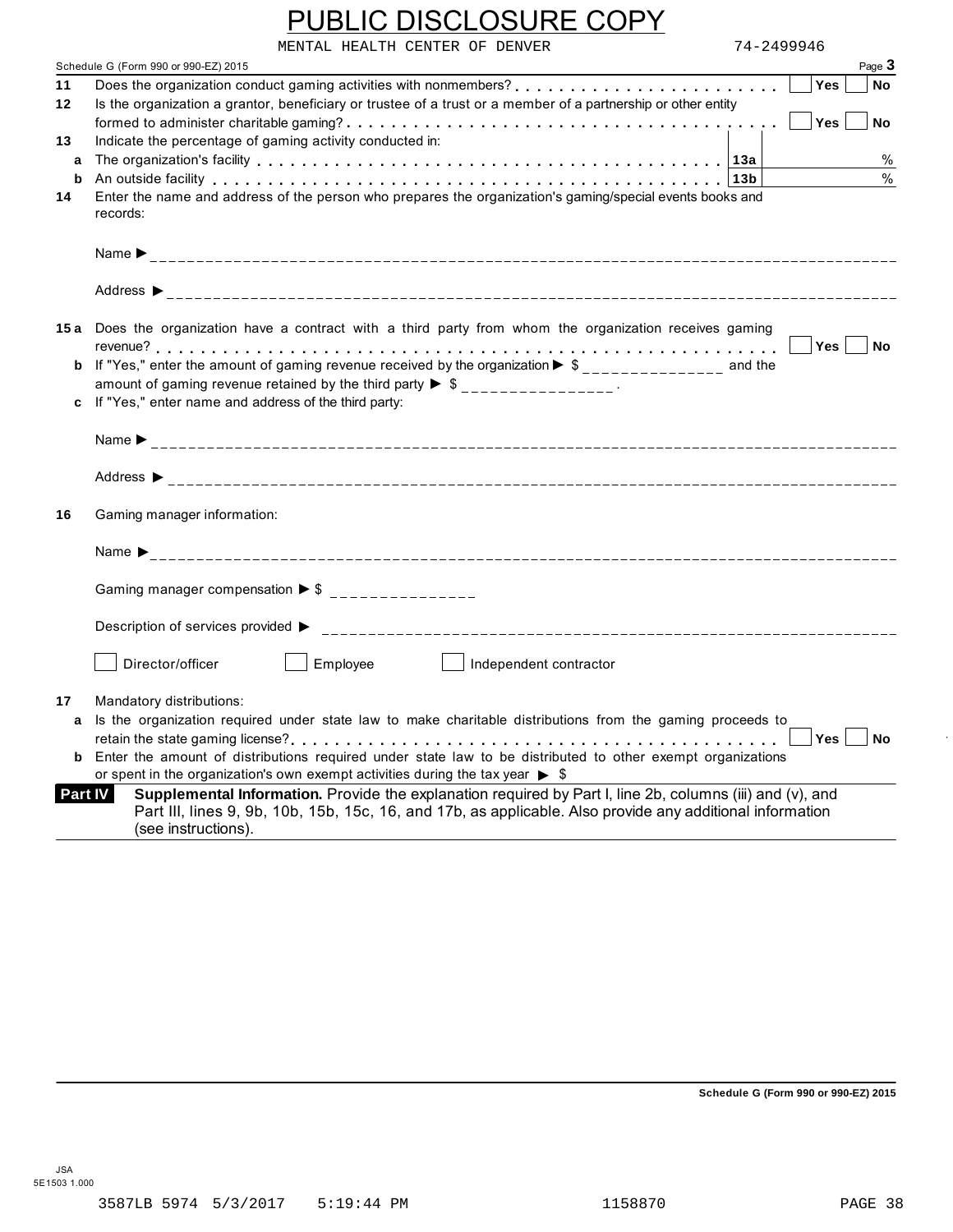# PUBLIC DISCLOSURE COPY

MENTAL HEALTH CENTER OF DENVER 74-2499946

Schedule G (Form 990 or 990-EZ) 2015 Page **3**

**11** Does the organization conduct gaming activities with nonmembers? . . . . . . . . . . . . . . . . . . . . . . . . ☐ **Yes** ☐ **No**

**12** Is the organization a grantor, beneficiary or trustee of a trust or a member of a partnership or other entity formed to administer charitable gaming? . . . . . . . . . . . . . . . . . . . . . . . . . . . . . . . . . . . . ☐ **Yes** ☐ **No**

**13** Indicate the percentage of gaming activity conducted in:

| | | | |
|---|---|---|---|
| **a** | The organization's facility . . . . . . . . . . . . . . . . . . . . . . . . . . . . . . . . . . . . . . . | **13a** | % |
| **b** | An outside facility . . . . . . . . . . . . . . . . . . . . . . . . . . . . . . . . . . . . . . . . . . . | **13b** | % |

**14** Enter the name and address of the person who prepares the organization's gaming/special events books and records:

Name ▶ ______________________________________________________________

Address ▶ ______________________________________________________________

**15 a** Does the organization have a contract with a third party from whom the organization receives gaming revenue? . . . . . . . . . . . . . . . . . . . . . . . . . . . . . . . . . . . . . . . . . . . . . . . . . . . . . . . ☐ **Yes** ☐ **No**

**b** If "Yes," enter the amount of gaming revenue received by the organization ▶ $ _______________ and the amount of gaming revenue retained by the third party ▶ $ _______________ .

**c** If "Yes," enter name and address of the third party:

Name ▶ ______________________________________________________________

Address ▶ ______________________________________________________________

**16** Gaming manager information:

Name ▶ ______________________________________________________________

Gaming manager compensation ▶ $ _______________

Description of services provided ▶ ______________________________________________________________

☐ Director/officer ☐ Employee ☐ Independent contractor

**17** Mandatory distributions:

**a** Is the organization required under state law to make charitable distributions from the gaming proceeds to retain the state gaming license? . . . . . . . . . . . . . . . . . . . . . . . . . . . . . . . . . . . . . . . . . . . . ☐ **Yes** ☐ **No**

**b** Enter the amount of distributions required under state law to be distributed to other exempt organizations or spent in the organization's own exempt activities during the tax year ▶ $

**Part IV** **Supplemental Information.** Provide the explanation required by Part I, line 2b, columns (iii) and (v), and Part III, lines 9, 9b, 10b, 15b, 15c, 16, and 17b, as applicable. Also provide any additional information (see instructions).

**Schedule G (Form 990 or 990-EZ) 2015**

JSA
5E1503 1.000

3587LB 5974 5/3/2017 5:19:44 PM 1158870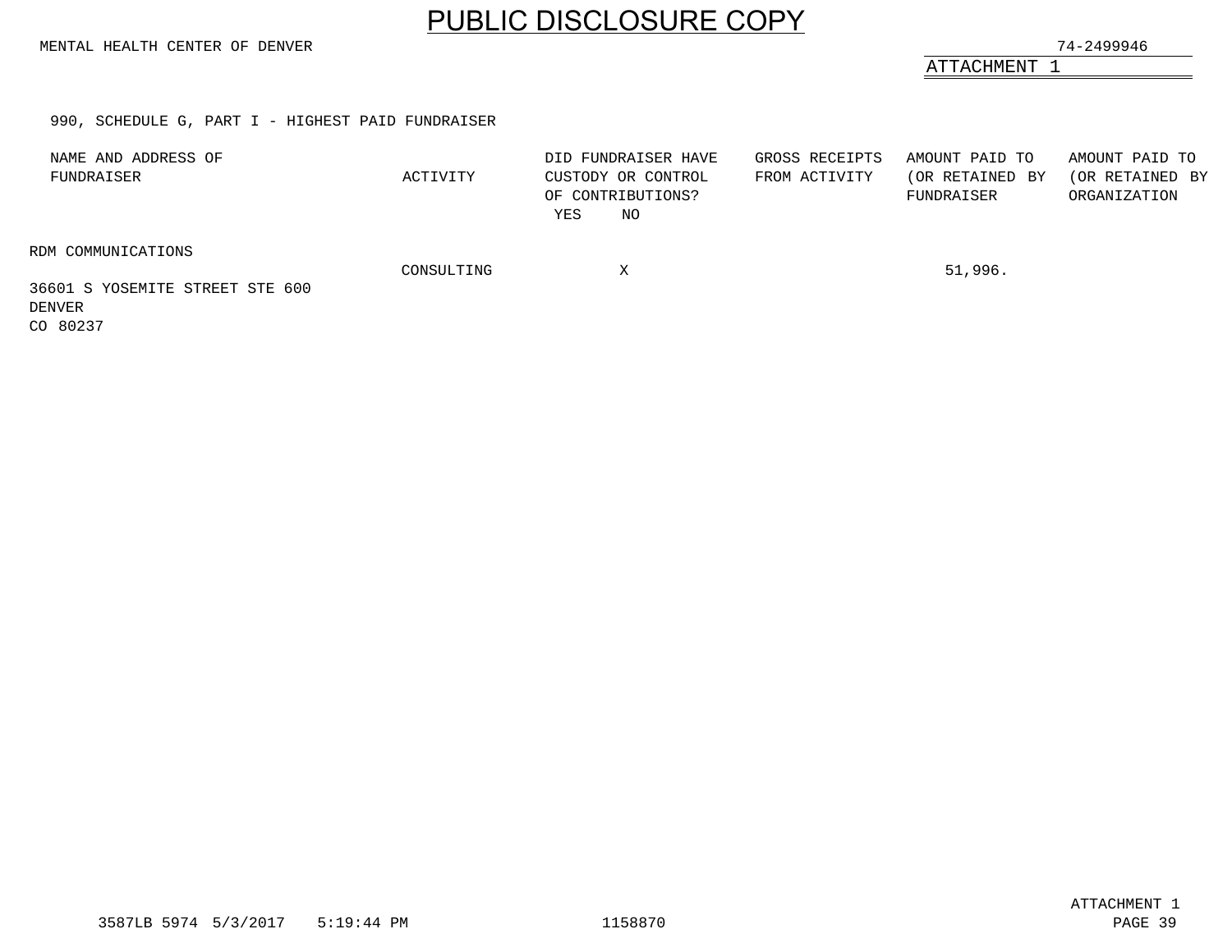PUBLIC DISCLOSURE COPY

MENTAL HEALTH CENTER OF DENVER 74-2499946

ATTACHMENT 1

990, SCHEDULE G, PART I - HIGHEST PAID FUNDRAISER

| NAME AND ADDRESS OF FUNDRAISER | ACTIVITY | DID FUNDRAISER HAVE CUSTODY OR CONTROL OF CONTRIBUTIONS? YES | NO | GROSS RECEIPTS FROM ACTIVITY | AMOUNT PAID TO (OR RETAINED BY FUNDRAISER | AMOUNT PAID TO (OR RETAINED BY ORGANIZATION |
|---|---|---|---|---|---|---|
| RDM COMMUNICATIONS 36601 S YOSEMITE STREET STE 600 DENVER CO 80237 | CONSULTING | | X | | 51,996. | |

3587LB 5974 5/3/2017 5:19:44 PM 1158870

ATTACHMENT 1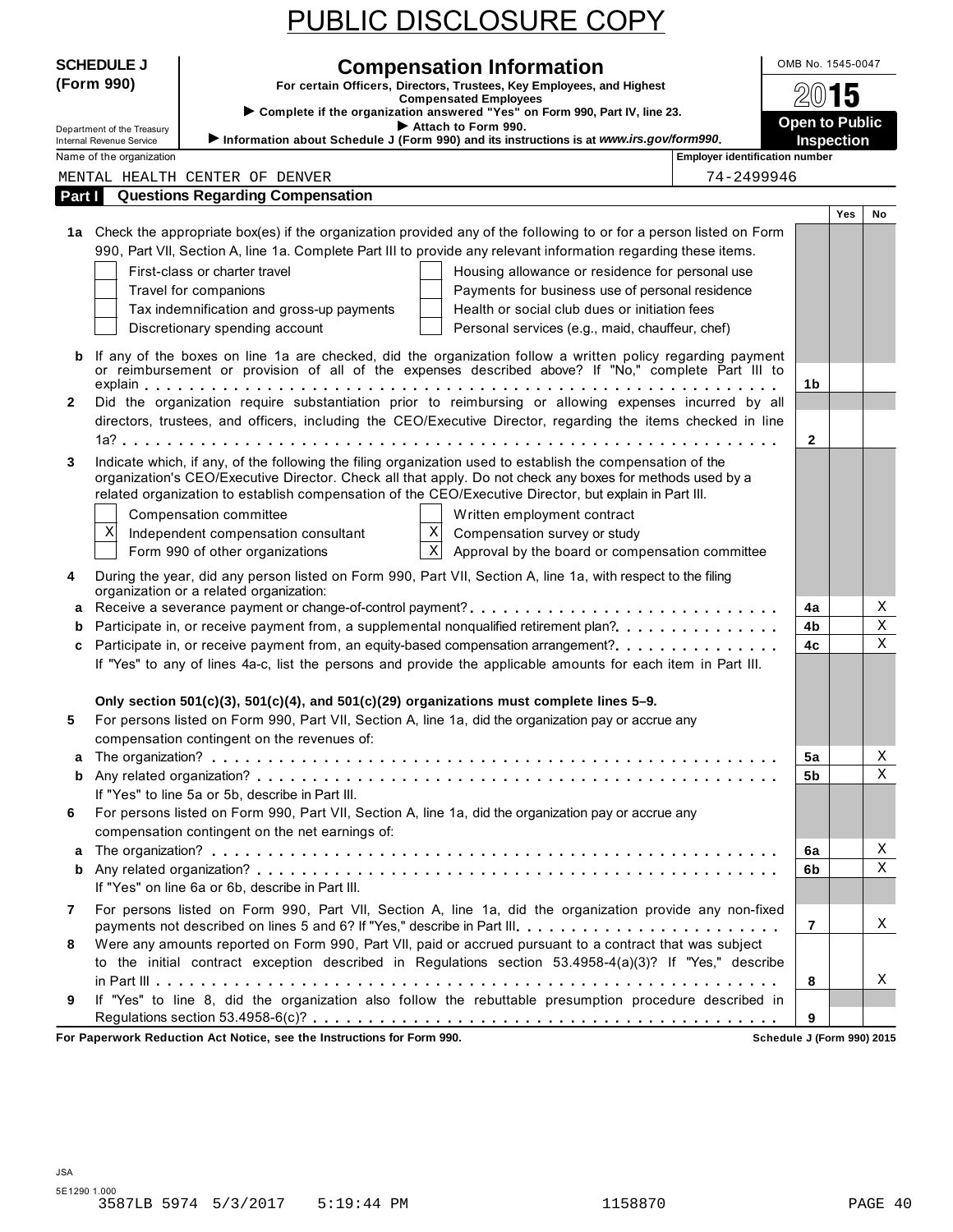# PUBLIC DISCLOSURE COPY

**SCHEDULE J (Form 990)**

# Compensation Information

**For certain Officers, Directors, Trustees, Key Employees, and Highest Compensated Employees**

▶ Complete if the organization answered "Yes" on Form 990, Part IV, line 23.

▶ Attach to Form 990.

▶ Information about Schedule J (Form 990) and its instructions is at *www.irs.gov/form990*.

Department of the Treasury
Internal Revenue Service

OMB No. 1545-0047

**2015**

**Open to Public Inspection**

Name of the organization: MENTAL HEALTH CENTER OF DENVER

Employer identification number: 74-2499946

## Part I Questions Regarding Compensation

| | | | Yes | No |
|---|---|---|---|---|
| **1a** | Check the appropriate box(es) if the organization provided any of the following to or for a person listed on Form 990, Part VII, Section A, line 1a. Complete Part III to provide any relevant information regarding these items.<br>☐ First-class or charter travel ☐ Housing allowance or residence for personal use<br>☐ Travel for companions ☐ Payments for business use of personal residence<br>☐ Tax indemnification and gross-up payments ☐ Health or social club dues or initiation fees<br>☐ Discretionary spending account ☐ Personal services (e.g., maid, chauffeur, chef) | | | |
| **b** | If any of the boxes on line 1a are checked, did the organization follow a written policy regarding payment or reimbursement or provision of all of the expenses described above? If "No," complete Part III to explain | 1b | | |
| **2** | Did the organization require substantiation prior to reimbursing or allowing expenses incurred by all directors, trustees, and officers, including the CEO/Executive Director, regarding the items checked in line 1a? | 2 | | |
| **3** | Indicate which, if any, of the following the filing organization used to establish the compensation of the organization's CEO/Executive Director. Check all that apply. Do not check any boxes for methods used by a related organization to establish compensation of the CEO/Executive Director, but explain in Part III.<br>☐ Compensation committee ☐ Written employment contract<br>☒ Independent compensation consultant ☒ Compensation survey or study<br>☐ Form 990 of other organizations ☒ Approval by the board or compensation committee | | | |
| **4** | During the year, did any person listed on Form 990, Part VII, Section A, line 1a, with respect to the filing organization or a related organization: | | | |
| **a** | Receive a severance payment or change-of-control payment? | 4a | | X |
| **b** | Participate in, or receive payment from, a supplemental nonqualified retirement plan? | 4b | | X |
| **c** | Participate in, or receive payment from, an equity-based compensation arrangement? | 4c | | X |
| | If "Yes" to any of lines 4a-c, list the persons and provide the applicable amounts for each item in Part III. | | | |
| | **Only section 501(c)(3), 501(c)(4), and 501(c)(29) organizations must complete lines 5–9.** | | | |
| **5** | For persons listed on Form 990, Part VII, Section A, line 1a, did the organization pay or accrue any compensation contingent on the revenues of: | | | |
| **a** | The organization? | 5a | | X |
| **b** | Any related organization? | 5b | | X |
| | If "Yes" to line 5a or 5b, describe in Part III. | | | |
| **6** | For persons listed on Form 990, Part VII, Section A, line 1a, did the organization pay or accrue any compensation contingent on the net earnings of: | | | |
| **a** | The organization? | 6a | | X |
| **b** | Any related organization? | 6b | | X |
| | If "Yes" on line 6a or 6b, describe in Part III. | | | |
| **7** | For persons listed on Form 990, Part VII, Section A, line 1a, did the organization provide any non-fixed payments not described on lines 5 and 6? If "Yes," describe in Part III | 7 | | X |
| **8** | Were any amounts reported on Form 990, Part VII, paid or accrued pursuant to a contract that was subject to the initial contract exception described in Regulations section 53.4958-4(a)(3)? If "Yes," describe in Part III | 8 | | X |
| **9** | If "Yes" to line 8, did the organization also follow the rebuttable presumption procedure described in Regulations section 53.4958-6(c)? | 9 | | |

**For Paperwork Reduction Act Notice, see the Instructions for Form 990.** **Schedule J (Form 990) 2015**

JSA
5E1290 1.000
3587LB 5974 5/3/2017 5:19:44 PM 1158870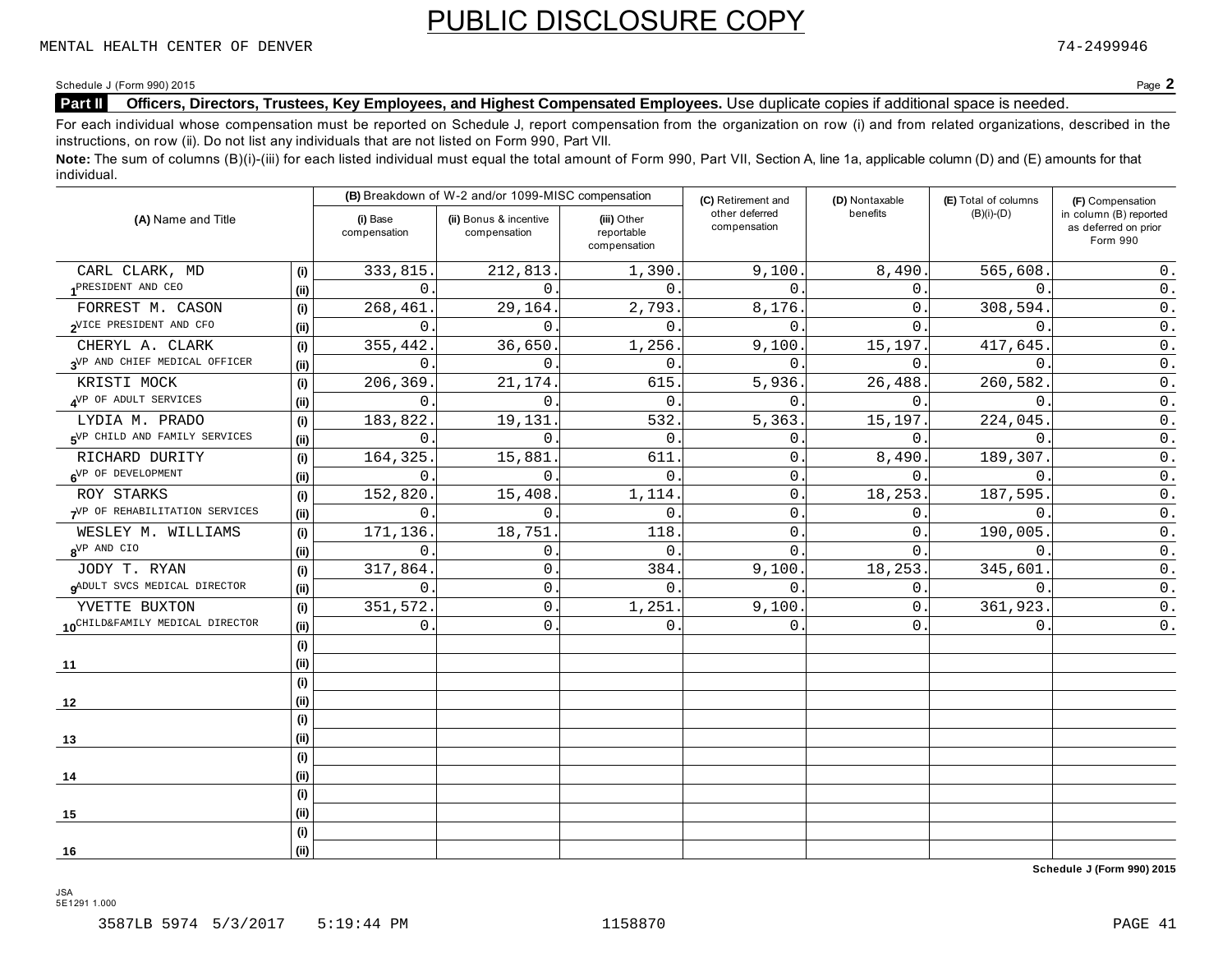# PUBLIC DISCLOSURE COPY

MENTAL HEALTH CENTER OF DENVER 74-2499946

Schedule J (Form 990) 2015 Page **2**

**Part II Officers, Directors, Trustees, Key Employees, and Highest Compensated Employees.** Use duplicate copies if additional space is needed.

For each individual whose compensation must be reported on Schedule J, report compensation from the organization on row (i) and from related organizations, described in the instructions, on row (ii). Do not list any individuals that are not listed on Form 990, Part VII.

**Note:** The sum of columns (B)(i)-(iii) for each listed individual must equal the total amount of Form 990, Part VII, Section A, line 1a, applicable column (D) and (E) amounts for that individual.

| (A) Name and Title | | (B) Breakdown of W-2 and/or 1099-MISC compensation | | | (C) Retirement and other deferred compensation | (D) Nontaxable benefits | (E) Total of columns (B)(i)-(D) | (F) Compensation in column (B) reported as deferred on prior Form 990 |
|---|---|---|---|---|---|---|---|---|
| | | (i) Base compensation | (ii) Bonus & incentive compensation | (iii) Other reportable compensation | | | | |
| 1 CARL CLARK, MD | (i) | 333,815. | 212,813. | 1,390. | 9,100. | 8,490. | 565,608. | 0. |
| PRESIDENT AND CEO | (ii) | 0. | 0. | 0. | 0. | 0. | 0. | 0. |
| 2 FORREST M. CASON | (i) | 268,461. | 29,164. | 2,793. | 8,176. | 0. | 308,594. | 0. |
| VICE PRESIDENT AND CFO | (ii) | 0. | 0. | 0. | 0. | 0. | 0. | 0. |
| 3 CHERYL A. CLARK | (i) | 355,442. | 36,650. | 1,256. | 9,100. | 15,197. | 417,645. | 0. |
| VP AND CHIEF MEDICAL OFFICER | (ii) | 0. | 0. | 0. | 0. | 0. | 0. | 0. |
| 4 KRISTI MOCK | (i) | 206,369. | 21,174. | 615. | 5,936. | 26,488. | 260,582. | 0. |
| VP OF ADULT SERVICES | (ii) | 0. | 0. | 0. | 0. | 0. | 0. | 0. |
| 5 LYDIA M. PRADO | (i) | 183,822. | 19,131. | 532. | 5,363. | 15,197. | 224,045. | 0. |
| VP CHILD AND FAMILY SERVICES | (ii) | 0. | 0. | 0. | 0. | 0. | 0. | 0. |
| 6 RICHARD DURITY | (i) | 164,325. | 15,881. | 611. | 0. | 8,490. | 189,307. | 0. |
| VP OF DEVELOPMENT | (ii) | 0. | 0. | 0. | 0. | 0. | 0. | 0. |
| 7 ROY STARKS | (i) | 152,820. | 15,408. | 1,114. | 0. | 18,253. | 187,595. | 0. |
| VP OF REHABILITATION SERVICES | (ii) | 0. | 0. | 0. | 0. | 0. | 0. | 0. |
| 8 WESLEY M. WILLIAMS | (i) | 171,136. | 18,751. | 118. | 0. | 0. | 190,005. | 0. |
| VP AND CIO | (ii) | 0. | 0. | 0. | 0. | 0. | 0. | 0. |
| 9 JODY T. RYAN | (i) | 317,864. | 0. | 384. | 9,100. | 18,253. | 345,601. | 0. |
| ADULT SVCS MEDICAL DIRECTOR | (ii) | 0. | 0. | 0. | 0. | 0. | 0. | 0. |
| 10 YVETTE BUXTON | (i) | 351,572. | 0. | 1,251. | 9,100. | 0. | 361,923. | 0. |
| CHILD&FAMILY MEDICAL DIRECTOR | (ii) | 0. | 0. | 0. | 0. | 0. | 0. | 0. |
| 11 | (i) | | | | | | | |
| | (ii) | | | | | | | |
| 12 | (i) | | | | | | | |
| | (ii) | | | | | | | |
| 13 | (i) | | | | | | | |
| | (ii) | | | | | | | |
| 14 | (i) | | | | | | | |
| | (ii) | | | | | | | |
| 15 | (i) | | | | | | | |
| | (ii) | | | | | | | |
| 16 | (i) | | | | | | | |
| | (ii) | | | | | | | |

**Schedule J (Form 990) 2015**

JSA
5E1291 1.000

3587LB 5974 5/3/2017 5:19:44 PM 1158870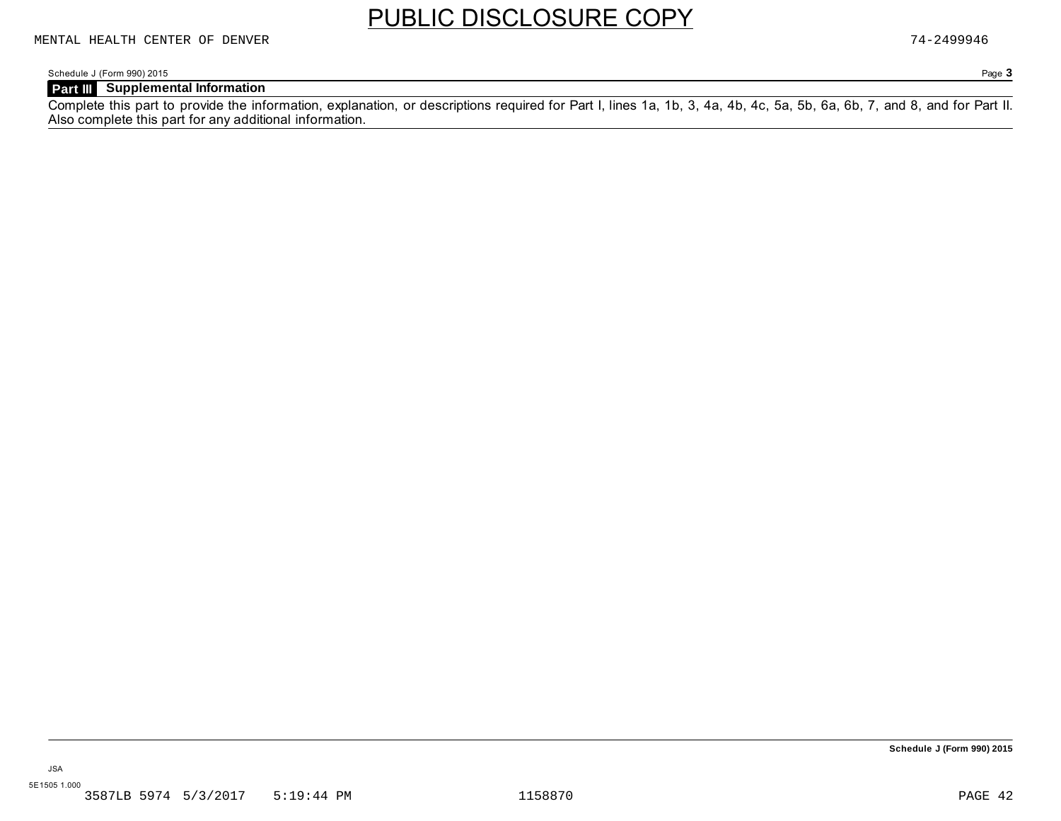PUBLIC DISCLOSURE COPY

MENTAL HEALTH CENTER OF DENVER 74-2499946

Schedule J (Form 990) 2015 Page 3

**Part III Supplemental Information**

Complete this part to provide the information, explanation, or descriptions required for Part I, lines 1a, 1b, 3, 4a, 4b, 4c, 5a, 5b, 6a, 6b, 7, and 8, and for Part II. Also complete this part for any additional information.

**Schedule J (Form 990) 2015**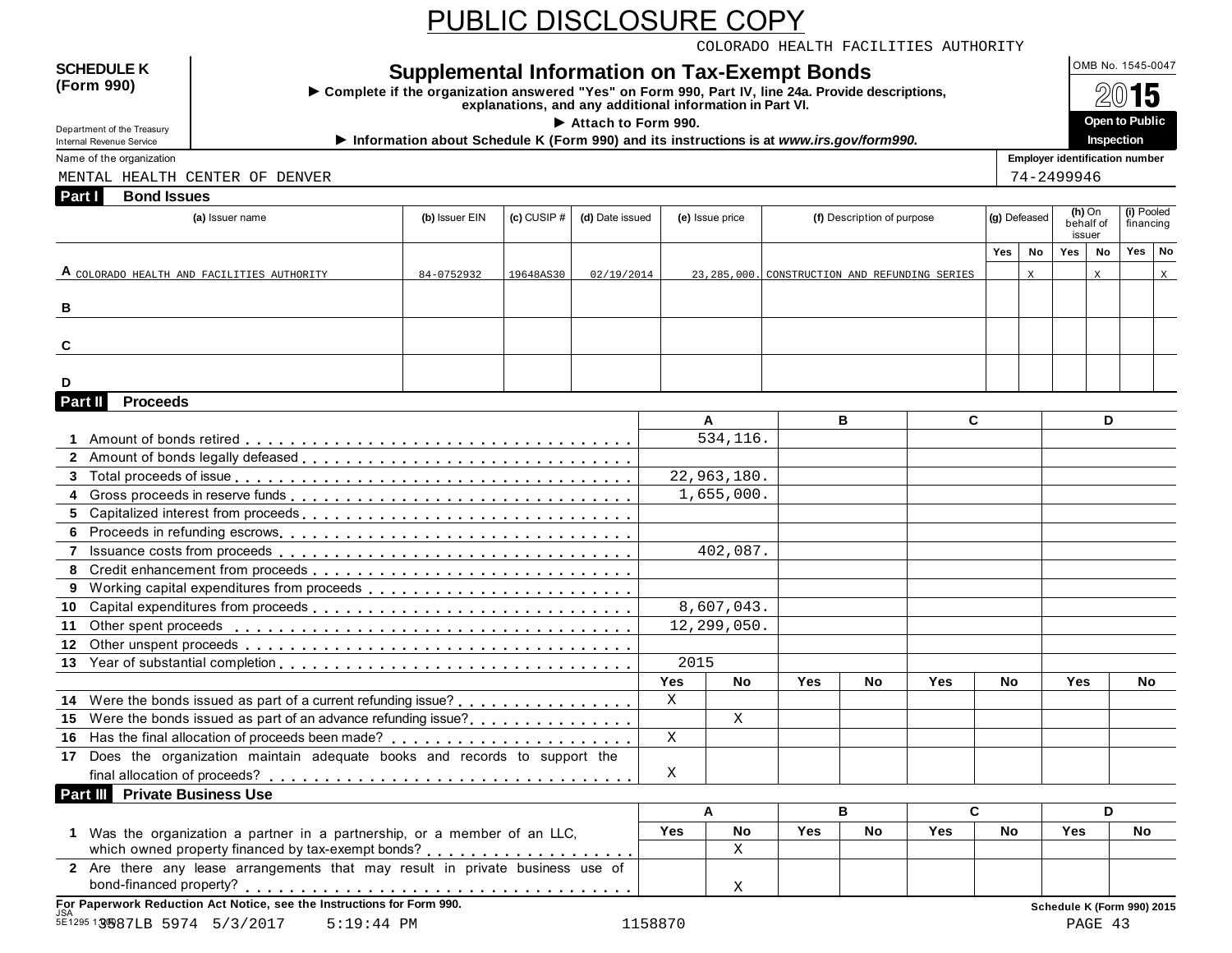# PUBLIC DISCLOSURE COPY

COLORADO HEALTH FACILITIES AUTHORITY

**SCHEDULE K (Form 990)**

Department of the Treasury
Internal Revenue Service

## Supplemental Information on Tax-Exempt Bonds

► Complete if the organization answered "Yes" on Form 990, Part IV, line 24a. Provide descriptions, explanations, and any additional information in Part VI.

► Attach to Form 990.

► Information about Schedule K (Form 990) and its instructions is at *www.irs.gov/form990.*

OMB No. 1545-0047

2015

Open to Public Inspection

Name of the organization: MENTAL HEALTH CENTER OF DENVER

Employer identification number: 74-2499946

### Part I Bond Issues

| | (a) Issuer name | (b) Issuer EIN | (c) CUSIP # | (d) Date issued | (e) Issue price | (f) Description of purpose | (g) Defeased Yes | (g) Defeased No | (h) On behalf of issuer Yes | (h) On behalf of issuer No | (i) Pooled financing Yes | (i) Pooled financing No |
|---|---|---|---|---|---|---|---|---|---|---|---|---|
| A | COLORADO HEALTH AND FACILITIES AUTHORITY | 84-0752932 | 19648AS30 | 02/19/2014 | 23,285,000. | CONSTRUCTION AND REFUNDING SERIES | | X | | X | | X |
| B | | | | | | | | | | | | |
| C | | | | | | | | | | | | |
| D | | | | | | | | | | | | |

### Part II Proceeds

| | | A | B | C | D |
|---|---|---|---|---|---|
| 1 | Amount of bonds retired | 534,116. | | | |
| 2 | Amount of bonds legally defeased | | | | |
| 3 | Total proceeds of issue | 22,963,180. | | | |
| 4 | Gross proceeds in reserve funds | 1,655,000. | | | |
| 5 | Capitalized interest from proceeds | | | | |
| 6 | Proceeds in refunding escrows | | | | |
| 7 | Issuance costs from proceeds | 402,087. | | | |
| 8 | Credit enhancement from proceeds | | | | |
| 9 | Working capital expenditures from proceeds | | | | |
| 10 | Capital expenditures from proceeds | 8,607,043. | | | |
| 11 | Other spent proceeds | 12,299,050. | | | |
| 12 | Other unspent proceeds | | | | |
| 13 | Year of substantial completion | 2015 | | | |

| | | A Yes | A No | B Yes | B No | C Yes | C No | D Yes | D No |
|---|---|---|---|---|---|---|---|---|---|
| 14 | Were the bonds issued as part of a current refunding issue? | X | | | | | | | |
| 15 | Were the bonds issued as part of an advance refunding issue? | | X | | | | | | |
| 16 | Has the final allocation of proceeds been made? | X | | | | | | | |
| 17 | Does the organization maintain adequate books and records to support the final allocation of proceeds? | X | | | | | | | |

### Part III Private Business Use

| | | A Yes | A No | B Yes | B No | C Yes | C No | D Yes | D No |
|---|---|---|---|---|---|---|---|---|---|
| 1 | Was the organization a partner in a partnership, or a member of an LLC, which owned property financed by tax-exempt bonds? | | X | | | | | | |
| 2 | Are there any lease arrangements that may result in private business use of bond-financed property? | | X | | | | | | |

**For Paperwork Reduction Act Notice, see the Instructions for Form 990.**

Schedule K (Form 990) 2015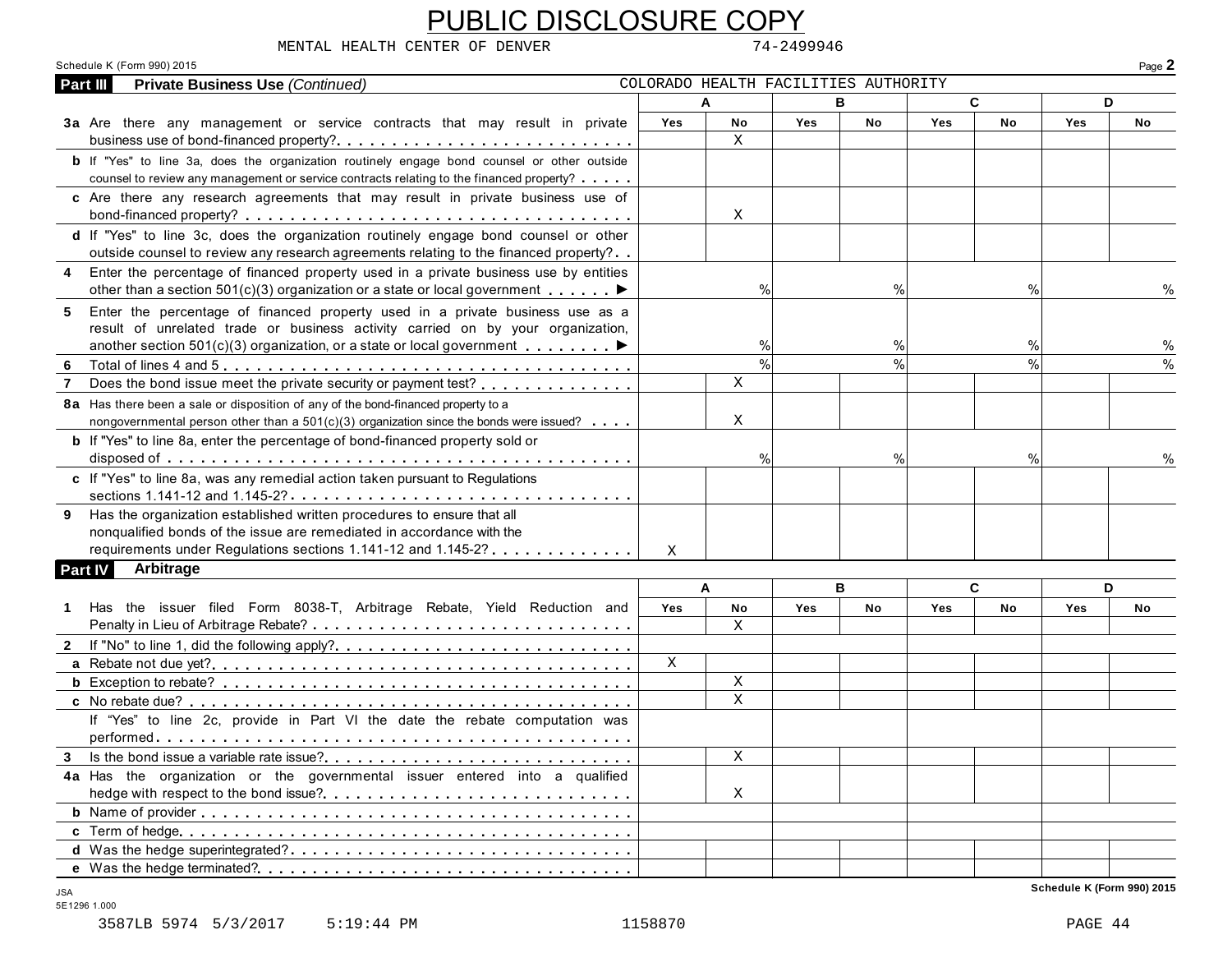# PUBLIC DISCLOSURE COPY

MENTAL HEALTH CENTER OF DENVER 74-2499946

Schedule K (Form 990) 2015 Page **2**

**Part III Private Business Use** *(Continued)*

COLORADO HEALTH FACILITIES AUTHORITY

| | A | | B | | C | | D | |
|---|---|---|---|---|---|---|---|---|
| | **Yes** | **No** | **Yes** | **No** | **Yes** | **No** | **Yes** | **No** |
| **3a** Are there any management or service contracts that may result in private business use of bond-financed property? | | X | | | | | | |
| **b** If "Yes" to line 3a, does the organization routinely engage bond counsel or other outside counsel to review any management or service contracts relating to the financed property? | | | | | | | | |
| **c** Are there any research agreements that may result in private business use of bond-financed property? | | X | | | | | | |
| **d** If "Yes" to line 3c, does the organization routinely engage bond counsel or other outside counsel to review any research agreements relating to the financed property? | | | | | | | | |
| **4** Enter the percentage of financed property used in a private business use by entities other than a section 501(c)(3) organization or a state or local government ▶ | % | | % | | % | | % | |
| **5** Enter the percentage of financed property used in a private business use as a result of unrelated trade or business activity carried on by your organization, another section 501(c)(3) organization, or a state or local government ▶ | % | | % | | % | | % | |
| **6** Total of lines 4 and 5 | % | | % | | % | | % | |
| **7** Does the bond issue meet the private security or payment test? | | X | | | | | | |
| **8a** Has there been a sale or disposition of any of the bond-financed property to a nongovernmental person other than a 501(c)(3) organization since the bonds were issued? | | X | | | | | | |
| **b** If "Yes" to line 8a, enter the percentage of bond-financed property sold or disposed of | % | | % | | % | | % | |
| **c** If "Yes" to line 8a, was any remedial action taken pursuant to Regulations sections 1.141-12 and 1.145-2? | | | | | | | | |
| **9** Has the organization established written procedures to ensure that all nonqualified bonds of the issue are remediated in accordance with the requirements under Regulations sections 1.141-12 and 1.145-2? | X | | | | | | | |

**Part IV Arbitrage**

| | A | | B | | C | | D | |
|---|---|---|---|---|---|---|---|---|
| | **Yes** | **No** | **Yes** | **No** | **Yes** | **No** | **Yes** | **No** |
| **1** Has the issuer filed Form 8038-T, Arbitrage Rebate, Yield Reduction and Penalty in Lieu of Arbitrage Rebate? | | X | | | | | | |
| **2** If "No" to line 1, did the following apply? | | | | | | | | |
| **a** Rebate not due yet? | X | | | | | | | |
| **b** Exception to rebate? | | X | | | | | | |
| **c** No rebate due? | | X | | | | | | |
| If "Yes" to line 2c, provide in Part VI the date the rebate computation was performed | | | | | | | | |
| **3** Is the bond issue a variable rate issue? | | X | | | | | | |
| **4a** Has the organization or the governmental issuer entered into a qualified hedge with respect to the bond issue? | | X | | | | | | |
| **b** Name of provider | | | | | | | | |
| **c** Term of hedge | | | | | | | | |
| **d** Was the hedge superintegrated? | | | | | | | | |
| **e** Was the hedge terminated? | | | | | | | | |

JSA
5E1296 1.000

Schedule K (Form 990) 2015

3587LB 5974 5/3/2017 5:19:44 PM 1158870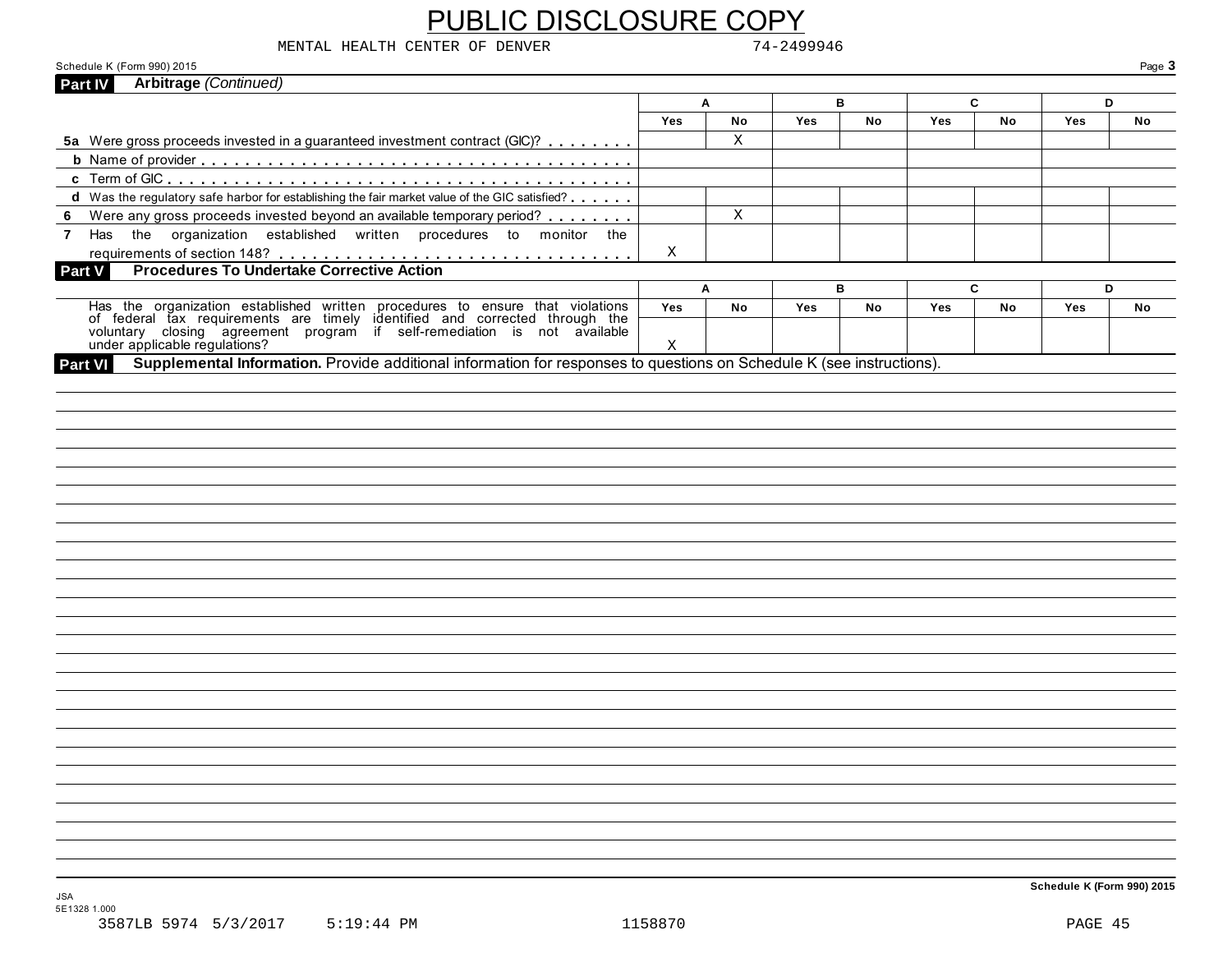# PUBLIC DISCLOSURE COPY

MENTAL HEALTH CENTER OF DENVER 74-2499946

Schedule K (Form 990) 2015 Page **3**

## Part IV Arbitrage *(Continued)*

| | A | | B | | C | | D | |
|---|---|---|---|---|---|---|---|---|
| | Yes | No | Yes | No | Yes | No | Yes | No |
| **5a** Were gross proceeds invested in a guaranteed investment contract (GIC)? | | X | | | | | | |
| **b** Name of provider | | | | | | | | |
| **c** Term of GIC | | | | | | | | |
| **d** Was the regulatory safe harbor for establishing the fair market value of the GIC satisfied? | | | | | | | | |
| **6** Were any gross proceeds invested beyond an available temporary period? | | X | | | | | | |
| **7** Has the organization established written procedures to monitor the requirements of section 148? | X | | | | | | | |

## Part V Procedures To Undertake Corrective Action

| | A | | B | | C | | D | |
|---|---|---|---|---|---|---|---|---|
| | Yes | No | Yes | No | Yes | No | Yes | No |
| Has the organization established written procedures to ensure that violations of federal tax requirements are timely identified and corrected through the voluntary closing agreement program if self-remediation is not available under applicable regulations? | X | | | | | | | |

## Part VI Supplemental Information.

Provide additional information for responses to questions on Schedule K (see instructions).

Schedule K (Form 990) 2015

JSA
5E1328 1.000
3587LB 5974 5/3/2017 5:19:44 PM 1158870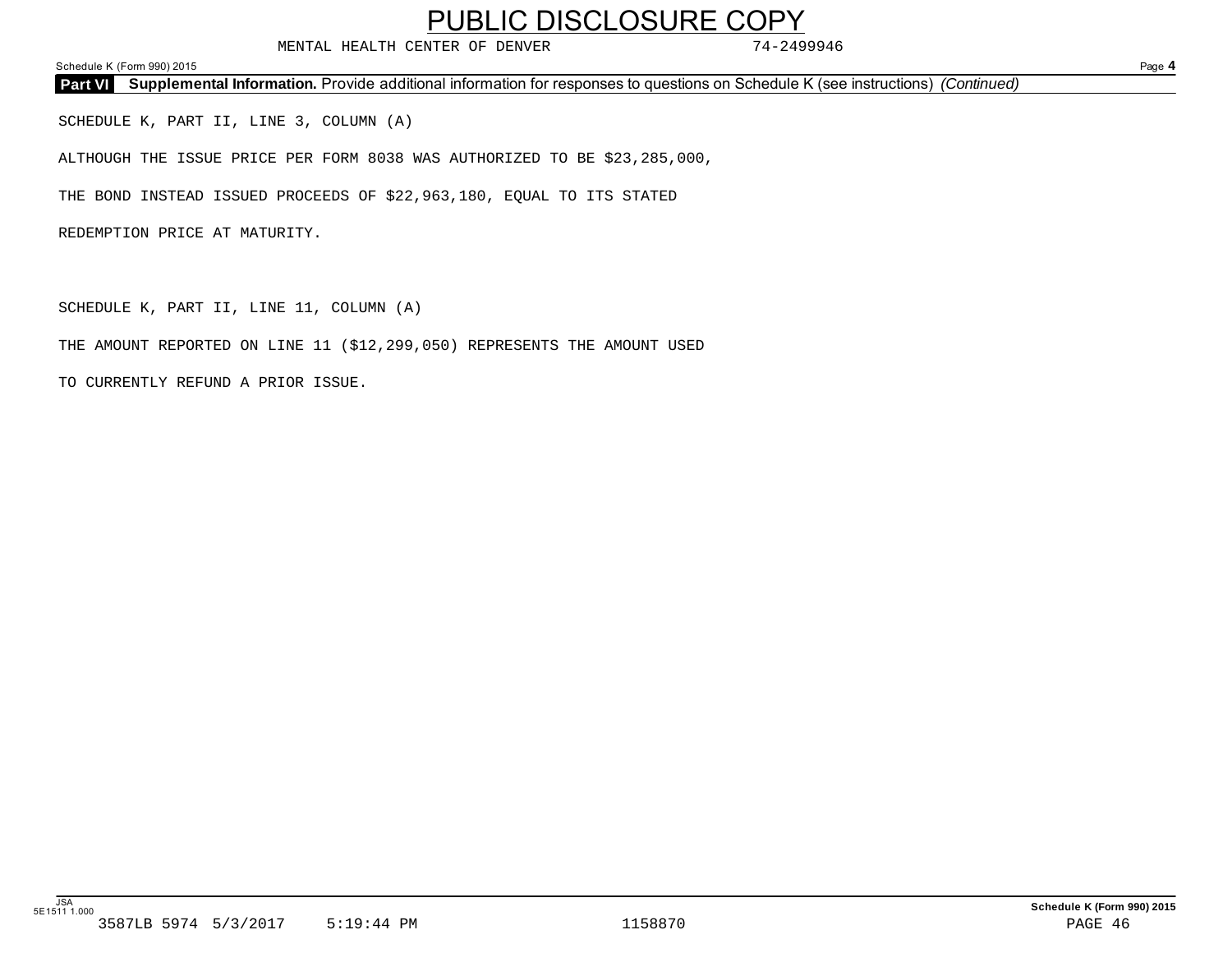PUBLIC DISCLOSURE COPY

MENTAL HEALTH CENTER OF DENVER 74-2499946

Schedule K (Form 990) 2015 Page **4**

**Part VI** **Supplemental Information.** Provide additional information for responses to questions on Schedule K (see instructions) *(Continued)*

SCHEDULE K, PART II, LINE 3, COLUMN (A)

ALTHOUGH THE ISSUE PRICE PER FORM 8038 WAS AUTHORIZED TO BE $23,285,000,

THE BOND INSTEAD ISSUED PROCEEDS OF $22,963,180, EQUAL TO ITS STATED

REDEMPTION PRICE AT MATURITY.

SCHEDULE K, PART II, LINE 11, COLUMN (A)

THE AMOUNT REPORTED ON LINE 11 ($12,299,050) REPRESENTS THE AMOUNT USED

TO CURRENTLY REFUND A PRIOR ISSUE.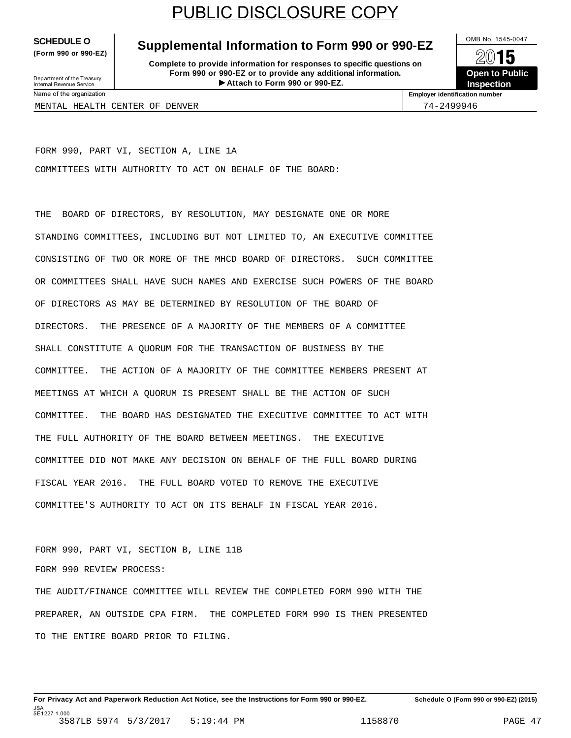# PUBLIC DISCLOSURE COPY

**SCHEDULE O**
**(Form 990 or 990-EZ)**

Department of the Treasury
Internal Revenue Service

## Supplemental Information to Form 990 or 990-EZ

**Complete to provide information for responses to specific questions on Form 990 or 990-EZ or to provide any additional information.**
**►Attach to Form 990 or 990-EZ.**

OMB No. 1545-0047
**2015**
**Open to Public Inspection**

| Name of the organization | Employer identification number |
|---|---|
| MENTAL HEALTH CENTER OF DENVER | 74-2499946 |

FORM 990, PART VI, SECTION A, LINE 1A

COMMITTEES WITH AUTHORITY TO ACT ON BEHALF OF THE BOARD:

THE BOARD OF DIRECTORS, BY RESOLUTION, MAY DESIGNATE ONE OR MORE STANDING COMMITTEES, INCLUDING BUT NOT LIMITED TO, AN EXECUTIVE COMMITTEE CONSISTING OF TWO OR MORE OF THE MHCD BOARD OF DIRECTORS. SUCH COMMITTEE OR COMMITTEES SHALL HAVE SUCH NAMES AND EXERCISE SUCH POWERS OF THE BOARD OF DIRECTORS AS MAY BE DETERMINED BY RESOLUTION OF THE BOARD OF DIRECTORS. THE PRESENCE OF A MAJORITY OF THE MEMBERS OF A COMMITTEE SHALL CONSTITUTE A QUORUM FOR THE TRANSACTION OF BUSINESS BY THE COMMITTEE. THE ACTION OF A MAJORITY OF THE COMMITTEE MEMBERS PRESENT AT MEETINGS AT WHICH A QUORUM IS PRESENT SHALL BE THE ACTION OF SUCH COMMITTEE. THE BOARD HAS DESIGNATED THE EXECUTIVE COMMITTEE TO ACT WITH THE FULL AUTHORITY OF THE BOARD BETWEEN MEETINGS. THE EXECUTIVE COMMITTEE DID NOT MAKE ANY DECISION ON BEHALF OF THE FULL BOARD DURING FISCAL YEAR 2016. THE FULL BOARD VOTED TO REMOVE THE EXECUTIVE COMMITTEE'S AUTHORITY TO ACT ON ITS BEHALF IN FISCAL YEAR 2016.

FORM 990, PART VI, SECTION B, LINE 11B

FORM 990 REVIEW PROCESS:

THE AUDIT/FINANCE COMMITTEE WILL REVIEW THE COMPLETED FORM 990 WITH THE PREPARER, AN OUTSIDE CPA FIRM. THE COMPLETED FORM 990 IS THEN PRESENTED TO THE ENTIRE BOARD PRIOR TO FILING.

**For Privacy Act and Paperwork Reduction Act Notice, see the Instructions for Form 990 or 990-EZ.** **Schedule O (Form 990 or 990-EZ) (2015)**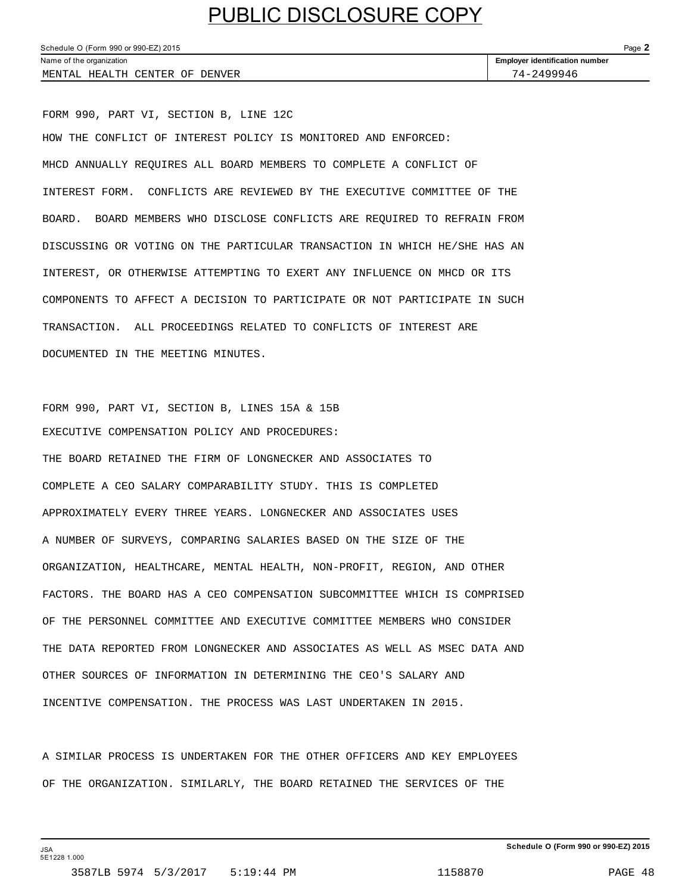# PUBLIC DISCLOSURE COPY

Schedule O (Form 990 or 990-EZ) 2015

| Name of the organization | Employer identification number |
| --- | --- |
| MENTAL HEALTH CENTER OF DENVER | 74-2499946 |

FORM 990, PART VI, SECTION B, LINE 12C

HOW THE CONFLICT OF INTEREST POLICY IS MONITORED AND ENFORCED:

MHCD ANNUALLY REQUIRES ALL BOARD MEMBERS TO COMPLETE A CONFLICT OF INTEREST FORM. CONFLICTS ARE REVIEWED BY THE EXECUTIVE COMMITTEE OF THE BOARD. BOARD MEMBERS WHO DISCLOSE CONFLICTS ARE REQUIRED TO REFRAIN FROM DISCUSSING OR VOTING ON THE PARTICULAR TRANSACTION IN WHICH HE/SHE HAS AN INTEREST, OR OTHERWISE ATTEMPTING TO EXERT ANY INFLUENCE ON MHCD OR ITS COMPONENTS TO AFFECT A DECISION TO PARTICIPATE OR NOT PARTICIPATE IN SUCH TRANSACTION. ALL PROCEEDINGS RELATED TO CONFLICTS OF INTEREST ARE DOCUMENTED IN THE MEETING MINUTES.

FORM 990, PART VI, SECTION B, LINES 15A & 15B

EXECUTIVE COMPENSATION POLICY AND PROCEDURES:

THE BOARD RETAINED THE FIRM OF LONGNECKER AND ASSOCIATES TO COMPLETE A CEO SALARY COMPARABILITY STUDY. THIS IS COMPLETED APPROXIMATELY EVERY THREE YEARS. LONGNECKER AND ASSOCIATES USES A NUMBER OF SURVEYS, COMPARING SALARIES BASED ON THE SIZE OF THE ORGANIZATION, HEALTHCARE, MENTAL HEALTH, NON-PROFIT, REGION, AND OTHER FACTORS. THE BOARD HAS A CEO COMPENSATION SUBCOMMITTEE WHICH IS COMPRISED OF THE PERSONNEL COMMITTEE AND EXECUTIVE COMMITTEE MEMBERS WHO CONSIDER THE DATA REPORTED FROM LONGNECKER AND ASSOCIATES AS WELL AS MSEC DATA AND OTHER SOURCES OF INFORMATION IN DETERMINING THE CEO'S SALARY AND INCENTIVE COMPENSATION. THE PROCESS WAS LAST UNDERTAKEN IN 2015.

A SIMILAR PROCESS IS UNDERTAKEN FOR THE OTHER OFFICERS AND KEY EMPLOYEES OF THE ORGANIZATION. SIMILARLY, THE BOARD RETAINED THE SERVICES OF THE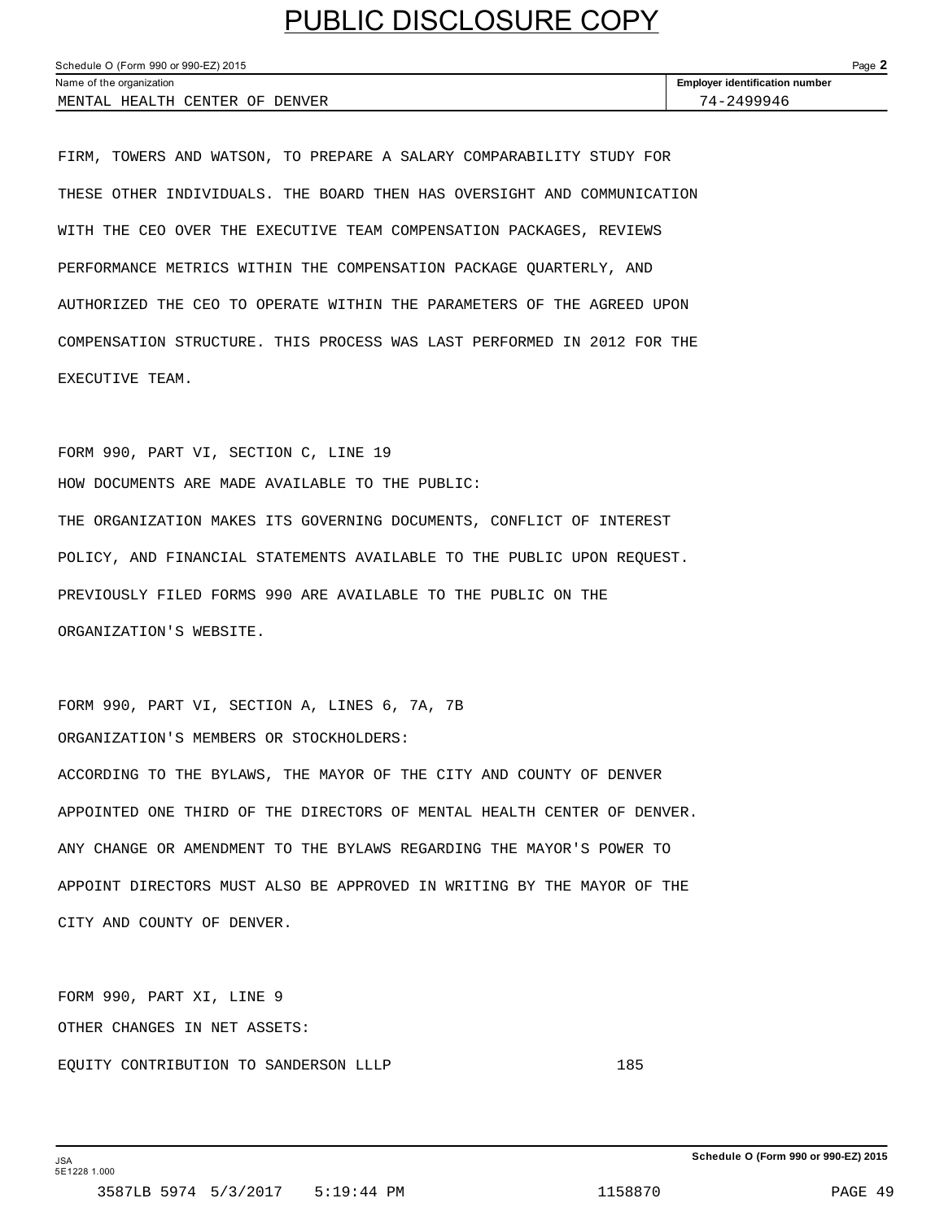# PUBLIC DISCLOSURE COPY

Schedule O (Form 990 or 990-EZ) 2015 Page **2**

| Name of the organization | Employer identification number |
|---|---|
| MENTAL HEALTH CENTER OF DENVER | 74-2499946 |

FIRM, TOWERS AND WATSON, TO PREPARE A SALARY COMPARABILITY STUDY FOR THESE OTHER INDIVIDUALS. THE BOARD THEN HAS OVERSIGHT AND COMMUNICATION WITH THE CEO OVER THE EXECUTIVE TEAM COMPENSATION PACKAGES, REVIEWS PERFORMANCE METRICS WITHIN THE COMPENSATION PACKAGE QUARTERLY, AND AUTHORIZED THE CEO TO OPERATE WITHIN THE PARAMETERS OF THE AGREED UPON COMPENSATION STRUCTURE. THIS PROCESS WAS LAST PERFORMED IN 2012 FOR THE EXECUTIVE TEAM.

FORM 990, PART VI, SECTION C, LINE 19

HOW DOCUMENTS ARE MADE AVAILABLE TO THE PUBLIC:

THE ORGANIZATION MAKES ITS GOVERNING DOCUMENTS, CONFLICT OF INTEREST POLICY, AND FINANCIAL STATEMENTS AVAILABLE TO THE PUBLIC UPON REQUEST. PREVIOUSLY FILED FORMS 990 ARE AVAILABLE TO THE PUBLIC ON THE ORGANIZATION'S WEBSITE.

FORM 990, PART VI, SECTION A, LINES 6, 7A, 7B

ORGANIZATION'S MEMBERS OR STOCKHOLDERS:

ACCORDING TO THE BYLAWS, THE MAYOR OF THE CITY AND COUNTY OF DENVER APPOINTED ONE THIRD OF THE DIRECTORS OF MENTAL HEALTH CENTER OF DENVER. ANY CHANGE OR AMENDMENT TO THE BYLAWS REGARDING THE MAYOR'S POWER TO APPOINT DIRECTORS MUST ALSO BE APPROVED IN WRITING BY THE MAYOR OF THE CITY AND COUNTY OF DENVER.

FORM 990, PART XI, LINE 9

OTHER CHANGES IN NET ASSETS:

EQUITY CONTRIBUTION TO SANDERSON LLLP 185

JSA
5E1228 1.000

**Schedule O (Form 990 or 990-EZ) 2015**

3587LB 5974 5/3/2017 5:19:44 PM 1158870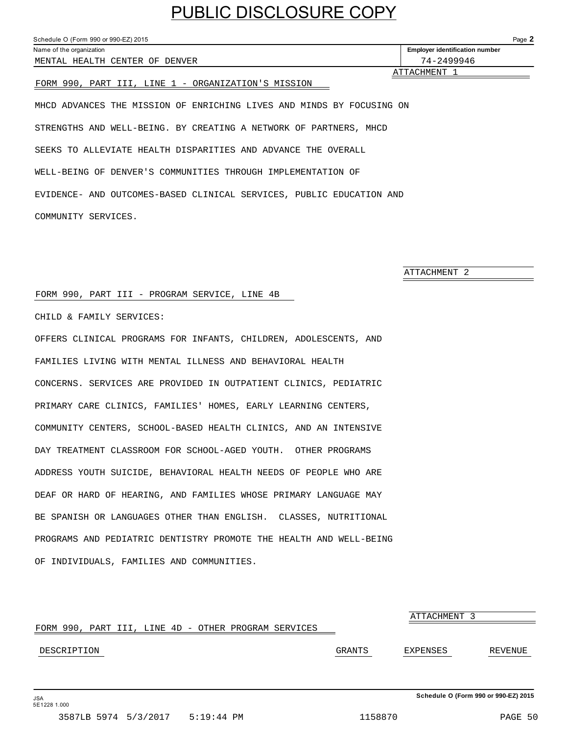# PUBLIC DISCLOSURE COPY

Schedule O (Form 990 or 990-EZ) 2015

| Name of the organization | Employer identification number |
|---|---|
| MENTAL HEALTH CENTER OF DENVER | 74-2499946 |

ATTACHMENT 1

FORM 990, PART III, LINE 1 - ORGANIZATION'S MISSION

MHCD ADVANCES THE MISSION OF ENRICHING LIVES AND MINDS BY FOCUSING ON STRENGTHS AND WELL-BEING. BY CREATING A NETWORK OF PARTNERS, MHCD SEEKS TO ALLEVIATE HEALTH DISPARITIES AND ADVANCE THE OVERALL WELL-BEING OF DENVER'S COMMUNITIES THROUGH IMPLEMENTATION OF EVIDENCE- AND OUTCOMES-BASED CLINICAL SERVICES, PUBLIC EDUCATION AND COMMUNITY SERVICES.

ATTACHMENT 2

FORM 990, PART III - PROGRAM SERVICE, LINE 4B

CHILD & FAMILY SERVICES:

OFFERS CLINICAL PROGRAMS FOR INFANTS, CHILDREN, ADOLESCENTS, AND FAMILIES LIVING WITH MENTAL ILLNESS AND BEHAVIORAL HEALTH CONCERNS. SERVICES ARE PROVIDED IN OUTPATIENT CLINICS, PEDIATRIC PRIMARY CARE CLINICS, FAMILIES' HOMES, EARLY LEARNING CENTERS, COMMUNITY CENTERS, SCHOOL-BASED HEALTH CLINICS, AND AN INTENSIVE DAY TREATMENT CLASSROOM FOR SCHOOL-AGED YOUTH. OTHER PROGRAMS ADDRESS YOUTH SUICIDE, BEHAVIORAL HEALTH NEEDS OF PEOPLE WHO ARE DEAF OR HARD OF HEARING, AND FAMILIES WHOSE PRIMARY LANGUAGE MAY BE SPANISH OR LANGUAGES OTHER THAN ENGLISH. CLASSES, NUTRITIONAL PROGRAMS AND PEDIATRIC DENTISTRY PROMOTE THE HEALTH AND WELL-BEING OF INDIVIDUALS, FAMILIES AND COMMUNITIES.

ATTACHMENT 3

FORM 990, PART III, LINE 4D - OTHER PROGRAM SERVICES

| DESCRIPTION | GRANTS | EXPENSES | REVENUE |
|---|---|---|---|

Schedule O (Form 990 or 990-EZ) 2015

JSA
5E1228 1.000

3587LB 5974 5/3/2017 5:19:44 PM 1158870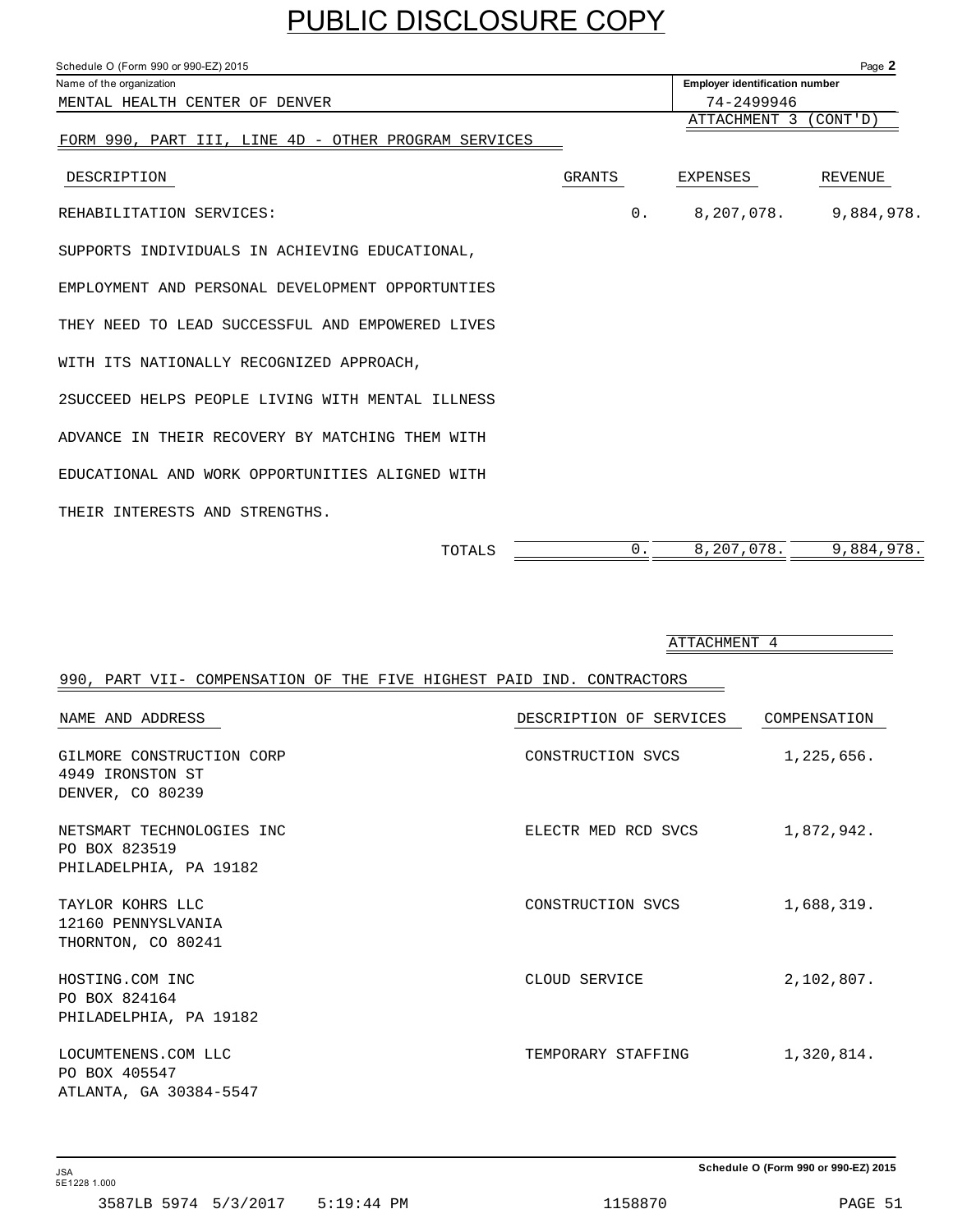# PUBLIC DISCLOSURE COPY

Schedule O (Form 990 or 990-EZ) 2015 Page **2**

| Name of the organization | Employer identification number |
|---|---|
| MENTAL HEALTH CENTER OF DENVER | 74-2499946 |

ATTACHMENT 3 (CONT'D)

FORM 990, PART III, LINE 4D - OTHER PROGRAM SERVICES

| DESCRIPTION | GRANTS | EXPENSES | REVENUE |
|---|---|---|---|
| REHABILITATION SERVICES: | 0. | 8,207,078. | 9,884,978. |
| SUPPORTS INDIVIDUALS IN ACHIEVING EDUCATIONAL, EMPLOYMENT AND PERSONAL DEVELOPMENT OPPORTUNTIES THEY NEED TO LEAD SUCCESSFUL AND EMPOWERED LIVES WITH ITS NATIONALLY RECOGNIZED APPROACH, 2SUCCEED HELPS PEOPLE LIVING WITH MENTAL ILLNESS ADVANCE IN THEIR RECOVERY BY MATCHING THEM WITH EDUCATIONAL AND WORK OPPORTUNITIES ALIGNED WITH THEIR INTERESTS AND STRENGTHS. | | | |
| TOTALS | 0. | 8,207,078. | 9,884,978. |

ATTACHMENT 4

990, PART VII- COMPENSATION OF THE FIVE HIGHEST PAID IND. CONTRACTORS

| NAME AND ADDRESS | DESCRIPTION OF SERVICES | COMPENSATION |
|---|---|---|
| GILMORE CONSTRUCTION CORP<br>4949 IRONSTON ST<br>DENVER, CO 80239 | CONSTRUCTION SVCS | 1,225,656. |
| NETSMART TECHNOLOGIES INC<br>PO BOX 823519<br>PHILADELPHIA, PA 19182 | ELECTR MED RCD SVCS | 1,872,942. |
| TAYLOR KOHRS LLC<br>12160 PENNYSLVANIA<br>THORNTON, CO 80241 | CONSTRUCTION SVCS | 1,688,319. |
| HOSTING.COM INC<br>PO BOX 824164<br>PHILADELPHIA, PA 19182 | CLOUD SERVICE | 2,102,807. |
| LOCUMTENENS.COM LLC<br>PO BOX 405547<br>ATLANTA, GA 30384-5547 | TEMPORARY STAFFING | 1,320,814. |

Schedule O (Form 990 or 990-EZ) 2015

JSA
5E1228 1.000

3587LB 5974 5/3/2017 5:19:44 PM 1158870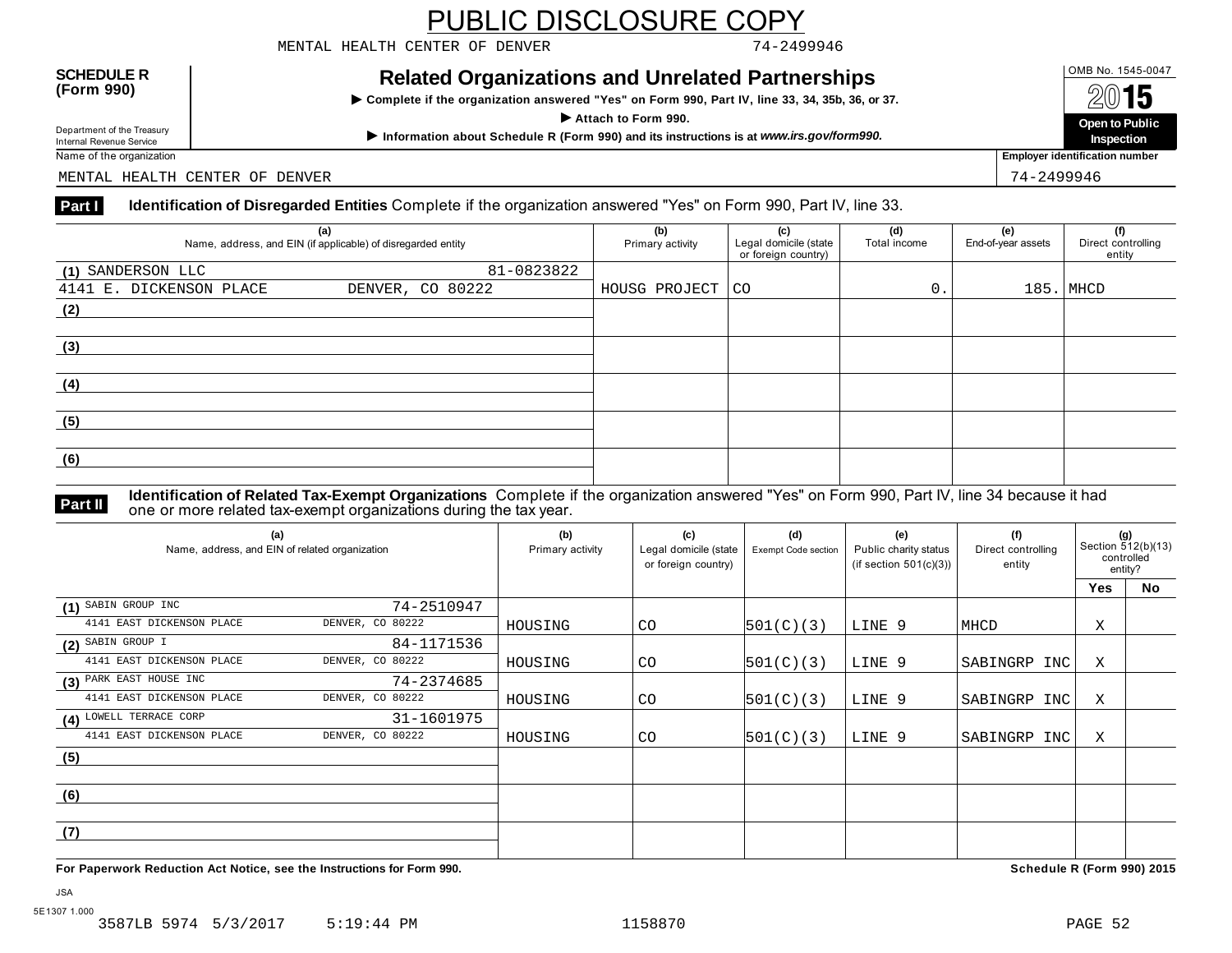# PUBLIC DISCLOSURE COPY

MENTAL HEALTH CENTER OF DENVER 74-2499946

**SCHEDULE R (Form 990)**

Department of the Treasury
Internal Revenue Service

## Related Organizations and Unrelated Partnerships

▶ Complete if the organization answered "Yes" on Form 990, Part IV, line 33, 34, 35b, 36, or 37.

▶ Attach to Form 990.

▶ Information about Schedule R (Form 990) and its instructions is at *www.irs.gov/form990*.

OMB No. 1545-0047

**2015**

**Open to Public Inspection**

Name of the organization: MENTAL HEALTH CENTER OF DENVER

Employer identification number: 74-2499946

**Part I** **Identification of Disregarded Entities** Complete if the organization answered "Yes" on Form 990, Part IV, line 33.

| (a) Name, address, and EIN (if applicable) of disregarded entity | (b) Primary activity | (c) Legal domicile (state or foreign country) | (d) Total income | (e) End-of-year assets | (f) Direct controlling entity |
|---|---|---|---|---|---|
| (1) SANDERSON LLC 81-0823822<br>4141 E. DICKENSON PLACE DENVER, CO 80222 | HOUSG PROJECT | CO | 0. | 185. | MHCD |
| (2) | | | | | |
| (3) | | | | | |
| (4) | | | | | |
| (5) | | | | | |
| (6) | | | | | |

**Part II** **Identification of Related Tax-Exempt Organizations** Complete if the organization answered "Yes" on Form 990, Part IV, line 34 because it had one or more related tax-exempt organizations during the tax year.

| (a) Name, address, and EIN of related organization | (b) Primary activity | (c) Legal domicile (state or foreign country) | (d) Exempt Code section | (e) Public charity status (if section 501(c)(3)) | (f) Direct controlling entity | (g) Section 512(b)(13) controlled entity? Yes | No |
|---|---|---|---|---|---|---|---|
| (1) SABIN GROUP INC 74-2510947<br>4141 EAST DICKENSON PLACE DENVER, CO 80222 | HOUSING | CO | 501(C)(3) | LINE 9 | MHCD | X | |
| (2) SABIN GROUP I 84-1171536<br>4141 EAST DICKENSON PLACE DENVER, CO 80222 | HOUSING | CO | 501(C)(3) | LINE 9 | SABINGRP INC | X | |
| (3) PARK EAST HOUSE INC 74-2374685<br>4141 EAST DICKENSON PLACE DENVER, CO 80222 | HOUSING | CO | 501(C)(3) | LINE 9 | SABINGRP INC | X | |
| (4) LOWELL TERRACE CORP 31-1601975<br>4141 EAST DICKENSON PLACE DENVER, CO 80222 | HOUSING | CO | 501(C)(3) | LINE 9 | SABINGRP INC | X | |
| (5) | | | | | | | |
| (6) | | | | | | | |
| (7) | | | | | | | |

**For Paperwork Reduction Act Notice, see the Instructions for Form 990.** **Schedule R (Form 990) 2015**

JSA
5E1307 1.000
3587LB 5974 5/3/2017 5:19:44 PM 1158870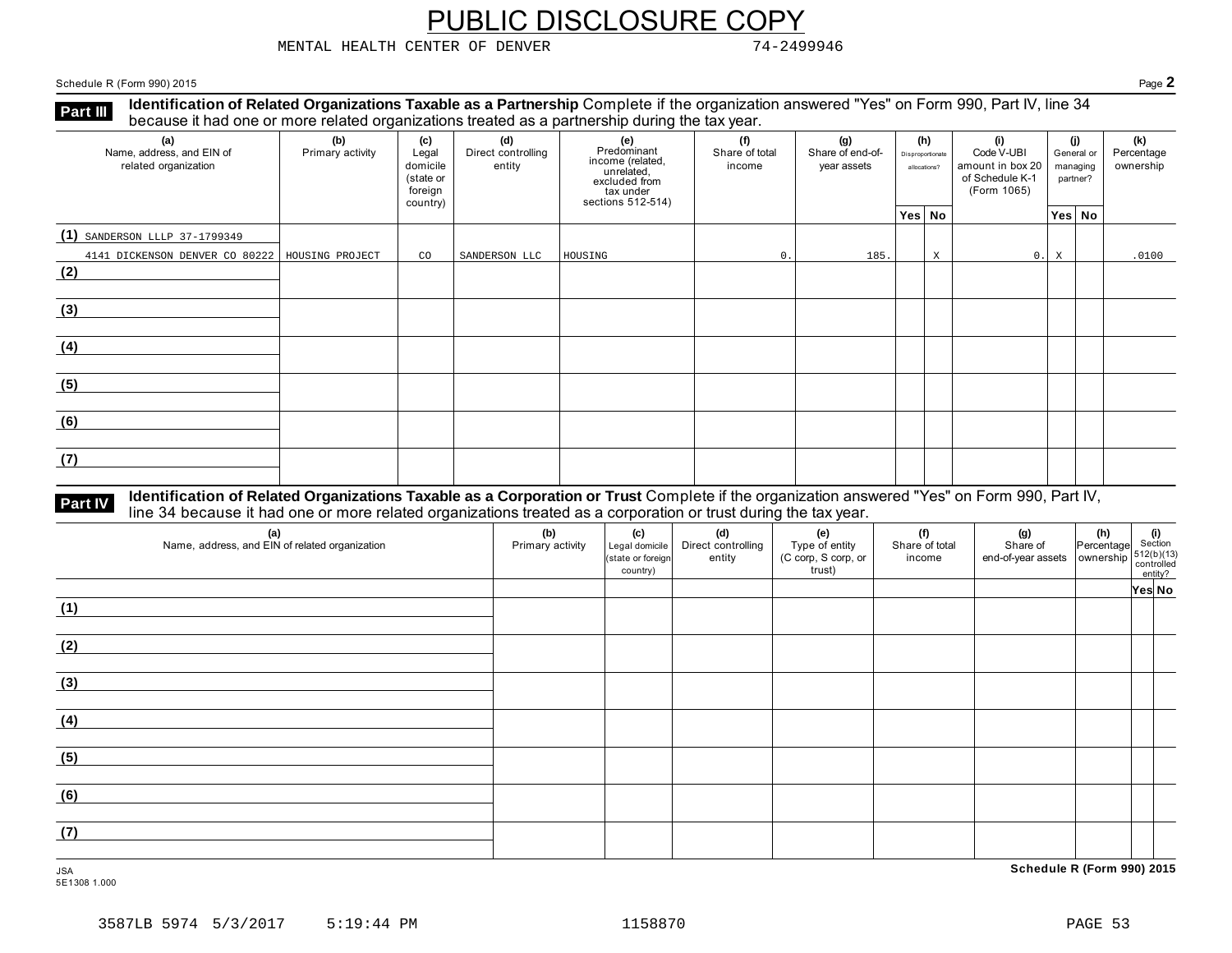# PUBLIC DISCLOSURE COPY

MENTAL HEALTH CENTER OF DENVER 74-2499946

Schedule R (Form 990) 2015 Page **2**

**Part III** **Identification of Related Organizations Taxable as a Partnership** Complete if the organization answered "Yes" on Form 990, Part IV, line 34 because it had one or more related organizations treated as a partnership during the tax year.

| (a) Name, address, and EIN of related organization | (b) Primary activity | (c) Legal domicile (state or foreign country) | (d) Direct controlling entity | (e) Predominant income (related, unrelated, excluded from tax under sections 512-514) | (f) Share of total income | (g) Share of end-of-year assets | (h) Disproportionate allocations? | | (i) Code V-UBI amount in box 20 of Schedule K-1 (Form 1065) | (j) General or managing partner? | | (k) Percentage ownership |
|---|---|---|---|---|---|---|---|---|---|---|---|---|
| | | | | | | | Yes | No | | Yes | No | |
| (1) SANDERSON LLLP 37-1799349 4141 DICKENSON DENVER CO 80222 | HOUSING PROJECT | CO | SANDERSON LLC | HOUSING | 0. | 185. | | X | 0. | X | | .0100 |
| (2) | | | | | | | | | | | | |
| (3) | | | | | | | | | | | | |
| (4) | | | | | | | | | | | | |
| (5) | | | | | | | | | | | | |
| (6) | | | | | | | | | | | | |
| (7) | | | | | | | | | | | | |

**Part IV** **Identification of Related Organizations Taxable as a Corporation or Trust** Complete if the organization answered "Yes" on Form 990, Part IV, line 34 because it had one or more related organizations treated as a corporation or trust during the tax year.

| (a) Name, address, and EIN of related organization | (b) Primary activity | (c) Legal domicile (state or foreign country) | (d) Direct controlling entity | (e) Type of entity (C corp, S corp, or trust) | (f) Share of total income | (g) Share of end-of-year assets | (h) Percentage ownership | (i) Section 512(b)(13) controlled entity? | |
|---|---|---|---|---|---|---|---|---|---|
| | | | | | | | | Yes | No |
| (1) | | | | | | | | | |
| (2) | | | | | | | | | |
| (3) | | | | | | | | | |
| (4) | | | | | | | | | |
| (5) | | | | | | | | | |
| (6) | | | | | | | | | |
| (7) | | | | | | | | | |

JSA
5E1308 1.000

**Schedule R (Form 990) 2015**

3587LB 5974 5/3/2017 5:19:44 PM 1158870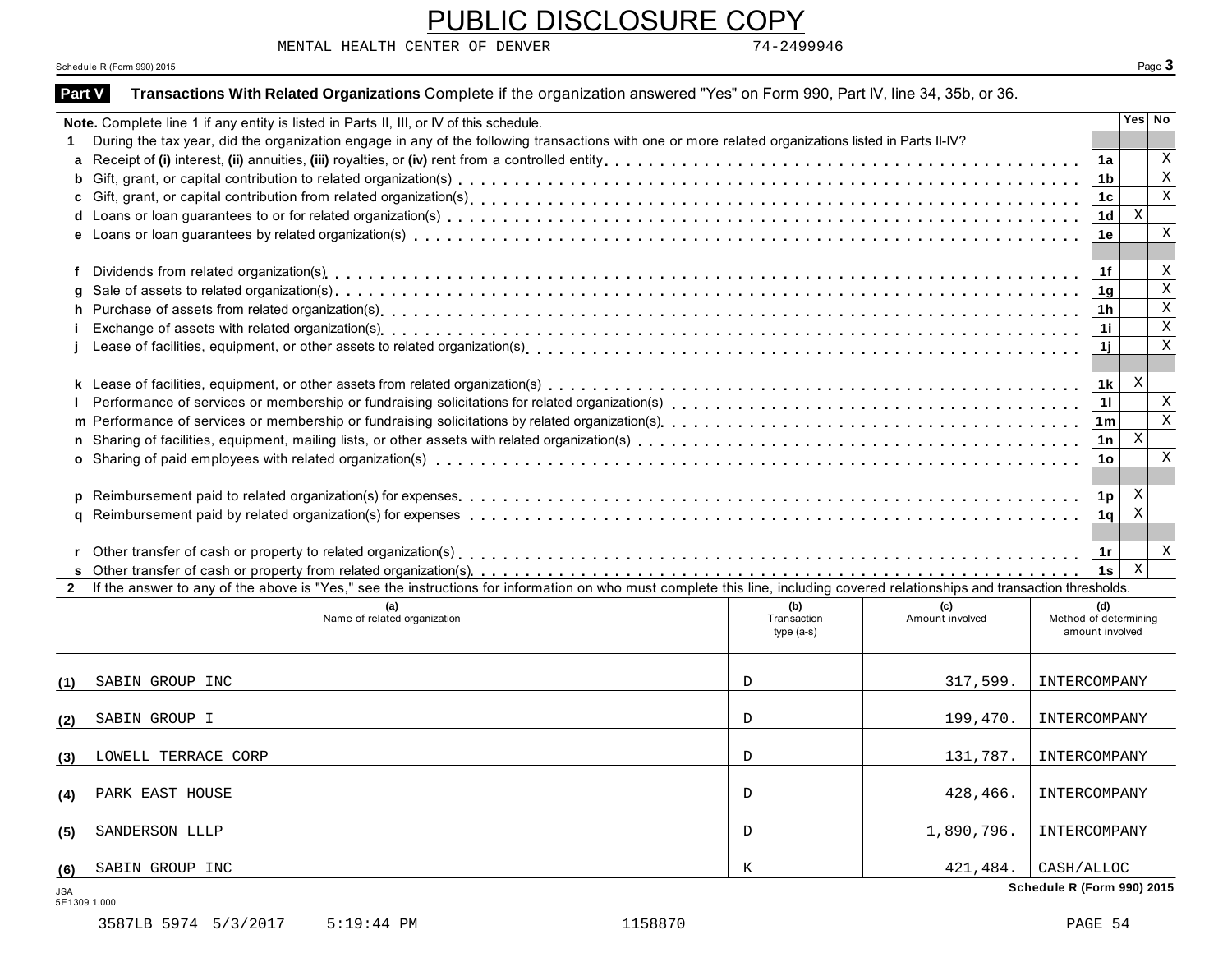# PUBLIC DISCLOSURE COPY

MENTAL HEALTH CENTER OF DENVER 74-2499946

Schedule R (Form 990) 2015

**Part V** **Transactions With Related Organizations** Complete if the organization answered "Yes" on Form 990, Part IV, line 34, 35b, or 36.

| **Note.** Complete line 1 if any entity is listed in Parts II, III, or IV of this schedule. | | Yes | No |
|---|---|---|---|
| **1** During the tax year, did the organization engage in any of the following transactions with one or more related organizations listed in Parts II-IV? | | | |
| **a** Receipt of **(i)** interest, **(ii)** annuities, **(iii)** royalties, or **(iv)** rent from a controlled entity | 1a | | X |
| **b** Gift, grant, or capital contribution to related organization(s) | 1b | | X |
| **c** Gift, grant, or capital contribution from related organization(s) | 1c | | X |
| **d** Loans or loan guarantees to or for related organization(s) | 1d | X | |
| **e** Loans or loan guarantees by related organization(s) | 1e | | X |
| **f** Dividends from related organization(s) | 1f | | X |
| **g** Sale of assets to related organization(s) | 1g | | X |
| **h** Purchase of assets from related organization(s) | 1h | | X |
| **i** Exchange of assets with related organization(s) | 1i | | X |
| **j** Lease of facilities, equipment, or other assets to related organization(s) | 1j | | X |
| **k** Lease of facilities, equipment, or other assets from related organization(s) | 1k | X | |
| **l** Performance of services or membership or fundraising solicitations for related organization(s) | 1l | | X |
| **m** Performance of services or membership or fundraising solicitations by related organization(s) | 1m | | X |
| **n** Sharing of facilities, equipment, mailing lists, or other assets with related organization(s) | 1n | X | |
| **o** Sharing of paid employees with related organization(s) | 1o | | X |
| **p** Reimbursement paid to related organization(s) for expenses | 1p | X | |
| **q** Reimbursement paid by related organization(s) for expenses | 1q | X | |
| **r** Other transfer of cash or property to related organization(s) | 1r | | X |
| **s** Other transfer of cash or property from related organization(s) | 1s | X | |

**2** If the answer to any of the above is "Yes," see the instructions for information on who must complete this line, including covered relationships and transaction thresholds.

| | (a) Name of related organization | (b) Transaction type (a-s) | (c) Amount involved | (d) Method of determining amount involved |
|---|---|---|---|---|
| (1) | SABIN GROUP INC | D | 317,599. | INTERCOMPANY |
| (2) | SABIN GROUP I | D | 199,470. | INTERCOMPANY |
| (3) | LOWELL TERRACE CORP | D | 131,787. | INTERCOMPANY |
| (4) | PARK EAST HOUSE | D | 428,466. | INTERCOMPANY |
| (5) | SANDERSON LLLP | D | 1,890,796. | INTERCOMPANY |
| (6) | SABIN GROUP INC | K | 421,484. | CASH/ALLOC |

JSA 5E1309 1.000

3587LB 5974 5/3/2017 5:19:44 PM 1158870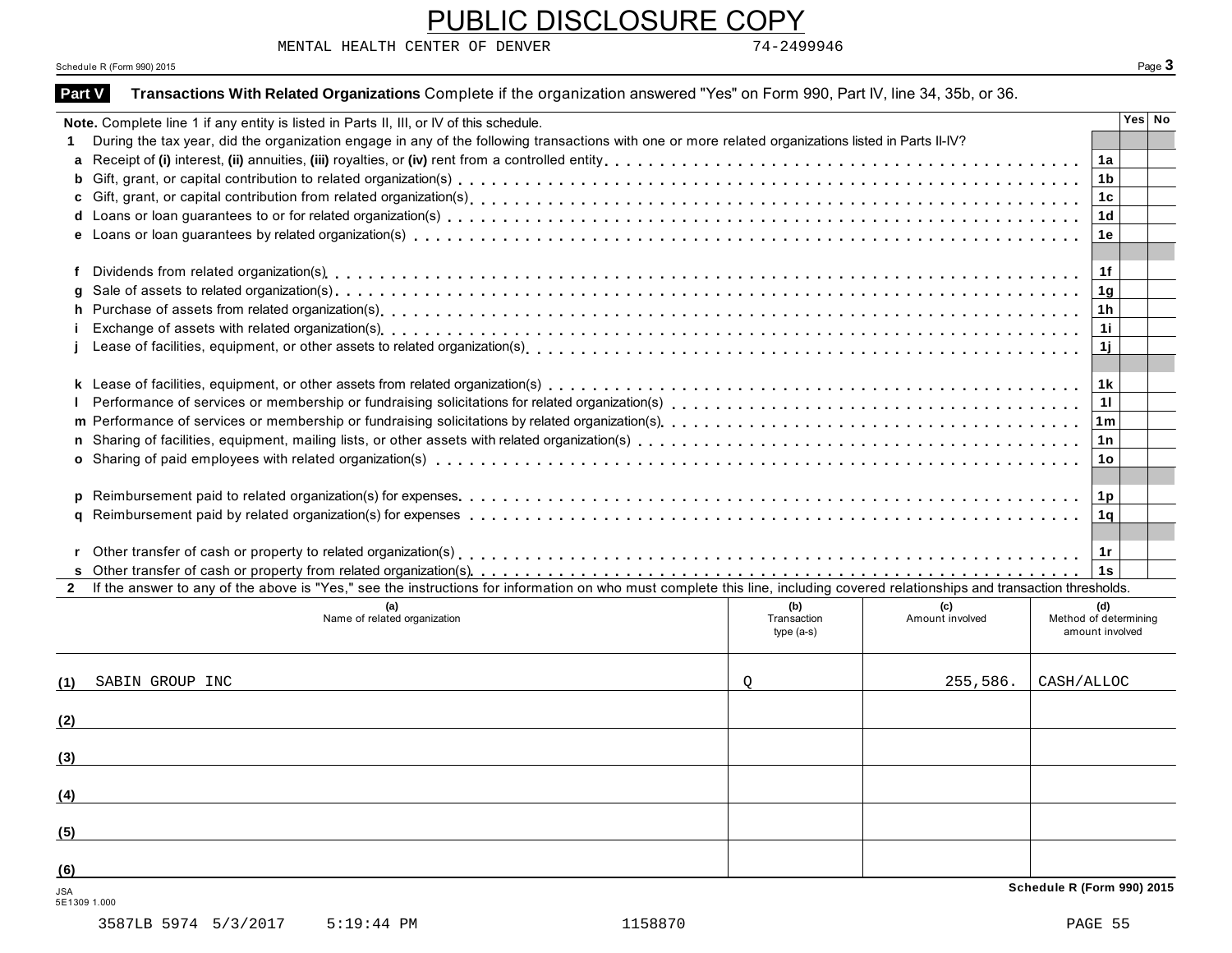# PUBLIC DISCLOSURE COPY

MENTAL HEALTH CENTER OF DENVER 74-2499946

Schedule R (Form 990) 2015 Page **3**

## Part V Transactions With Related Organizations

Complete if the organization answered "Yes" on Form 990, Part IV, line 34, 35b, or 36.

**Note.** Complete line 1 if any entity is listed in Parts II, III, or IV of this schedule.

| | | | Yes | No |
|---|---|---|---|---|
| **1** | During the tax year, did the organization engage in any of the following transactions with one or more related organizations listed in Parts II-IV? | | | |
| **a** | Receipt of **(i)** interest, **(ii)** annuities, **(iii)** royalties, or **(iv)** rent from a controlled entity | 1a | | |
| **b** | Gift, grant, or capital contribution to related organization(s) | 1b | | |
| **c** | Gift, grant, or capital contribution from related organization(s) | 1c | | |
| **d** | Loans or loan guarantees to or for related organization(s) | 1d | | |
| **e** | Loans or loan guarantees by related organization(s) | 1e | | |
| **f** | Dividends from related organization(s) | 1f | | |
| **g** | Sale of assets to related organization(s) | 1g | | |
| **h** | Purchase of assets from related organization(s) | 1h | | |
| **i** | Exchange of assets with related organization(s) | 1i | | |
| **j** | Lease of facilities, equipment, or other assets to related organization(s) | 1j | | |
| **k** | Lease of facilities, equipment, or other assets from related organization(s) | 1k | | |
| **l** | Performance of services or membership or fundraising solicitations for related organization(s) | 1l | | |
| **m** | Performance of services or membership or fundraising solicitations by related organization(s) | 1m | | |
| **n** | Sharing of facilities, equipment, mailing lists, or other assets with related organization(s) | 1n | | |
| **o** | Sharing of paid employees with related organization(s) | 1o | | |
| **p** | Reimbursement paid to related organization(s) for expenses | 1p | | |
| **q** | Reimbursement paid by related organization(s) for expenses | 1q | | |
| **r** | Other transfer of cash or property to related organization(s) | 1r | | |
| **s** | Other transfer of cash or property from related organization(s) | 1s | | |

**2** If the answer to any of the above is "Yes," see the instructions for information on who must complete this line, including covered relationships and transaction thresholds.

| | (a) Name of related organization | (b) Transaction type (a-s) | (c) Amount involved | (d) Method of determining amount involved |
|---|---|---|---|---|
| (1) | SABIN GROUP INC | Q | 255,586. | CASH/ALLOC |
| (2) | | | | |
| (3) | | | | |
| (4) | | | | |
| (5) | | | | |
| (6) | | | | |

JSA 5E1309 1.000 **Schedule R (Form 990) 2015**

3587LB 5974 5/3/2017 5:19:44 PM 1158870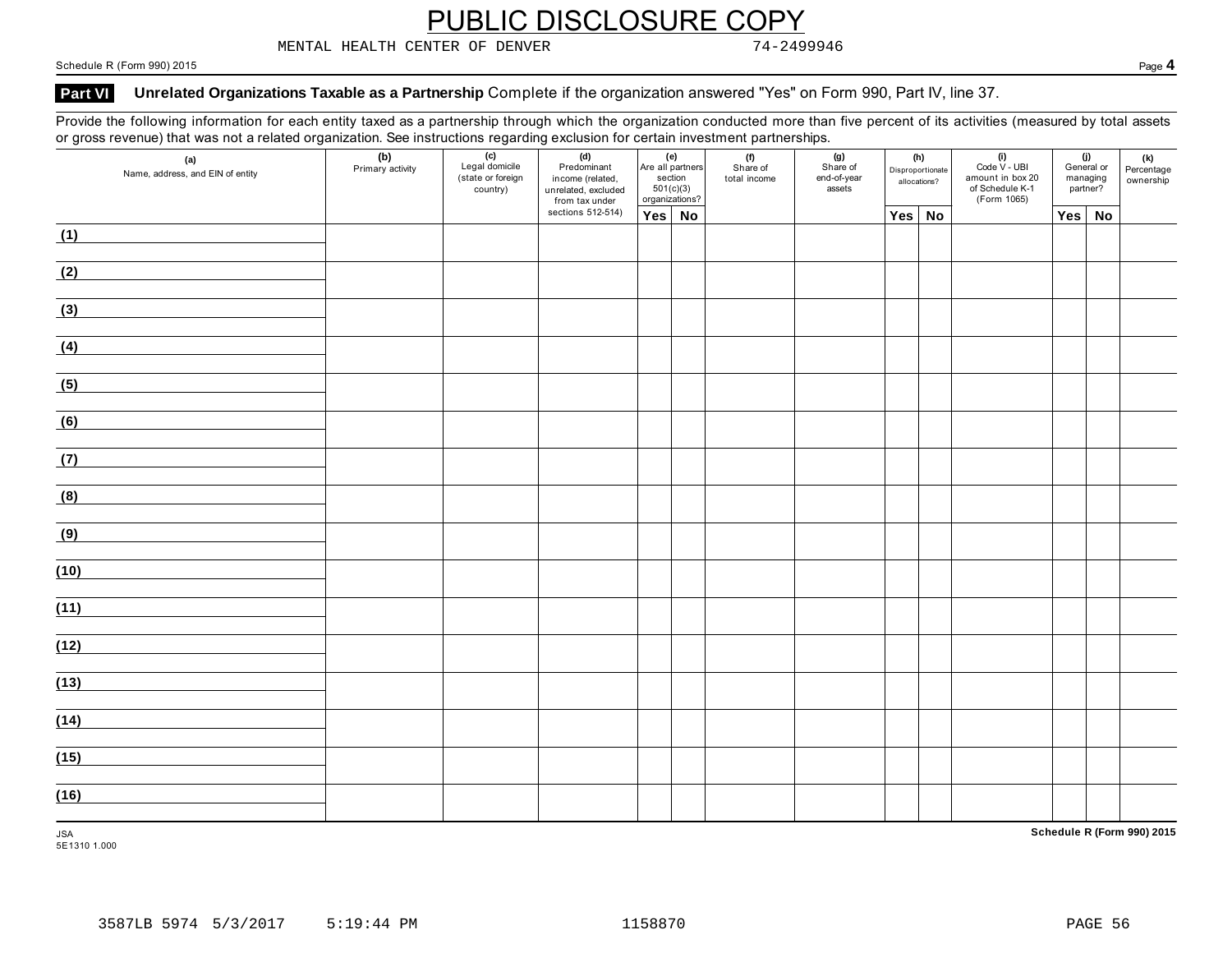# PUBLIC DISCLOSURE COPY

MENTAL HEALTH CENTER OF DENVER 74-2499946

Schedule R (Form 990) 2015 Page **4**

**Part VI** **Unrelated Organizations Taxable as a Partnership** Complete if the organization answered "Yes" on Form 990, Part IV, line 37.

Provide the following information for each entity taxed as a partnership through which the organization conducted more than five percent of its activities (measured by total assets or gross revenue) that was not a related organization. See instructions regarding exclusion for certain investment partnerships.

| (a) Name, address, and EIN of entity | (b) Primary activity | (c) Legal domicile (state or foreign country) | (d) Predominant income (related, unrelated, excluded from tax under sections 512-514) | (e) Are all partners section 501(c)(3) organizations? | | (f) Share of total income | (g) Share of end-of-year assets | (h) Disproportionate allocations? | | (i) Code V - UBI amount in box 20 of Schedule K-1 (Form 1065) | (j) General or managing partner? | | (k) Percentage ownership |
|---|---|---|---|---|---|---|---|---|---|---|---|---|---|
| | | | | Yes | No | | | Yes | No | | Yes | No | |
| (1) | | | | | | | | | | | | | |
| (2) | | | | | | | | | | | | | |
| (3) | | | | | | | | | | | | | |
| (4) | | | | | | | | | | | | | |
| (5) | | | | | | | | | | | | | |
| (6) | | | | | | | | | | | | | |
| (7) | | | | | | | | | | | | | |
| (8) | | | | | | | | | | | | | |
| (9) | | | | | | | | | | | | | |
| (10) | | | | | | | | | | | | | |
| (11) | | | | | | | | | | | | | |
| (12) | | | | | | | | | | | | | |
| (13) | | | | | | | | | | | | | |
| (14) | | | | | | | | | | | | | |
| (15) | | | | | | | | | | | | | |
| (16) | | | | | | | | | | | | | |

JSA
5E1310 1.000

**Schedule R (Form 990) 2015**

3587LB 5974 5/3/2017 5:19:44 PM 1158870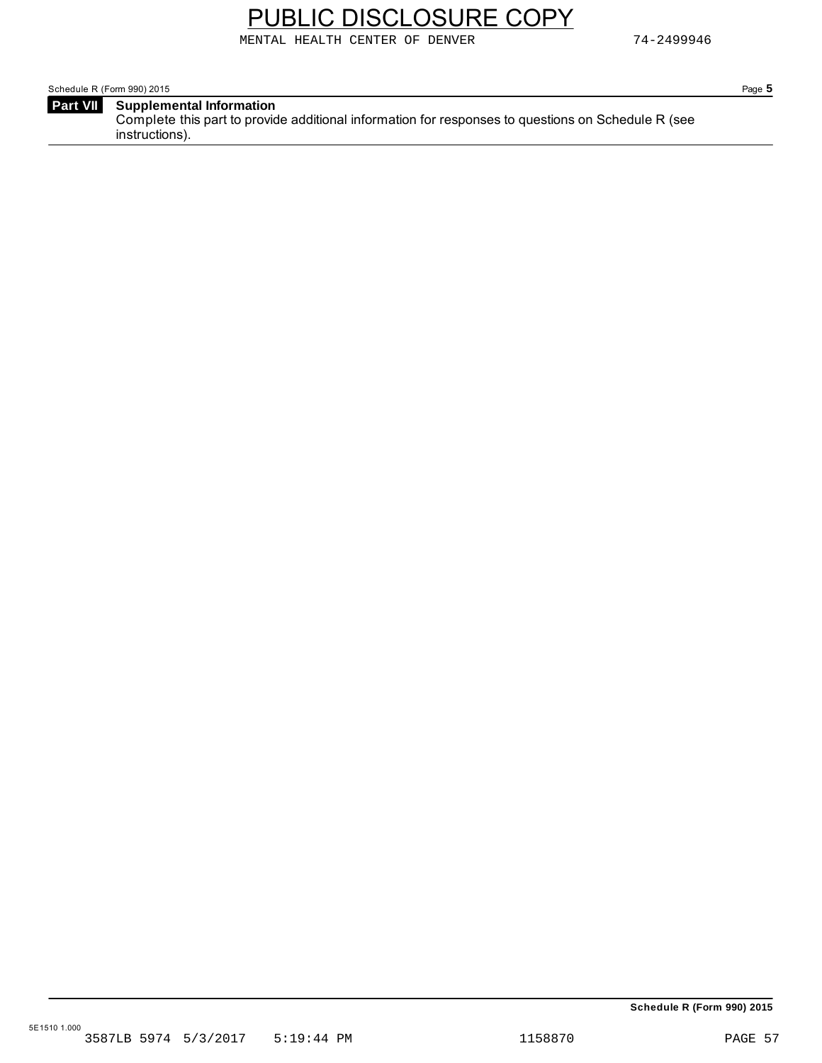PUBLIC DISCLOSURE COPY

MENTAL HEALTH CENTER OF DENVER 74-2499946

Schedule R (Form 990) 2015 Page **5**

## Part VII Supplemental Information

Complete this part to provide additional information for responses to questions on Schedule R (see instructions).

**Schedule R (Form 990) 2015**

5E1510 1.000

3587LB 5974 5/3/2017 5:19:44 PM 1158870